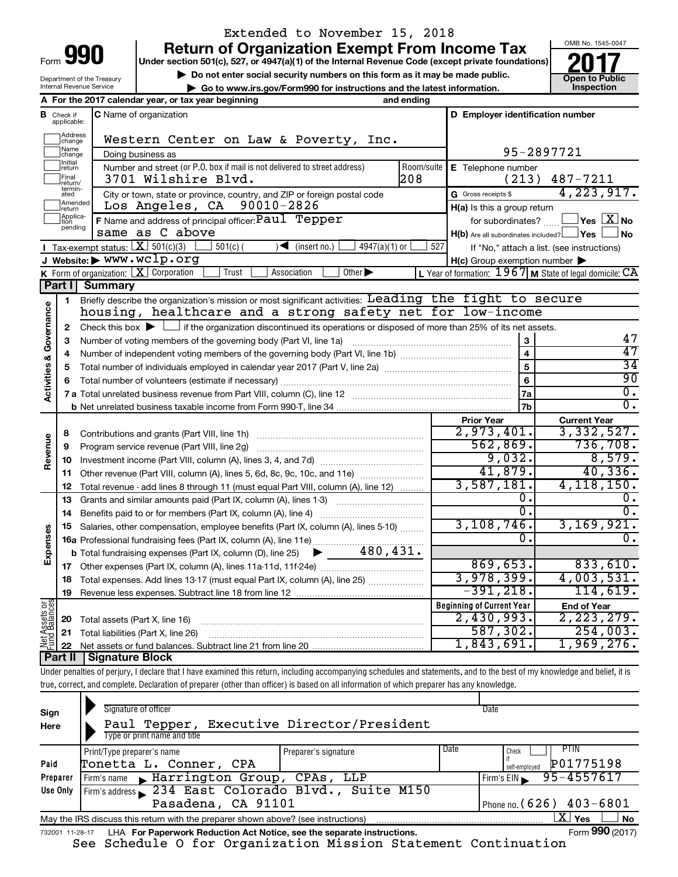Extended to November 15, 2018

# Form 990 — Return of Organization Exempt From Income Tax (2017)

Under section 501(c), 527, or 4947(a)(1) of the Internal Revenue Code (except private foundations)

▶ Do not enter social security numbers on this form as it may be made public.

▶ Go to www.irs.gov/Form990 for instructions and the latest information.

Department of the Treasury, Internal Revenue Service

OMB No. 1545-0047 | **Open to Public Inspection**

**A** For the 2017 calendar year, or tax year beginning and ending

**B** Check if applicable: Address change, Name change, Initial return, Final return/terminated, Amended return, Application pending

**C** Name of organization: Western Center on Law & Poverty, Inc.

Doing business as

Number and street (or P.O. box if mail is not delivered to street address): 3701 Wilshire Blvd. Room/suite: 208

City or town, state or province, country, and ZIP or foreign postal code: Los Angeles, CA 90010-2826

**D** Employer identification number: 95-2897721

**E** Telephone number: (213) 487-7211

**G** Gross receipts $ 4,223,917.

**F** Name and address of principal officer: Paul Tepper, same as C above

**H(a)** Is this a group return for subordinates? Yes [ ] No [X]

**H(b)** Are all subordinates included? Yes [ ] No [ ] If "No," attach a list. (see instructions)

**H(c)** Group exemption number ▶

**I** Tax-exempt status: [X] 501(c)(3) [ ] 501(c) ( ) ◀ (insert no.) [ ] 4947(a)(1) or [ ] 527

**J** Website: ▶ www.wclp.org

**K** Form of organization: [X] Corporation [ ] Trust [ ] Association [ ] Other ▶

**L** Year of formation: 1967 **M** State of legal domicile: CA

## Part I Summary

**Activities & Governance**

1. Briefly describe the organization's mission or most significant activities: Leading the fight to secure housing, healthcare and a strong safety net for low-income
2. Check this box ▶ [ ] if the organization discontinued its operations or disposed of more than 25% of its net assets.

| | | Line | |
|---|---|---|---|
| 3 | Number of voting members of the governing body (Part VI, line 1a) | 3 | 47 |
| 4 | Number of independent voting members of the governing body (Part VI, line 1b) | 4 | 47 |
| 5 | Total number of individuals employed in calendar year 2017 (Part V, line 2a) | 5 | 34 |
| 6 | Total number of volunteers (estimate if necessary) | 6 | 90 |
| 7a | Total unrelated business revenue from Part VIII, column (C), line 12 | 7a | 0. |
| 7b | Net unrelated business taxable income from Form 990-T, line 34 | 7b | 0. |

| | | Prior Year | Current Year |
|---|---|---|---|
| **Revenue** | | | |
| 8 | Contributions and grants (Part VIII, line 1h) | 2,973,401. | 3,332,527. |
| 9 | Program service revenue (Part VIII, line 2g) | 562,869. | 736,708. |
| 10 | Investment income (Part VIII, column (A), lines 3, 4, and 7d) | 9,032. | 8,579. |
| 11 | Other revenue (Part VIII, column (A), lines 5, 6d, 8c, 9c, 10c, and 11e) | 41,879. | 40,336. |
| 12 | Total revenue - add lines 8 through 11 (must equal Part VIII, column (A), line 12) | 3,587,181. | 4,118,150. |
| **Expenses** | | | |
| 13 | Grants and similar amounts paid (Part IX, column (A), lines 1-3) | 0. | 0. |
| 14 | Benefits paid to or for members (Part IX, column (A), line 4) | 0. | 0. |
| 15 | Salaries, other compensation, employee benefits (Part IX, column (A), lines 5-10) | 3,108,746. | 3,169,921. |
| 16a | Professional fundraising fees (Part IX, column (A), line 11e) | 0. | 0. |
| b | Total fundraising expenses (Part IX, column (D), line 25) ▶ 480,431. | | |
| 17 | Other expenses (Part IX, column (A), lines 11a-11d, 11f-24e) | 869,653. | 833,610. |
| 18 | Total expenses. Add lines 13-17 (must equal Part IX, column (A), line 25) | 3,978,399. | 4,003,531. |
| 19 | Revenue less expenses. Subtract line 18 from line 12 | -391,218. | 114,619. |

| **Net Assets or Fund Balances** | | Beginning of Current Year | End of Year |
|---|---|---|---|
| 20 | Total assets (Part X, line 16) | 2,430,993. | 2,223,279. |
| 21 | Total liabilities (Part X, line 26) | 587,302. | 254,003. |
| 22 | Net assets or fund balances. Subtract line 21 from line 20 | 1,843,691. | 1,969,276. |

## Part II Signature Block

Under penalties of perjury, I declare that I have examined this return, including accompanying schedules and statements, and to the best of my knowledge and belief, it is true, correct, and complete. Declaration of preparer (other than officer) is based on all information of which preparer has any knowledge.

**Sign Here**

Signature of officer — Date

Paul Tepper, Executive Director/President

Type or print name and title

**Paid Preparer Use Only**

| Print/Type preparer's name | Preparer's signature | Date | Check if self-employed | PTIN |
|---|---|---|---|---|
| Tonetta L. Conner, CPA | | | | P01775198 |

Firm's name ▶ Harrington Group, CPAs, LLP — Firm's EIN ▶ 95-4557617

Firm's address ▶ 234 East Colorado Blvd., Suite M150, Pasadena, CA 91101 — Phone no. (626) 403-6801

May the IRS discuss this return with the preparer shown above? (see instructions) [X] Yes [ ] No

732001 11-28-17 LHA For Paperwork Reduction Act Notice, see the separate instructions. Form **990** (2017)

See Schedule O for Organization Mission Statement Continuation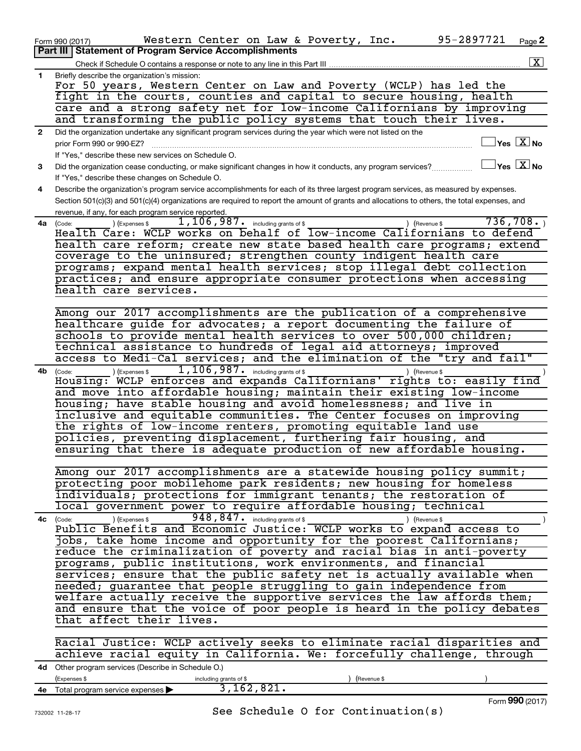Form 990 (2017) Western Center on Law & Poverty, Inc. 95-2897721 Page 2

## Part III Statement of Program Service Accomplishments

Check if Schedule O contains a response or note to any line in this Part III .......... [X]

**1** Briefly describe the organization's mission:

For 50 years, Western Center on Law and Poverty (WCLP) has led the fight in the courts, counties and capital to secure housing, health care and a strong safety net for low-income Californians by improving and transforming the public policy systems that touch their lives.

**2** Did the organization undertake any significant program services during the year which were not listed on the prior Form 990 or 990-EZ? .......... [ ] Yes [X] No

If "Yes," describe these new services on Schedule O.

**3** Did the organization cease conducting, or make significant changes in how it conducts, any program services? .......... [ ] Yes [X] No

If "Yes," describe these changes on Schedule O.

**4** Describe the organization's program service accomplishments for each of its three largest program services, as measured by expenses. Section 501(c)(3) and 501(c)(4) organizations are required to report the amount of grants and allocations to others, the total expenses, and revenue, if any, for each program service reported.

**4a** (Code: ) (Expenses $ 1,106,987. including grants of $ ) (Revenue $ 736,708. )

Health Care: WCLP works on behalf of low-income Californians to defend health care reform; create new state based health care programs; extend coverage to the uninsured; strengthen county indigent health care programs; expand mental health services; stop illegal debt collection practices; and ensure appropriate consumer protections when accessing health care services.

Among our 2017 accomplishments are the publication of a comprehensive healthcare guide for advocates; a report documenting the failure of schools to provide mental health services to over 500,000 children; technical assistance to hundreds of legal aid attorneys; improved access to Medi-Cal services; and the elimination of the "try and fail"

**4b** (Code: ) (Expenses $ 1,106,987. including grants of $ ) (Revenue $ )

Housing: WCLP enforces and expands Californians' rights to: easily find and move into affordable housing; maintain their existing low-income housing; have stable housing and avoid homelessness; and live in inclusive and equitable communities. The Center focuses on improving the rights of low-income renters, promoting equitable land use policies, preventing displacement, furthering fair housing, and ensuring that there is adequate production of new affordable housing.

Among our 2017 accomplishments are a statewide housing policy summit; protecting poor mobilehome park residents; new housing for homeless individuals; protections for immigrant tenants; the restoration of local government power to require affordable housing; technical

**4c** (Code: ) (Expenses $ 948,847. including grants of $ ) (Revenue $ )

Public Benefits and Economic Justice: WCLP works to expand access to jobs, take home income and opportunity for the poorest Californians; reduce the criminalization of poverty and racial bias in anti-poverty programs, public institutions, work environments, and financial services; ensure that the public safety net is actually available when needed; guarantee that people struggling to gain independence from welfare actually receive the supportive services the law affords them; and ensure that the voice of poor people is heard in the policy debates that affect their lives.

Racial Justice: WCLP actively seeks to eliminate racial disparities and achieve racial equity in California. We: forcefully challenge, through

**4d** Other program services (Describe in Schedule O.)

(Expenses $ including grants of $ ) (Revenue $ )

**4e** Total program service expenses ▶ 3,162,821.

See Schedule O for Continuation(s)

Form **990** (2017)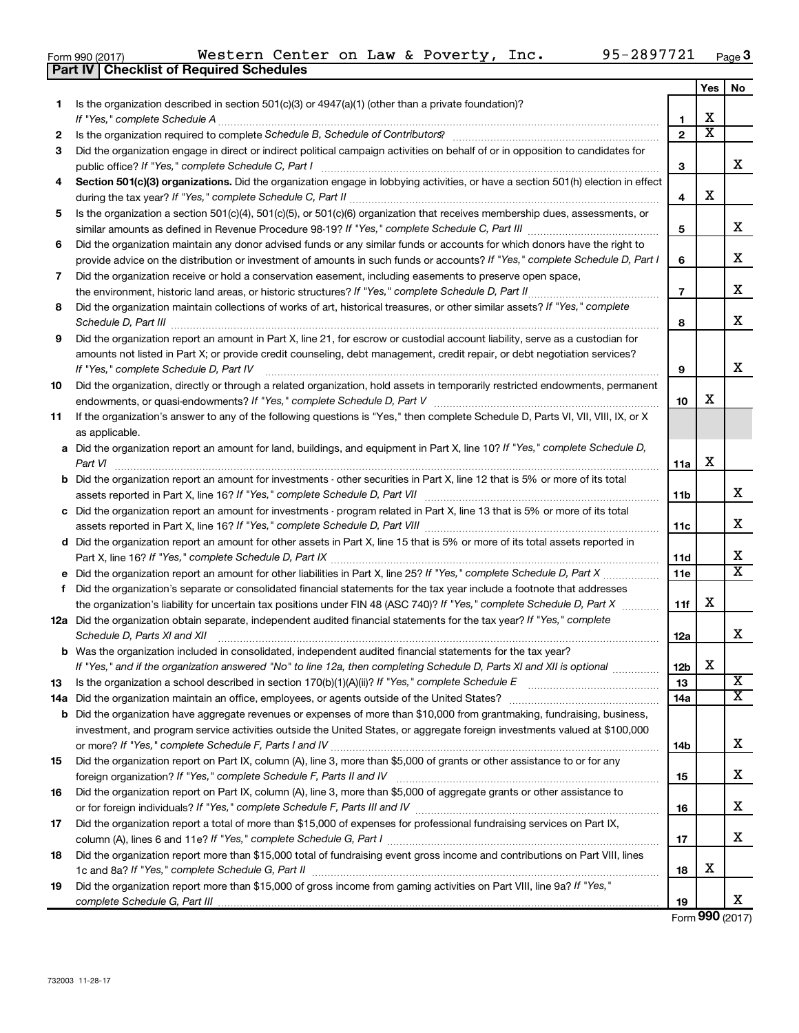Form 990 (2017) Western Center on Law & Poverty, Inc. 95-2897721 Page 3

**Part IV | Checklist of Required Schedules**

| | | | Yes | No |
|---|---|---|---|---|
| 1 | Is the organization described in section 501(c)(3) or 4947(a)(1) (other than a private foundation)? *If "Yes," complete Schedule A* | 1 | X | |
| 2 | Is the organization required to complete *Schedule B, Schedule of Contributors*? | 2 | X | |
| 3 | Did the organization engage in direct or indirect political campaign activities on behalf of or in opposition to candidates for public office? *If "Yes," complete Schedule C, Part I* | 3 | | X |
| 4 | **Section 501(c)(3) organizations.** Did the organization engage in lobbying activities, or have a section 501(h) election in effect during the tax year? *If "Yes," complete Schedule C, Part II* | 4 | X | |
| 5 | Is the organization a section 501(c)(4), 501(c)(5), or 501(c)(6) organization that receives membership dues, assessments, or similar amounts as defined in Revenue Procedure 98-19? *If "Yes," complete Schedule C, Part III* | 5 | | X |
| 6 | Did the organization maintain any donor advised funds or any similar funds or accounts for which donors have the right to provide advice on the distribution or investment of amounts in such funds or accounts? *If "Yes," complete Schedule D, Part I* | 6 | | X |
| 7 | Did the organization receive or hold a conservation easement, including easements to preserve open space, the environment, historic land areas, or historic structures? *If "Yes," complete Schedule D, Part II* | 7 | | X |
| 8 | Did the organization maintain collections of works of art, historical treasures, or other similar assets? *If "Yes," complete Schedule D, Part III* | 8 | | X |
| 9 | Did the organization report an amount in Part X, line 21, for escrow or custodial account liability, serve as a custodian for amounts not listed in Part X; or provide credit counseling, debt management, credit repair, or debt negotiation services? *If "Yes," complete Schedule D, Part IV* | 9 | | X |
| 10 | Did the organization, directly or through a related organization, hold assets in temporarily restricted endowments, permanent endowments, or quasi-endowments? *If "Yes," complete Schedule D, Part V* | 10 | X | |
| 11 | If the organization's answer to any of the following questions is "Yes," then complete Schedule D, Parts VI, VII, VIII, IX, or X as applicable. | | | |
| a | Did the organization report an amount for land, buildings, and equipment in Part X, line 10? *If "Yes," complete Schedule D, Part VI* | 11a | X | |
| b | Did the organization report an amount for investments - other securities in Part X, line 12 that is 5% or more of its total assets reported in Part X, line 16? *If "Yes," complete Schedule D, Part VII* | 11b | | X |
| c | Did the organization report an amount for investments - program related in Part X, line 13 that is 5% or more of its total assets reported in Part X, line 16? *If "Yes," complete Schedule D, Part VIII* | 11c | | X |
| d | Did the organization report an amount for other assets in Part X, line 15 that is 5% or more of its total assets reported in Part X, line 16? *If "Yes," complete Schedule D, Part IX* | 11d | | X |
| e | Did the organization report an amount for other liabilities in Part X, line 25? *If "Yes," complete Schedule D, Part X* | 11e | | X |
| f | Did the organization's separate or consolidated financial statements for the tax year include a footnote that addresses the organization's liability for uncertain tax positions under FIN 48 (ASC 740)? *If "Yes," complete Schedule D, Part X* | 11f | X | |
| 12a | Did the organization obtain separate, independent audited financial statements for the tax year? *If "Yes," complete Schedule D, Parts XI and XII* | 12a | | X |
| b | Was the organization included in consolidated, independent audited financial statements for the tax year? *If "Yes," and if the organization answered "No" to line 12a, then completing Schedule D, Parts XI and XII is optional* | 12b | X | |
| 13 | Is the organization a school described in section 170(b)(1)(A)(ii)? *If "Yes," complete Schedule E* | 13 | | X |
| 14a | Did the organization maintain an office, employees, or agents outside of the United States? | 14a | | X |
| b | Did the organization have aggregate revenues or expenses of more than $10,000 from grantmaking, fundraising, business, investment, and program service activities outside the United States, or aggregate foreign investments valued at $100,000 or more? *If "Yes," complete Schedule F, Parts I and IV* | 14b | | X |
| 15 | Did the organization report on Part IX, column (A), line 3, more than $5,000 of grants or other assistance to or for any foreign organization? *If "Yes," complete Schedule F, Parts II and IV* | 15 | | X |
| 16 | Did the organization report on Part IX, column (A), line 3, more than $5,000 of aggregate grants or other assistance to or for foreign individuals? *If "Yes," complete Schedule F, Parts III and IV* | 16 | | X |
| 17 | Did the organization report a total of more than $15,000 of expenses for professional fundraising services on Part IX, column (A), lines 6 and 11e? *If "Yes," complete Schedule G, Part I* | 17 | | X |
| 18 | Did the organization report more than $15,000 total of fundraising event gross income and contributions on Part VIII, lines 1c and 8a? *If "Yes," complete Schedule G, Part II* | 18 | X | |
| 19 | Did the organization report more than $15,000 of gross income from gaming activities on Part VIII, line 9a? *If "Yes," complete Schedule G, Part III* | 19 | | X |

Form **990** (2017)

732003 11-28-17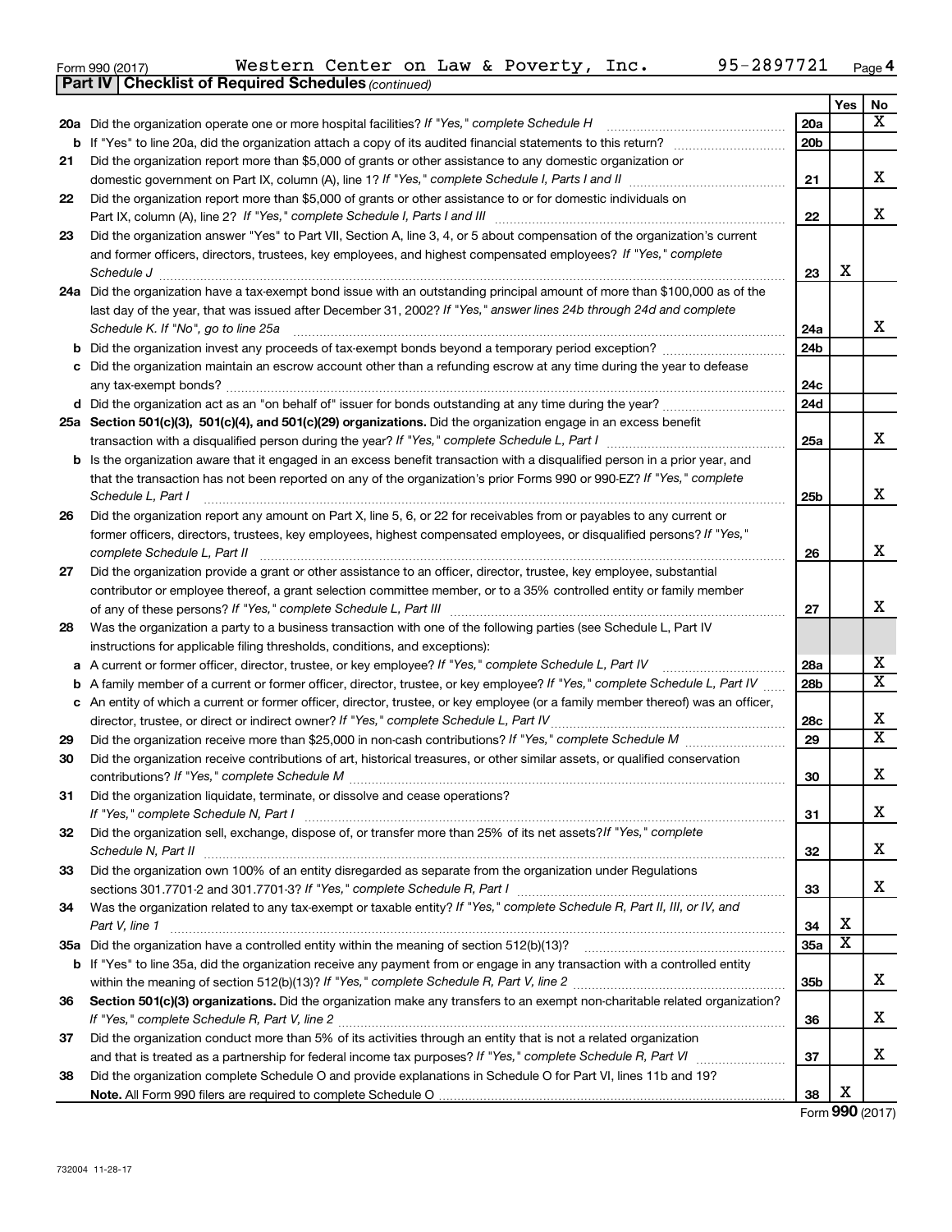Form 990 (2017) Western Center on Law & Poverty, Inc. 95-2897721 Page 4

**Part IV | Checklist of Required Schedules** *(continued)*

| | | | Yes | No |
|---|---|---|---|---|
| 20a | Did the organization operate one or more hospital facilities? *If "Yes," complete Schedule H* | 20a | | X |
| b | If "Yes" to line 20a, did the organization attach a copy of its audited financial statements to this return? | 20b | | |
| 21 | Did the organization report more than $5,000 of grants or other assistance to any domestic organization or domestic government on Part IX, column (A), line 1? *If "Yes," complete Schedule I, Parts I and II* | 21 | | X |
| 22 | Did the organization report more than $5,000 of grants or other assistance to or for domestic individuals on Part IX, column (A), line 2? *If "Yes," complete Schedule I, Parts I and III* | 22 | | X |
| 23 | Did the organization answer "Yes" to Part VII, Section A, line 3, 4, or 5 about compensation of the organization's current and former officers, directors, trustees, key employees, and highest compensated employees? *If "Yes," complete Schedule J* | 23 | X | |
| 24a | Did the organization have a tax-exempt bond issue with an outstanding principal amount of more than $100,000 as of the last day of the year, that was issued after December 31, 2002? *If "Yes," answer lines 24b through 24d and complete Schedule K. If "No", go to line 25a* | 24a | | X |
| b | Did the organization invest any proceeds of tax-exempt bonds beyond a temporary period exception? | 24b | | |
| c | Did the organization maintain an escrow account other than a refunding escrow at any time during the year to defease any tax-exempt bonds? | 24c | | |
| d | Did the organization act as an "on behalf of" issuer for bonds outstanding at any time during the year? | 24d | | |
| 25a | **Section 501(c)(3), 501(c)(4), and 501(c)(29) organizations.** Did the organization engage in an excess benefit transaction with a disqualified person during the year? *If "Yes," complete Schedule L, Part I* | 25a | | X |
| b | Is the organization aware that it engaged in an excess benefit transaction with a disqualified person in a prior year, and that the transaction has not been reported on any of the organization's prior Forms 990 or 990-EZ? *If "Yes," complete Schedule L, Part I* | 25b | | X |
| 26 | Did the organization report any amount on Part X, line 5, 6, or 22 for receivables from or payables to any current or former officers, directors, trustees, key employees, highest compensated employees, or disqualified persons? *If "Yes," complete Schedule L, Part II* | 26 | | X |
| 27 | Did the organization provide a grant or other assistance to an officer, director, trustee, key employee, substantial contributor or employee thereof, a grant selection committee member, or to a 35% controlled entity or family member of any of these persons? *If "Yes," complete Schedule L, Part III* | 27 | | X |
| 28 | Was the organization a party to a business transaction with one of the following parties (see Schedule L, Part IV instructions for applicable filing thresholds, conditions, and exceptions): | | | |
| a | A current or former officer, director, trustee, or key employee? *If "Yes," complete Schedule L, Part IV* | 28a | | X |
| b | A family member of a current or former officer, director, trustee, or key employee? *If "Yes," complete Schedule L, Part IV* | 28b | | X |
| c | An entity of which a current or former officer, director, trustee, or key employee (or a family member thereof) was an officer, director, trustee, or direct or indirect owner? *If "Yes," complete Schedule L, Part IV* | 28c | | X |
| 29 | Did the organization receive more than $25,000 in non-cash contributions? *If "Yes," complete Schedule M* | 29 | | X |
| 30 | Did the organization receive contributions of art, historical treasures, or other similar assets, or qualified conservation contributions? *If "Yes," complete Schedule M* | 30 | | X |
| 31 | Did the organization liquidate, terminate, or dissolve and cease operations? *If "Yes," complete Schedule N, Part I* | 31 | | X |
| 32 | Did the organization sell, exchange, dispose of, or transfer more than 25% of its net assets? *If "Yes," complete Schedule N, Part II* | 32 | | X |
| 33 | Did the organization own 100% of an entity disregarded as separate from the organization under Regulations sections 301.7701-2 and 301.7701-3? *If "Yes," complete Schedule R, Part I* | 33 | | X |
| 34 | Was the organization related to any tax-exempt or taxable entity? *If "Yes," complete Schedule R, Part II, III, or IV, and Part V, line 1* | 34 | X | |
| 35a | Did the organization have a controlled entity within the meaning of section 512(b)(13)? | 35a | X | |
| b | If "Yes" to line 35a, did the organization receive any payment from or engage in any transaction with a controlled entity within the meaning of section 512(b)(13)? *If "Yes," complete Schedule R, Part V, line 2* | 35b | | X |
| 36 | **Section 501(c)(3) organizations.** Did the organization make any transfers to an exempt non-charitable related organization? *If "Yes," complete Schedule R, Part V, line 2* | 36 | | X |
| 37 | Did the organization conduct more than 5% of its activities through an entity that is not a related organization and that is treated as a partnership for federal income tax purposes? *If "Yes," complete Schedule R, Part VI* | 37 | | X |
| 38 | Did the organization complete Schedule O and provide explanations in Schedule O for Part VI, lines 11b and 19? **Note.** All Form 990 filers are required to complete Schedule O | 38 | X | |

Form **990** (2017)

732004 11-28-17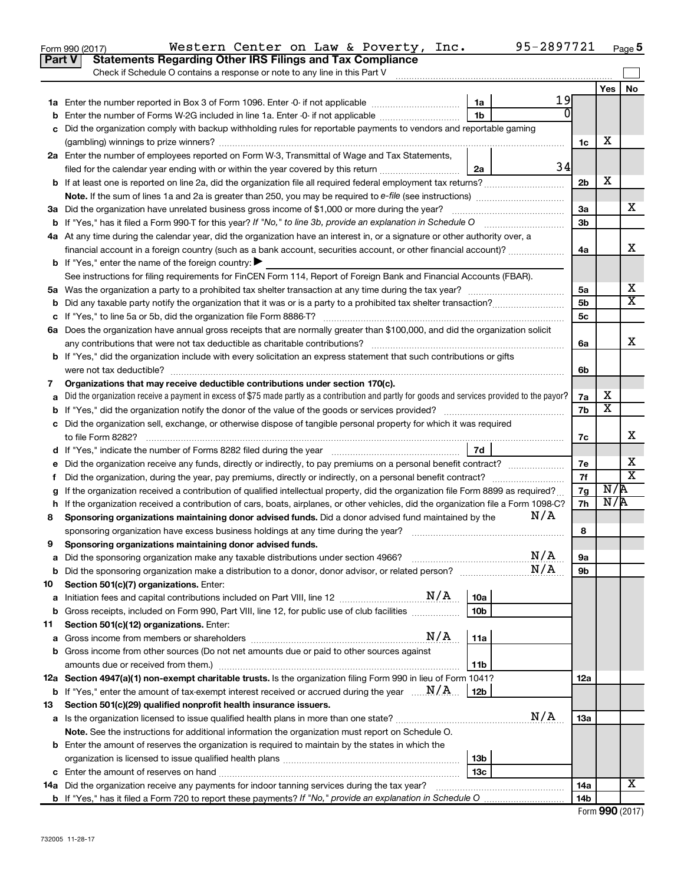Form 990 (2017) Western Center on Law & Poverty, Inc. 95-2897721 Page 5

## Part V Statements Regarding Other IRS Filings and Tax Compliance

Check if Schedule O contains a response or note to any line in this Part V

| | | | | | Yes | No |
|---|---|---|---|---|---|---|
| **1a** | Enter the number reported in Box 3 of Form 1096. Enter -0- if not applicable | 1a | 19 | | | |
| **b** | Enter the number of Forms W-2G included in line 1a. Enter -0- if not applicable | 1b | 0 | | | |
| **c** | Did the organization comply with backup withholding rules for reportable payments to vendors and reportable gaming (gambling) winnings to prize winners? | | | 1c | X | |
| **2a** | Enter the number of employees reported on Form W-3, Transmittal of Wage and Tax Statements, filed for the calendar year ending with or within the year covered by this return | 2a | 34 | | | |
| **b** | If at least one is reported on line 2a, did the organization file all required federal employment tax returns? | | | 2b | X | |
| | **Note.** If the sum of lines 1a and 2a is greater than 250, you may be required to *e-file* (see instructions) | | | | | |
| **3a** | Did the organization have unrelated business gross income of $1,000 or more during the year? | | | 3a | | X |
| **b** | If "Yes," has it filed a Form 990-T for this year? *If "No," to line 3b, provide an explanation in Schedule O* | | | 3b | | |
| **4a** | At any time during the calendar year, did the organization have an interest in, or a signature or other authority over, a financial account in a foreign country (such as a bank account, securities account, or other financial account)? | | | 4a | | X |
| **b** | If "Yes," enter the name of the foreign country: ▶ | | | | | |
| | See instructions for filing requirements for FinCEN Form 114, Report of Foreign Bank and Financial Accounts (FBAR). | | | | | |
| **5a** | Was the organization a party to a prohibited tax shelter transaction at any time during the tax year? | | | 5a | | X |
| **b** | Did any taxable party notify the organization that it was or is a party to a prohibited tax shelter transaction? | | | 5b | | X |
| **c** | If "Yes," to line 5a or 5b, did the organization file Form 8886-T? | | | 5c | | |
| **6a** | Does the organization have annual gross receipts that are normally greater than $100,000, and did the organization solicit any contributions that were not tax deductible as charitable contributions? | | | 6a | | X |
| **b** | If "Yes," did the organization include with every solicitation an express statement that such contributions or gifts were not tax deductible? | | | 6b | | |
| **7** | **Organizations that may receive deductible contributions under section 170(c).** | | | | | |
| **a** | Did the organization receive a payment in excess of $75 made partly as a contribution and partly for goods and services provided to the payor? | | | 7a | X | |
| **b** | If "Yes," did the organization notify the donor of the value of the goods or services provided? | | | 7b | X | |
| **c** | Did the organization sell, exchange, or otherwise dispose of tangible personal property for which it was required to file Form 8282? | | | 7c | | X |
| **d** | If "Yes," indicate the number of Forms 8282 filed during the year | 7d | | | | |
| **e** | Did the organization receive any funds, directly or indirectly, to pay premiums on a personal benefit contract? | | | 7e | | X |
| **f** | Did the organization, during the year, pay premiums, directly or indirectly, on a personal benefit contract? | | | 7f | | X |
| **g** | If the organization received a contribution of qualified intellectual property, did the organization file Form 8899 as required? | | | 7g | N/A | |
| **h** | If the organization received a contribution of cars, boats, airplanes, or other vehicles, did the organization file a Form 1098-C? | | | 7h | N/A | |
| **8** | **Sponsoring organizations maintaining donor advised funds.** Did a donor advised fund maintained by the sponsoring organization have excess business holdings at any time during the year? N/A | | | 8 | | |
| **9** | **Sponsoring organizations maintaining donor advised funds.** | | | | | |
| **a** | Did the sponsoring organization make any taxable distributions under section 4966? N/A | | | 9a | | |
| **b** | Did the sponsoring organization make a distribution to a donor, donor advisor, or related person? N/A | | | 9b | | |
| **10** | **Section 501(c)(7) organizations.** Enter: | | | | | |
| **a** | Initiation fees and capital contributions included on Part VIII, line 12 N/A | 10a | | | | |
| **b** | Gross receipts, included on Form 990, Part VIII, line 12, for public use of club facilities | 10b | | | | |
| **11** | **Section 501(c)(12) organizations.** Enter: | | | | | |
| **a** | Gross income from members or shareholders N/A | 11a | | | | |
| **b** | Gross income from other sources (Do not net amounts due or paid to other sources against amounts due or received from them.) | 11b | | | | |
| **12a** | **Section 4947(a)(1) non-exempt charitable trusts.** Is the organization filing Form 990 in lieu of Form 1041? | | | 12a | | |
| **b** | If "Yes," enter the amount of tax-exempt interest received or accrued during the year N/A | 12b | | | | |
| **13** | **Section 501(c)(29) qualified nonprofit health insurance issuers.** | | | | | |
| **a** | Is the organization licensed to issue qualified health plans in more than one state? N/A | | | 13a | | |
| | **Note.** See the instructions for additional information the organization must report on Schedule O. | | | | | |
| **b** | Enter the amount of reserves the organization is required to maintain by the states in which the organization is licensed to issue qualified health plans | 13b | | | | |
| **c** | Enter the amount of reserves on hand | 13c | | | | |
| **14a** | Did the organization receive any payments for indoor tanning services during the tax year? | | | 14a | | X |
| **b** | If "Yes," has it filed a Form 720 to report these payments? *If "No," provide an explanation in Schedule O* | | | 14b | | |

732005 11-28-17 Form **990** (2017)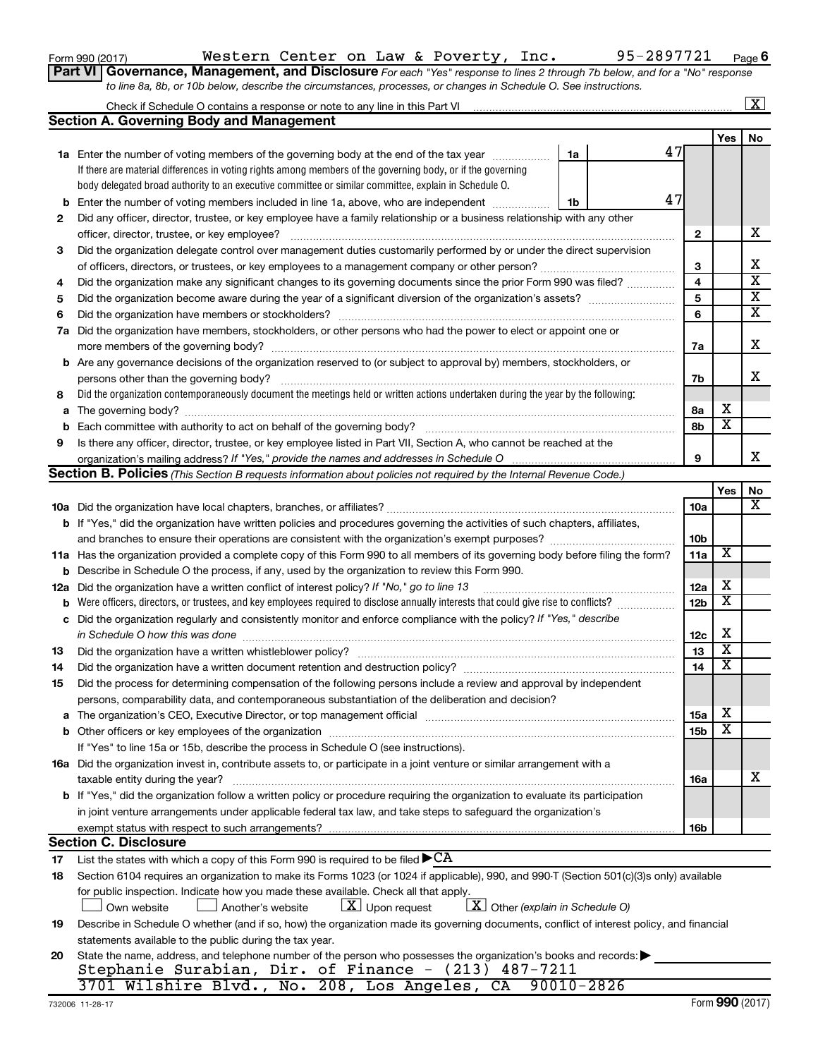Form 990 (2017) Western Center on Law & Poverty, Inc. 95-2897721 Page 6

**Part VI** **Governance, Management, and Disclosure** *For each "Yes" response to lines 2 through 7b below, and for a "No" response to line 8a, 8b, or 10b below, describe the circumstances, processes, or changes in Schedule O. See instructions.*

Check if Schedule O contains a response or note to any line in this Part VI ..... [X]

## Section A. Governing Body and Management

| | | | | Yes | No |
|---|---|---|---|---|---|
| **1a** | Enter the number of voting members of the governing body at the end of the tax year ..... If there are material differences in voting rights among members of the governing body, or if the governing body delegated broad authority to an executive committee or similar committee, explain in Schedule O. | 1a 47 | | | |
| **b** | Enter the number of voting members included in line 1a, above, who are independent ..... | 1b 47 | | | |
| **2** | Did any officer, director, trustee, or key employee have a family relationship or a business relationship with any other officer, director, trustee, or key employee? | | 2 | | X |
| **3** | Did the organization delegate control over management duties customarily performed by or under the direct supervision of officers, directors, or trustees, or key employees to a management company or other person? | | 3 | | X |
| **4** | Did the organization make any significant changes to its governing documents since the prior Form 990 was filed? | | 4 | | X |
| **5** | Did the organization become aware during the year of a significant diversion of the organization's assets? | | 5 | | X |
| **6** | Did the organization have members or stockholders? | | 6 | | X |
| **7a** | Did the organization have members, stockholders, or other persons who had the power to elect or appoint one or more members of the governing body? | | 7a | | X |
| **b** | Are any governance decisions of the organization reserved to (or subject to approval by) members, stockholders, or persons other than the governing body? | | 7b | | X |
| **8** | Did the organization contemporaneously document the meetings held or written actions undertaken during the year by the following: | | | | |
| **a** | The governing body? | | 8a | X | |
| **b** | Each committee with authority to act on behalf of the governing body? | | 8b | X | |
| **9** | Is there any officer, director, trustee, or key employee listed in Part VII, Section A, who cannot be reached at the organization's mailing address? *If "Yes," provide the names and addresses in Schedule O* | | 9 | | X |

## Section B. Policies *(This Section B requests information about policies not required by the Internal Revenue Code.)*

| | | | Yes | No |
|---|---|---|---|---|
| **10a** | Did the organization have local chapters, branches, or affiliates? | 10a | | X |
| **b** | If "Yes," did the organization have written policies and procedures governing the activities of such chapters, affiliates, and branches to ensure their operations are consistent with the organization's exempt purposes? | 10b | | |
| **11a** | Has the organization provided a complete copy of this Form 990 to all members of its governing body before filing the form? | 11a | X | |
| **b** | Describe in Schedule O the process, if any, used by the organization to review this Form 990. | | | |
| **12a** | Did the organization have a written conflict of interest policy? *If "No," go to line 13* | 12a | X | |
| **b** | Were officers, directors, or trustees, and key employees required to disclose annually interests that could give rise to conflicts? | 12b | X | |
| **c** | Did the organization regularly and consistently monitor and enforce compliance with the policy? *If "Yes," describe in Schedule O how this was done* | 12c | X | |
| **13** | Did the organization have a written whistleblower policy? | 13 | X | |
| **14** | Did the organization have a written document retention and destruction policy? | 14 | X | |
| **15** | Did the process for determining compensation of the following persons include a review and approval by independent persons, comparability data, and contemporaneous substantiation of the deliberation and decision? | | | |
| **a** | The organization's CEO, Executive Director, or top management official | 15a | X | |
| **b** | Other officers or key employees of the organization | 15b | X | |
| | If "Yes" to line 15a or 15b, describe the process in Schedule O (see instructions). | | | |
| **16a** | Did the organization invest in, contribute assets to, or participate in a joint venture or similar arrangement with a taxable entity during the year? | 16a | | X |
| **b** | If "Yes," did the organization follow a written policy or procedure requiring the organization to evaluate its participation in joint venture arrangements under applicable federal tax law, and take steps to safeguard the organization's exempt status with respect to such arrangements? | 16b | | |

## Section C. Disclosure

**17** List the states with which a copy of this Form 990 is required to be filed ▶ CA

**18** Section 6104 requires an organization to make its Forms 1023 (or 1024 if applicable), 990, and 990-T (Section 501(c)(3)s only) available for public inspection. Indicate how you made these available. Check all that apply.

[ ] Own website [ ] Another's website [X] Upon request [X] Other *(explain in Schedule O)*

**19** Describe in Schedule O whether (and if so, how) the organization made its governing documents, conflict of interest policy, and financial statements available to the public during the tax year.

**20** State the name, address, and telephone number of the person who possesses the organization's books and records: ▶

Stephanie Surabian, Dir. of Finance - (213) 487-7211
3701 Wilshire Blvd., No. 208, Los Angeles, CA 90010-2826

732006 11-28-17 Form **990** (2017)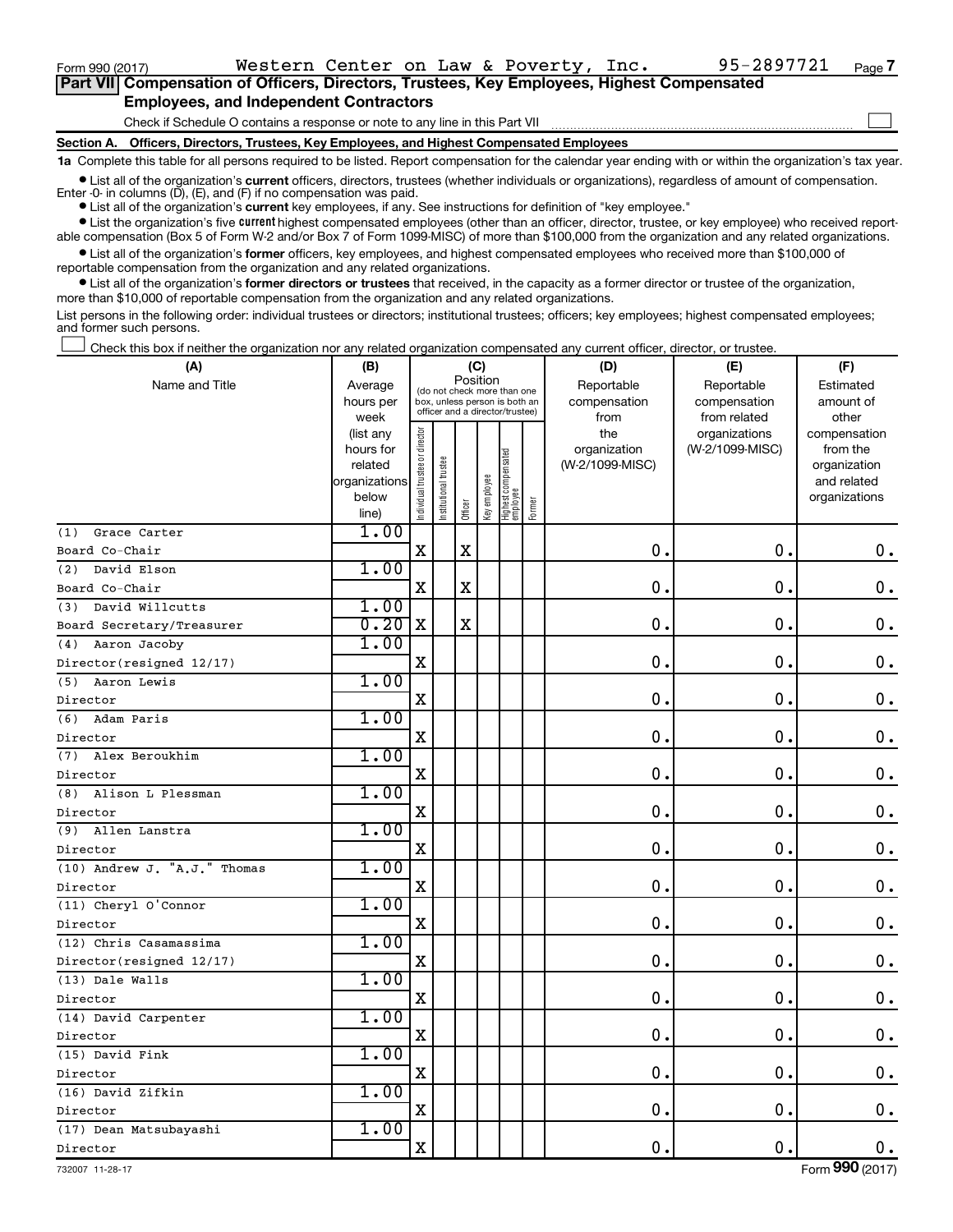Form 990 (2017) Western Center on Law & Poverty, Inc. 95-2897721 Page 7

**Part VII Compensation of Officers, Directors, Trustees, Key Employees, Highest Compensated Employees, and Independent Contractors**

Check if Schedule O contains a response or note to any line in this Part VII ☐

**Section A. Officers, Directors, Trustees, Key Employees, and Highest Compensated Employees**

**1a** Complete this table for all persons required to be listed. Report compensation for the calendar year ending with or within the organization's tax year.

- List all of the organization's **current** officers, directors, trustees (whether individuals or organizations), regardless of amount of compensation. Enter -0- in columns (D), (E), and (F) if no compensation was paid.
- List all of the organization's **current** key employees, if any. See instructions for definition of "key employee."
- List the organization's five **current** highest compensated employees (other than an officer, director, trustee, or key employee) who received reportable compensation (Box 5 of Form W-2 and/or Box 7 of Form 1099-MISC) of more than $100,000 from the organization and any related organizations.
- List all of the organization's **former** officers, key employees, and highest compensated employees who received more than $100,000 of reportable compensation from the organization and any related organizations.
- List all of the organization's **former directors or trustees** that received, in the capacity as a former director or trustee of the organization, more than $10,000 of reportable compensation from the organization and any related organizations.

List persons in the following order: individual trustees or directors; institutional trustees; officers; key employees; highest compensated employees; and former such persons.

☐ Check this box if neither the organization nor any related organization compensated any current officer, director, or trustee.

| (A) Name and Title | (B) Average hours per week (list any hours for related organizations below line) | (C) Position: Individual trustee or director | Institutional trustee | Officer | Key employee | Highest compensated employee | Former | (D) Reportable compensation from the organization (W-2/1099-MISC) | (E) Reportable compensation from related organizations (W-2/1099-MISC) | (F) Estimated amount of other compensation from the organization and related organizations |
|---|---|---|---|---|---|---|---|---|---|---|
| (1) Grace Carter<br>Board Co-Chair | 1.00 | X | | X | | | | 0. | 0. | 0. |
| (2) David Elson<br>Board Co-Chair | 1.00 | X | | X | | | | 0. | 0. | 0. |
| (3) David Willcutts<br>Board Secretary/Treasurer | 1.00<br>0.20 | X | | X | | | | 0. | 0. | 0. |
| (4) Aaron Jacoby<br>Director(resigned 12/17) | 1.00 | X | | | | | | 0. | 0. | 0. |
| (5) Aaron Lewis<br>Director | 1.00 | X | | | | | | 0. | 0. | 0. |
| (6) Adam Paris<br>Director | 1.00 | X | | | | | | 0. | 0. | 0. |
| (7) Alex Beroukhim<br>Director | 1.00 | X | | | | | | 0. | 0. | 0. |
| (8) Alison L Plessman<br>Director | 1.00 | X | | | | | | 0. | 0. | 0. |
| (9) Allen Lanstra<br>Director | 1.00 | X | | | | | | 0. | 0. | 0. |
| (10) Andrew J. "A.J." Thomas<br>Director | 1.00 | X | | | | | | 0. | 0. | 0. |
| (11) Cheryl O'Connor<br>Director | 1.00 | X | | | | | | 0. | 0. | 0. |
| (12) Chris Casamassima<br>Director(resigned 12/17) | 1.00 | X | | | | | | 0. | 0. | 0. |
| (13) Dale Walls<br>Director | 1.00 | X | | | | | | 0. | 0. | 0. |
| (14) David Carpenter<br>Director | 1.00 | X | | | | | | 0. | 0. | 0. |
| (15) David Fink<br>Director | 1.00 | X | | | | | | 0. | 0. | 0. |
| (16) David Zifkin<br>Director | 1.00 | X | | | | | | 0. | 0. | 0. |
| (17) Dean Matsubayashi<br>Director | 1.00 | X | | | | | | 0. | 0. | 0. |

732007 11-28-17 Form **990** (2017)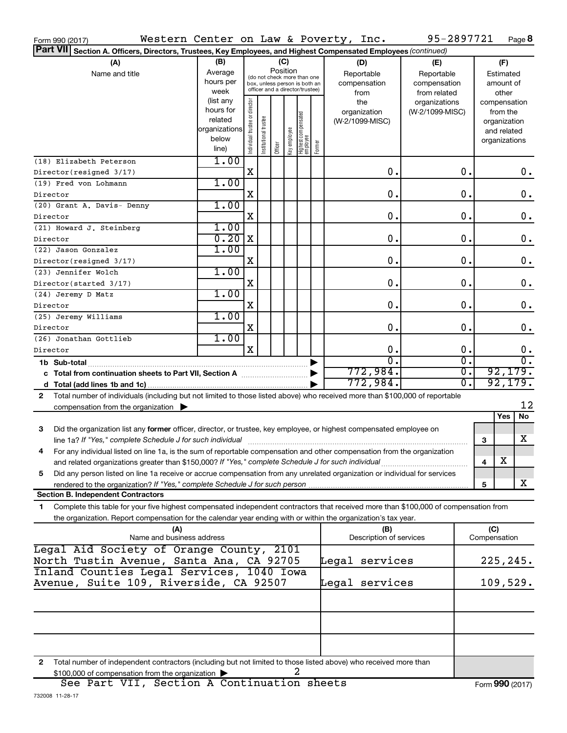Form 990 (2017) Western Center on Law & Poverty, Inc. 95-2897721 Page 8

**Part VII Section A. Officers, Directors, Trustees, Key Employees, and Highest Compensated Employees** *(continued)*

| (A) Name and title | (B) Average hours per week (list any hours for related organizations below line) | (C) Individual trustee or director | Institutional trustee | Officer | Key employee | Highest compensated employee | Former | (D) Reportable compensation from the organization (W-2/1099-MISC) | (E) Reportable compensation from related organizations (W-2/1099-MISC) | (F) Estimated amount of other compensation from the organization and related organizations |
|---|---|---|---|---|---|---|---|---|---|---|
| (18) Elizabeth Peterson Director(resigned 3/17) | 1.00 | X | | | | | | 0. | 0. | 0. |
| (19) Fred von Lohmann Director | 1.00 | X | | | | | | 0. | 0. | 0. |
| (20) Grant A. Davis- Denny Director | 1.00 | X | | | | | | 0. | 0. | 0. |
| (21) Howard J. Steinberg Director | 1.00 0.20 | X | | | | | | 0. | 0. | 0. |
| (22) Jason Gonzalez Director(resigned 3/17) | 1.00 | X | | | | | | 0. | 0. | 0. |
| (23) Jennifer Wolch Director(started 3/17) | 1.00 | X | | | | | | 0. | 0. | 0. |
| (24) Jeremy D Matz Director | 1.00 | X | | | | | | 0. | 0. | 0. |
| (25) Jeremy Williams Director | 1.00 | X | | | | | | 0. | 0. | 0. |
| (26) Jonathan Gottlieb Director | 1.00 | X | | | | | | 0. | 0. | 0. |
| 1b Sub-total | | | | | | | | 0. | 0. | 0. |
| c Total from continuation sheets to Part VII, Section A | | | | | | | | 772,984. | 0. | 92,179. |
| d Total (add lines 1b and 1c) | | | | | | | | 772,984. | 0. | 92,179. |

2 Total number of individuals (including but not limited to those listed above) who received more than $100,000 of reportable compensation from the organization ▶ 12

| | | Yes | No |
|---|---|---|---|
| 3 Did the organization list any **former** officer, director, or trustee, key employee, or highest compensated employee on line 1a? *If "Yes," complete Schedule J for such individual* | 3 | | X |
| 4 For any individual listed on line 1a, is the sum of reportable compensation and other compensation from the organization and related organizations greater than $150,000? *If "Yes," complete Schedule J for such individual* | 4 | X | |
| 5 Did any person listed on line 1a receive or accrue compensation from any unrelated organization or individual for services rendered to the organization? *If "Yes," complete Schedule J for such person* | 5 | | X |

**Section B. Independent Contractors**

1 Complete this table for your five highest compensated independent contractors that received more than $100,000 of compensation from the organization. Report compensation for the calendar year ending with or within the organization's tax year.

| (A) Name and business address | (B) Description of services | (C) Compensation |
|---|---|---|
| Legal Aid Society of Orange County, 2101 North Tustin Avenue, Santa Ana, CA 92705 | Legal services | 225,245. |
| Inland Counties Legal Services, 1040 Iowa Avenue, Suite 109, Riverside, CA 92507 | Legal services | 109,529. |
| | | |
| | | |
| | | |

2 Total number of independent contractors (including but not limited to those listed above) who received more than $100,000 of compensation from the organization ▶ 2

See Part VII, Section A Continuation sheets

Form **990** (2017)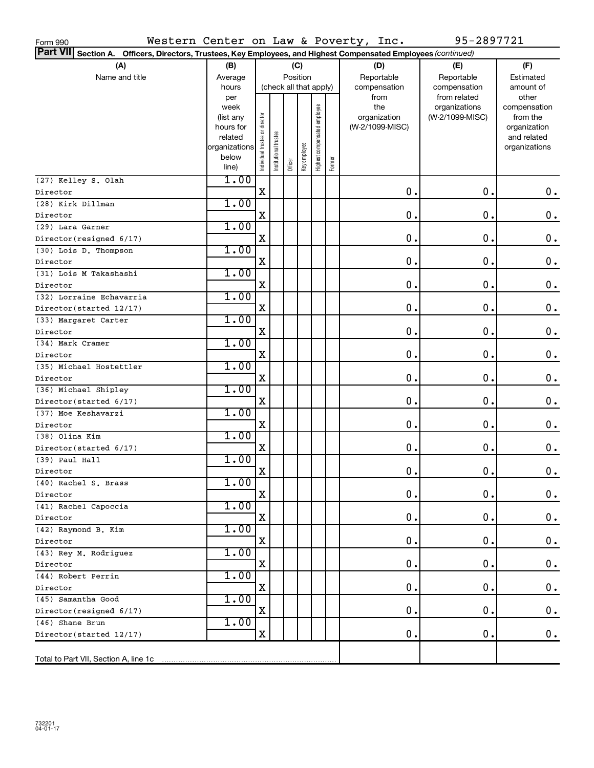Form 990 Western Center on Law & Poverty, Inc. 95-2897721

**Part VII Section A. Officers, Directors, Trustees, Key Employees, and Highest Compensated Employees** *(continued)*

| (A) Name and title | (B) Average hours per week (list any hours for related organizations below line) | (C) Position (check all that apply): Individual trustee or director | Institutional trustee | Officer | Key employee | Highest compensated employee | Former | (D) Reportable compensation from the organization (W-2/1099-MISC) | (E) Reportable compensation from related organizations (W-2/1099-MISC) | (F) Estimated amount of other compensation from the organization and related organizations |
|---|---|---|---|---|---|---|---|---|---|---|
| (27) Kelley S. Olah<br>Director | 1.00 | X | | | | | | 0. | 0. | 0. |
| (28) Kirk Dillman<br>Director | 1.00 | X | | | | | | 0. | 0. | 0. |
| (29) Lara Garner<br>Director(resigned 6/17) | 1.00 | X | | | | | | 0. | 0. | 0. |
| (30) Lois D. Thompson<br>Director | 1.00 | X | | | | | | 0. | 0. | 0. |
| (31) Lois M Takashashi<br>Director | 1.00 | X | | | | | | 0. | 0. | 0. |
| (32) Lorraine Echavarria<br>Director(started 12/17) | 1.00 | X | | | | | | 0. | 0. | 0. |
| (33) Margaret Carter<br>Director | 1.00 | X | | | | | | 0. | 0. | 0. |
| (34) Mark Cramer<br>Director | 1.00 | X | | | | | | 0. | 0. | 0. |
| (35) Michael Hostettler<br>Director | 1.00 | X | | | | | | 0. | 0. | 0. |
| (36) Michael Shipley<br>Director(started 6/17) | 1.00 | X | | | | | | 0. | 0. | 0. |
| (37) Moe Keshavarzi<br>Director | 1.00 | X | | | | | | 0. | 0. | 0. |
| (38) Olina Kim<br>Director(started 6/17) | 1.00 | X | | | | | | 0. | 0. | 0. |
| (39) Paul Hall<br>Director | 1.00 | X | | | | | | 0. | 0. | 0. |
| (40) Rachel S. Brass<br>Director | 1.00 | X | | | | | | 0. | 0. | 0. |
| (41) Rachel Capoccia<br>Director | 1.00 | X | | | | | | 0. | 0. | 0. |
| (42) Raymond B. Kim<br>Director | 1.00 | X | | | | | | 0. | 0. | 0. |
| (43) Rey M. Rodriguez<br>Director | 1.00 | X | | | | | | 0. | 0. | 0. |
| (44) Robert Perrin<br>Director | 1.00 | X | | | | | | 0. | 0. | 0. |
| (45) Samantha Good<br>Director(resigned 6/17) | 1.00 | X | | | | | | 0. | 0. | 0. |
| (46) Shane Brun<br>Director(started 12/17) | 1.00 | X | | | | | | 0. | 0. | 0. |
| Total to Part VII, Section A, line 1c | | | | | | | | | | |

732201
04-01-17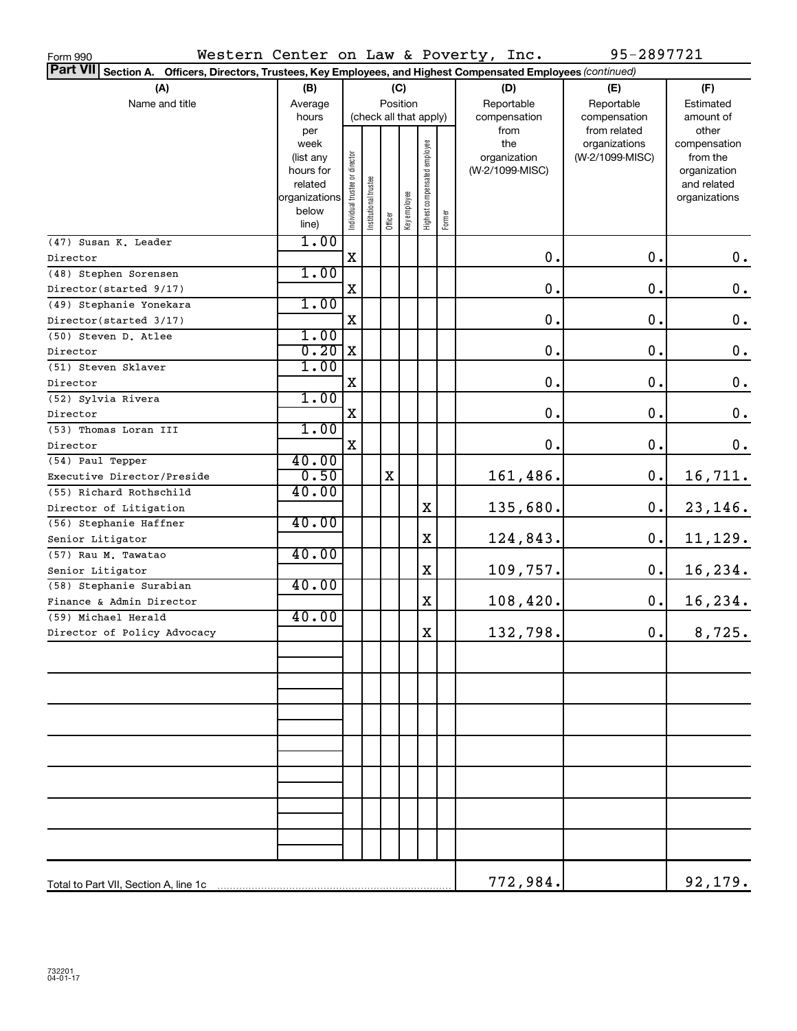Form 990 Western Center on Law & Poverty, Inc. 95-2897721

**Part VII Section A. Officers, Directors, Trustees, Key Employees, and Highest Compensated Employees** *(continued)*

| (A) Name and title | (B) Average hours per week (list any hours for related organizations below line) | (C) Position (check all that apply): Individual trustee or director | Institutional trustee | Officer | Key employee | Highest compensated employee | Former | (D) Reportable compensation from the organization (W-2/1099-MISC) | (E) Reportable compensation from related organizations (W-2/1099-MISC) | (F) Estimated amount of other compensation from the organization and related organizations |
|---|---|---|---|---|---|---|---|---|---|---|
| (47) Susan K. Leader<br>Director | 1.00 | X | | | | | | 0. | 0. | 0. |
| (48) Stephen Sorensen<br>Director(started 9/17) | 1.00 | X | | | | | | 0. | 0. | 0. |
| (49) Stephanie Yonekara<br>Director(started 3/17) | 1.00 | X | | | | | | 0. | 0. | 0. |
| (50) Steven D. Atlee<br>Director | 1.00<br>0.20 | X | | | | | | 0. | 0. | 0. |
| (51) Steven Sklaver<br>Director | 1.00 | X | | | | | | 0. | 0. | 0. |
| (52) Sylvia Rivera<br>Director | 1.00 | X | | | | | | 0. | 0. | 0. |
| (53) Thomas Loran III<br>Director | 1.00 | X | | | | | | 0. | 0. | 0. |
| (54) Paul Tepper<br>Executive Director/Preside | 40.00<br>0.50 | | | X | | | | 161,486. | 0. | 16,711. |
| (55) Richard Rothschild<br>Director of Litigation | 40.00 | | | | | X | | 135,680. | 0. | 23,146. |
| (56) Stephanie Haffner<br>Senior Litigator | 40.00 | | | | | X | | 124,843. | 0. | 11,129. |
| (57) Rau M. Tawatao<br>Senior Litigator | 40.00 | | | | | X | | 109,757. | 0. | 16,234. |
| (58) Stephanie Surabian<br>Finance & Admin Director | 40.00 | | | | | X | | 108,420. | 0. | 16,234. |
| (59) Michael Herald<br>Director of Policy Advocacy | 40.00 | | | | | X | | 132,798. | 0. | 8,725. |
| Total to Part VII, Section A, line 1c | | | | | | | | 772,984. | | 92,179. |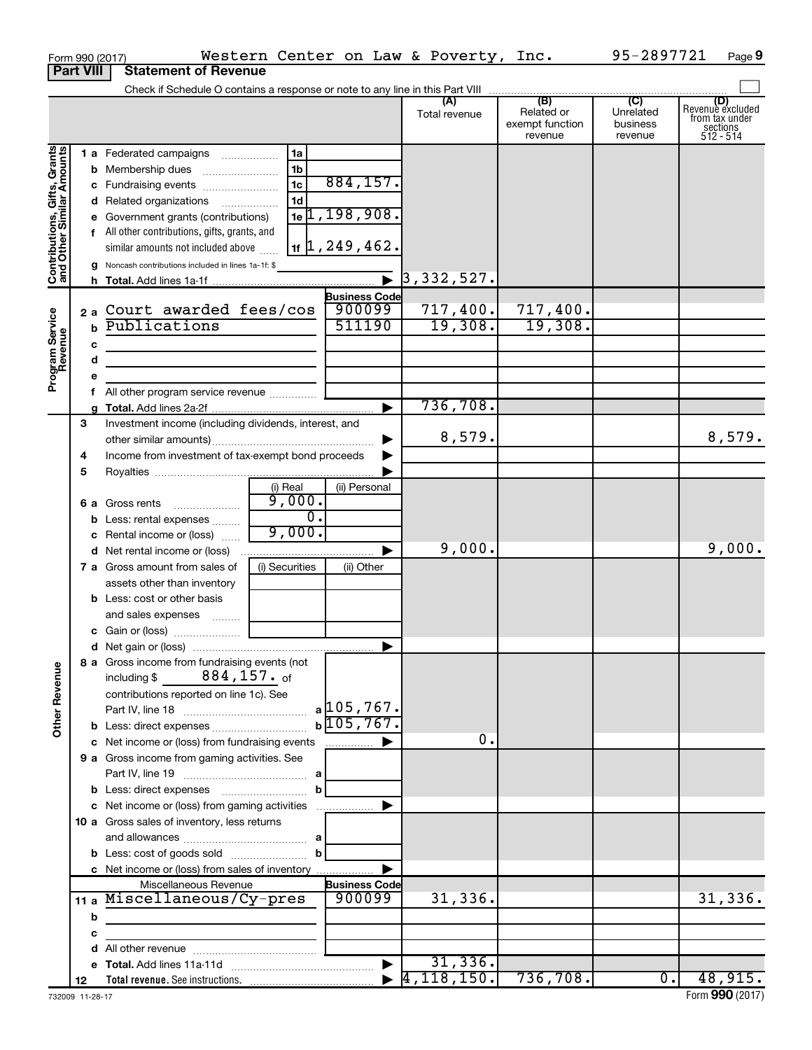Form 990 (2017) Western Center on Law & Poverty, Inc. 95-2897721 Page 9

**Part VIII Statement of Revenue**

Check if Schedule O contains a response or note to any line in this Part VIII

| | | | | (A) Total revenue | (B) Related or exempt function revenue | (C) Unrelated business revenue | (D) Revenue excluded from tax under sections 512 - 514 |
|---|---|---|---|---|---|---|---|
| **Contributions, Gifts, Grants and Other Similar Amounts** | 1 a Federated campaigns | 1a | | | | | |
| | b Membership dues | 1b | | | | | |
| | c Fundraising events | 1c | 884,157. | | | | |
| | d Related organizations | 1d | | | | | |
| | e Government grants (contributions) | 1e | 1,198,908. | | | | |
| | f All other contributions, gifts, grants, and similar amounts not included above | 1f | 1,249,462. | | | | |
| | g Noncash contributions included in lines 1a-1f: $ | | | | | | |
| | h **Total.** Add lines 1a-1f | | ▶ | 3,332,527. | | | |
| **Program Service Revenue** | | | **Business Code** | | | | |
| | 2 a Court awarded fees/cos | | 900099 | 717,400. | 717,400. | | |
| | b Publications | | 511190 | 19,308. | 19,308. | | |
| | c | | | | | | |
| | d | | | | | | |
| | e | | | | | | |
| | f All other program service revenue | | | | | | |
| | g **Total.** Add lines 2a-2f | | ▶ | 736,708. | | | |
| | 3 Investment income (including dividends, interest, and other similar amounts) | | ▶ | 8,579. | | | 8,579. |
| | 4 Income from investment of tax-exempt bond proceeds | | ▶ | | | | |
| | 5 Royalties | | ▶ | | | | |
| | | (i) Real | (ii) Personal | | | | |
| | 6 a Gross rents | 9,000. | | | | | |
| | b Less: rental expenses | 0. | | | | | |
| | c Rental income or (loss) | 9,000. | | | | | |
| | d Net rental income or (loss) | | ▶ | 9,000. | | | 9,000. |
| | 7 a Gross amount from sales of assets other than inventory | (i) Securities | (ii) Other | | | | |
| | b Less: cost or other basis and sales expenses | | | | | | |
| | c Gain or (loss) | | | | | | |
| | d Net gain or (loss) | | ▶ | | | | |
| **Other Revenue** | 8 a Gross income from fundraising events (not including $ 884,157. of contributions reported on line 1c). See Part IV, line 18 | a | 105,767. | | | | |
| | b Less: direct expenses | b | 105,767. | | | | |
| | c Net income or (loss) from fundraising events | | ▶ | 0. | | | |
| | 9 a Gross income from gaming activities. See Part IV, line 19 | a | | | | | |
| | b Less: direct expenses | b | | | | | |
| | c Net income or (loss) from gaming activities | | ▶ | | | | |
| | 10 a Gross sales of inventory, less returns and allowances | a | | | | | |
| | b Less: cost of goods sold | b | | | | | |
| | c Net income or (loss) from sales of inventory | | ▶ | | | | |
| | Miscellaneous Revenue | | **Business Code** | | | | |
| | 11 a Miscellaneous/Cy-pres | | 900099 | 31,336. | | | 31,336. |
| | b | | | | | | |
| | c | | | | | | |
| | d All other revenue | | | | | | |
| | e **Total.** Add lines 11a-11d | | ▶ | 31,336. | | | |
| | 12 **Total revenue.** See instructions. | | ▶ | 4,118,150. | 736,708. | 0. | 48,915. |

732009 11-28-17

Form **990** (2017)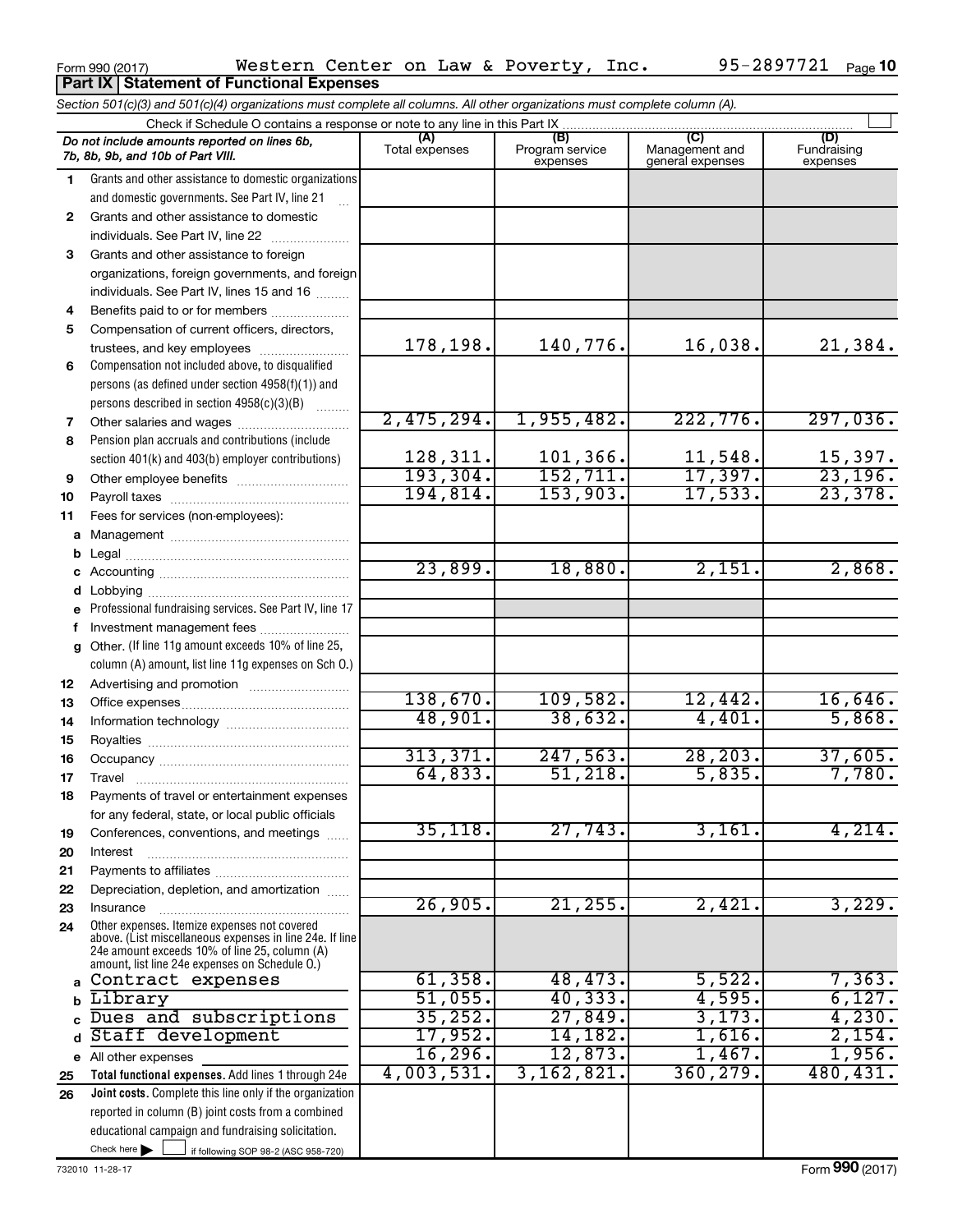Form 990 (2017) Western Center on Law & Poverty, Inc. 95-2897721

## Part IX Statement of Functional Expenses

*Section 501(c)(3) and 501(c)(4) organizations must complete all columns. All other organizations must complete column (A).*

Check if Schedule O contains a response or note to any line in this Part IX

| | *Do not include amounts reported on lines 6b, 7b, 8b, 9b, and 10b of Part VIII.* | (A) Total expenses | (B) Program service expenses | (C) Management and general expenses | (D) Fundraising expenses |
|---|---|---|---|---|---|
| 1 | Grants and other assistance to domestic organizations and domestic governments. See Part IV, line 21 | | | | |
| 2 | Grants and other assistance to domestic individuals. See Part IV, line 22 | | | | |
| 3 | Grants and other assistance to foreign organizations, foreign governments, and foreign individuals. See Part IV, lines 15 and 16 | | | | |
| 4 | Benefits paid to or for members | | | | |
| 5 | Compensation of current officers, directors, trustees, and key employees | 178,198. | 140,776. | 16,038. | 21,384. |
| 6 | Compensation not included above, to disqualified persons (as defined under section 4958(f)(1)) and persons described in section 4958(c)(3)(B) | | | | |
| 7 | Other salaries and wages | 2,475,294. | 1,955,482. | 222,776. | 297,036. |
| 8 | Pension plan accruals and contributions (include section 401(k) and 403(b) employer contributions) | 128,311. | 101,366. | 11,548. | 15,397. |
| 9 | Other employee benefits | 193,304. | 152,711. | 17,397. | 23,196. |
| 10 | Payroll taxes | 194,814. | 153,903. | 17,533. | 23,378. |
| 11 | Fees for services (non-employees): | | | | |
| a | Management | | | | |
| b | Legal | | | | |
| c | Accounting | 23,899. | 18,880. | 2,151. | 2,868. |
| d | Lobbying | | | | |
| e | Professional fundraising services. See Part IV, line 17 | | | | |
| f | Investment management fees | | | | |
| g | Other. (If line 11g amount exceeds 10% of line 25, column (A) amount, list line 11g expenses on Sch O.) | | | | |
| 12 | Advertising and promotion | | | | |
| 13 | Office expenses | 138,670. | 109,582. | 12,442. | 16,646. |
| 14 | Information technology | 48,901. | 38,632. | 4,401. | 5,868. |
| 15 | Royalties | | | | |
| 16 | Occupancy | 313,371. | 247,563. | 28,203. | 37,605. |
| 17 | Travel | 64,833. | 51,218. | 5,835. | 7,780. |
| 18 | Payments of travel or entertainment expenses for any federal, state, or local public officials | | | | |
| 19 | Conferences, conventions, and meetings | 35,118. | 27,743. | 3,161. | 4,214. |
| 20 | Interest | | | | |
| 21 | Payments to affiliates | | | | |
| 22 | Depreciation, depletion, and amortization | | | | |
| 23 | Insurance | 26,905. | 21,255. | 2,421. | 3,229. |
| 24 | Other expenses. Itemize expenses not covered above. (List miscellaneous expenses in line 24e. If line 24e amount exceeds 10% of line 25, column (A) amount, list line 24e expenses on Schedule O.) | | | | |
| a | Contract expenses | 61,358. | 48,473. | 5,522. | 7,363. |
| b | Library | 51,055. | 40,333. | 4,595. | 6,127. |
| c | Dues and subscriptions | 35,252. | 27,849. | 3,173. | 4,230. |
| d | Staff development | 17,952. | 14,182. | 1,616. | 2,154. |
| e | All other expenses | 16,296. | 12,873. | 1,467. | 1,956. |
| 25 | **Total functional expenses.** Add lines 1 through 24e | 4,003,531. | 3,162,821. | 360,279. | 480,431. |
| 26 | **Joint costs.** Complete this line only if the organization reported in column (B) joint costs from a combined educational campaign and fundraising solicitation. Check here ▶ ☐ if following SOP 98-2 (ASC 958-720) | | | | |

732010 11-28-17

Form **990** (2017)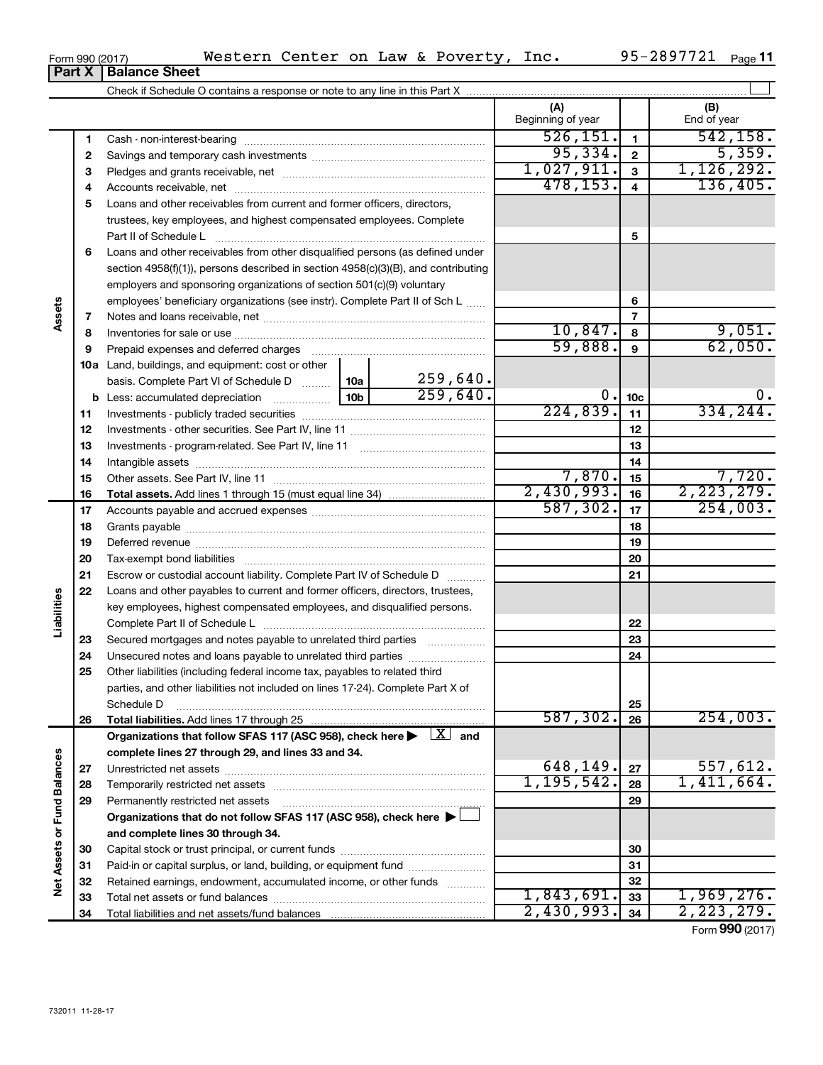Form 990 (2017) Western Center on Law & Poverty, Inc. 95-2897721 Page **11**

## Part X Balance Sheet

Check if Schedule O contains a response or note to any line in this Part X

| Section | Line | Description | | | (A) Beginning of year | | (B) End of year |
|---|---|---|---|---|---|---|---|
| Assets | 1 | Cash - non-interest-bearing | | | 526,151. | 1 | 542,158. |
| | 2 | Savings and temporary cash investments | | | 95,334. | 2 | 5,359. |
| | 3 | Pledges and grants receivable, net | | | 1,027,911. | 3 | 1,126,292. |
| | 4 | Accounts receivable, net | | | 478,153. | 4 | 136,405. |
| | 5 | Loans and other receivables from current and former officers, directors, trustees, key employees, and highest compensated employees. Complete Part II of Schedule L | | | | 5 | |
| | 6 | Loans and other receivables from other disqualified persons (as defined under section 4958(f)(1)), persons described in section 4958(c)(3)(B), and contributing employers and sponsoring organizations of section 501(c)(9) voluntary employees' beneficiary organizations (see instr). Complete Part II of Sch L | | | | 6 | |
| | 7 | Notes and loans receivable, net | | | | 7 | |
| | 8 | Inventories for sale or use | | | 10,847. | 8 | 9,051. |
| | 9 | Prepaid expenses and deferred charges | | | 59,888. | 9 | 62,050. |
| | 10a | Land, buildings, and equipment: cost or other basis. Complete Part VI of Schedule D | 10a | 259,640. | | | |
| | b | Less: accumulated depreciation | 10b | 259,640. | 0. | 10c | 0. |
| | 11 | Investments - publicly traded securities | | | 224,839. | 11 | 334,244. |
| | 12 | Investments - other securities. See Part IV, line 11 | | | | 12 | |
| | 13 | Investments - program-related. See Part IV, line 11 | | | | 13 | |
| | 14 | Intangible assets | | | | 14 | |
| | 15 | Other assets. See Part IV, line 11 | | | 7,870. | 15 | 7,720. |
| | 16 | **Total assets.** Add lines 1 through 15 (must equal line 34) | | | 2,430,993. | 16 | 2,223,279. |
| Liabilities | 17 | Accounts payable and accrued expenses | | | 587,302. | 17 | 254,003. |
| | 18 | Grants payable | | | | 18 | |
| | 19 | Deferred revenue | | | | 19 | |
| | 20 | Tax-exempt bond liabilities | | | | 20 | |
| | 21 | Escrow or custodial account liability. Complete Part IV of Schedule D | | | | 21 | |
| | 22 | Loans and other payables to current and former officers, directors, trustees, key employees, highest compensated employees, and disqualified persons. Complete Part II of Schedule L | | | | 22 | |
| | 23 | Secured mortgages and notes payable to unrelated third parties | | | | 23 | |
| | 24 | Unsecured notes and loans payable to unrelated third parties | | | | 24 | |
| | 25 | Other liabilities (including federal income tax, payables to related third parties, and other liabilities not included on lines 17-24). Complete Part X of Schedule D | | | | 25 | |
| | 26 | **Total liabilities.** Add lines 17 through 25 | | | 587,302. | 26 | 254,003. |
| Net Assets or Fund Balances | | **Organizations that follow SFAS 117 (ASC 958), check here ▶ [X] and complete lines 27 through 29, and lines 33 and 34.** | | | | | |
| | 27 | Unrestricted net assets | | | 648,149. | 27 | 557,612. |
| | 28 | Temporarily restricted net assets | | | 1,195,542. | 28 | 1,411,664. |
| | 29 | Permanently restricted net assets | | | | 29 | |
| | | **Organizations that do not follow SFAS 117 (ASC 958), check here ▶ [ ] and complete lines 30 through 34.** | | | | | |
| | 30 | Capital stock or trust principal, or current funds | | | | 30 | |
| | 31 | Paid-in or capital surplus, or land, building, or equipment fund | | | | 31 | |
| | 32 | Retained earnings, endowment, accumulated income, or other funds | | | | 32 | |
| | 33 | Total net assets or fund balances | | | 1,843,691. | 33 | 1,969,276. |
| | 34 | Total liabilities and net assets/fund balances | | | 2,430,993. | 34 | 2,223,279. |

Form **990** (2017)

732011 11-28-17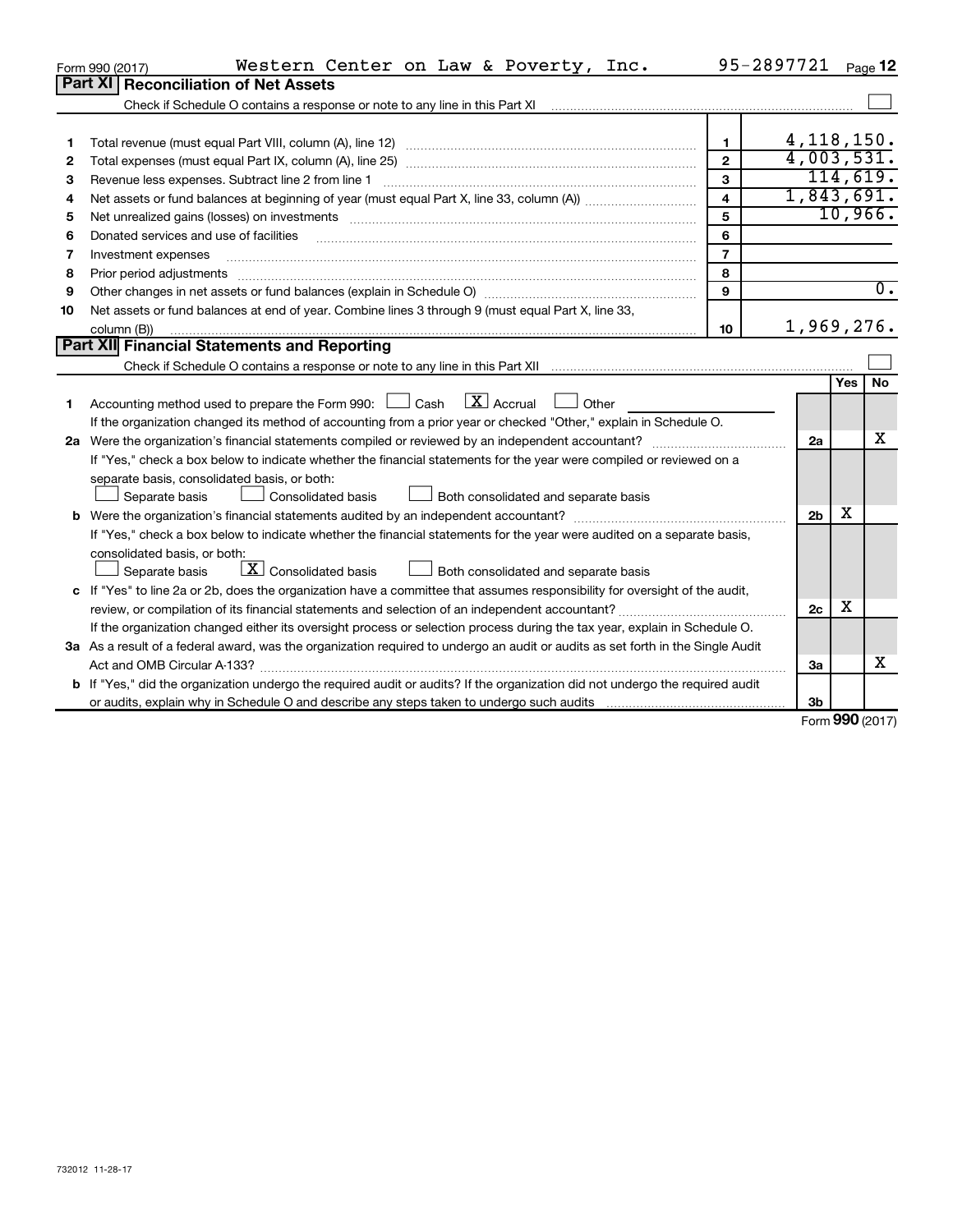Form 990 (2017) Western Center on Law & Poverty, Inc. 95-2897721 Page 12

## Part XI Reconciliation of Net Assets

Check if Schedule O contains a response or note to any line in this Part XI ☐

| | | | |
|---|---|---|---|
| 1 | Total revenue (must equal Part VIII, column (A), line 12) | 1 | 4,118,150. |
| 2 | Total expenses (must equal Part IX, column (A), line 25) | 2 | 4,003,531. |
| 3 | Revenue less expenses. Subtract line 2 from line 1 | 3 | 114,619. |
| 4 | Net assets or fund balances at beginning of year (must equal Part X, line 33, column (A)) | 4 | 1,843,691. |
| 5 | Net unrealized gains (losses) on investments | 5 | 10,966. |
| 6 | Donated services and use of facilities | 6 | |
| 7 | Investment expenses | 7 | |
| 8 | Prior period adjustments | 8 | |
| 9 | Other changes in net assets or fund balances (explain in Schedule O) | 9 | 0. |
| 10 | Net assets or fund balances at end of year. Combine lines 3 through 9 (must equal Part X, line 33, column (B)) | 10 | 1,969,276. |

## Part XII Financial Statements and Reporting

Check if Schedule O contains a response or note to any line in this Part XII ☐

| | | | Yes | No |
|---|---|---|---|---|
| 1 | Accounting method used to prepare the Form 990: ☐ Cash ☒ Accrual ☐ Other<br>If the organization changed its method of accounting from a prior year or checked "Other," explain in Schedule O. | | | |
| 2a | Were the organization's financial statements compiled or reviewed by an independent accountant?<br>If "Yes," check a box below to indicate whether the financial statements for the year were compiled or reviewed on a separate basis, consolidated basis, or both:<br>☐ Separate basis ☐ Consolidated basis ☐ Both consolidated and separate basis | 2a | | X |
| b | Were the organization's financial statements audited by an independent accountant?<br>If "Yes," check a box below to indicate whether the financial statements for the year were audited on a separate basis, consolidated basis, or both:<br>☐ Separate basis ☒ Consolidated basis ☐ Both consolidated and separate basis | 2b | X | |
| c | If "Yes" to line 2a or 2b, does the organization have a committee that assumes responsibility for oversight of the audit, review, or compilation of its financial statements and selection of an independent accountant?<br>If the organization changed either its oversight process or selection process during the tax year, explain in Schedule O. | 2c | X | |
| 3a | As a result of a federal award, was the organization required to undergo an audit or audits as set forth in the Single Audit Act and OMB Circular A-133? | 3a | | X |
| b | If "Yes," did the organization undergo the required audit or audits? If the organization did not undergo the required audit or audits, explain why in Schedule O and describe any steps taken to undergo such audits | 3b | | |

Form 990 (2017)

732012 11-28-17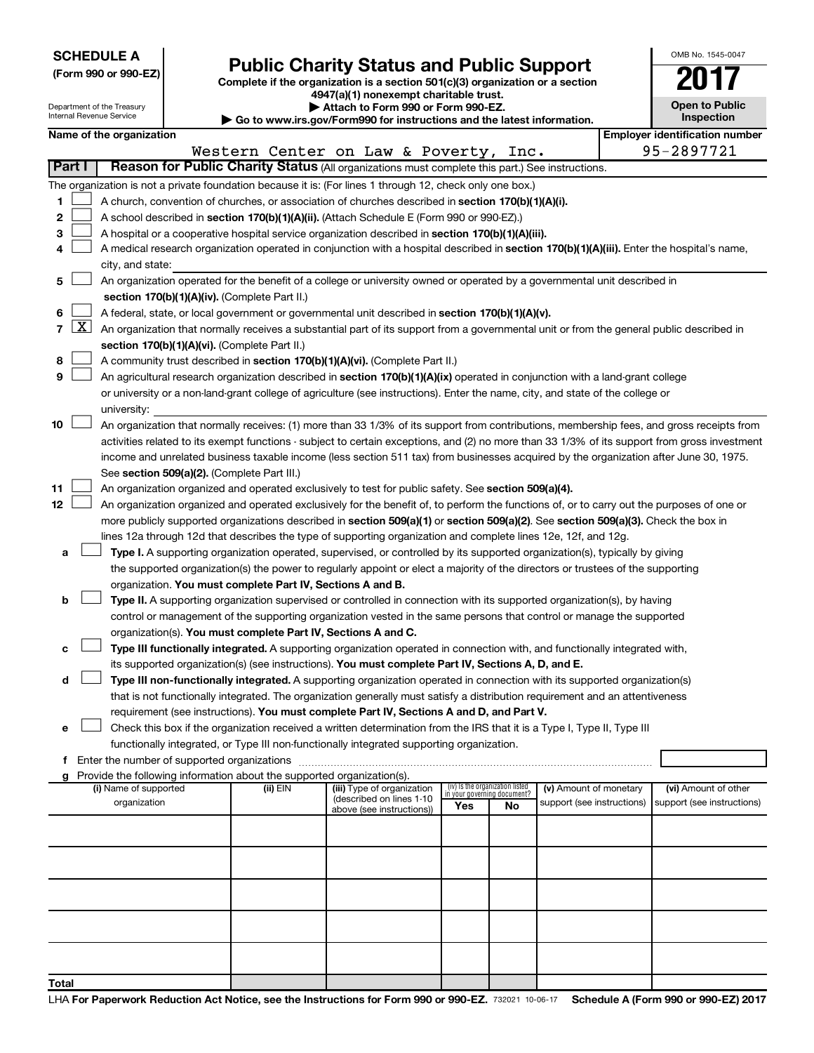**SCHEDULE A**
**(Form 990 or 990-EZ)**

Department of the Treasury
Internal Revenue Service

# Public Charity Status and Public Support

**Complete if the organization is a section 501(c)(3) organization or a section 4947(a)(1) nonexempt charitable trust.**
**▶ Attach to Form 990 or Form 990-EZ.**
**▶ Go to www.irs.gov/Form990 for instructions and the latest information.**

OMB No. 1545-0047
**2017**
**Open to Public Inspection**

**Name of the organization:** Western Center on Law & Poverty, Inc.
**Employer identification number:** 95-2897721

## Part I Reason for Public Charity Status (All organizations must complete this part.) See instructions.

The organization is not a private foundation because it is: (For lines 1 through 12, check only one box.)

1. ☐ A church, convention of churches, or association of churches described in **section 170(b)(1)(A)(i).**
2. ☐ A school described in **section 170(b)(1)(A)(ii).** (Attach Schedule E (Form 990 or 990-EZ).)
3. ☐ A hospital or a cooperative hospital service organization described in **section 170(b)(1)(A)(iii).**
4. ☐ A medical research organization operated in conjunction with a hospital described in **section 170(b)(1)(A)(iii).** Enter the hospital's name, city, and state:
5. ☐ An organization operated for the benefit of a college or university owned or operated by a governmental unit described in **section 170(b)(1)(A)(iv).** (Complete Part II.)
6. ☐ A federal, state, or local government or governmental unit described in **section 170(b)(1)(A)(v).**
7. ☒ An organization that normally receives a substantial part of its support from a governmental unit or from the general public described in **section 170(b)(1)(A)(vi).** (Complete Part II.)
8. ☐ A community trust described in **section 170(b)(1)(A)(vi).** (Complete Part II.)
9. ☐ An agricultural research organization described in **section 170(b)(1)(A)(ix)** operated in conjunction with a land-grant college or university or a non-land-grant college of agriculture (see instructions). Enter the name, city, and state of the college or university:
10. ☐ An organization that normally receives: (1) more than 33 1/3% of its support from contributions, membership fees, and gross receipts from activities related to its exempt functions - subject to certain exceptions, and (2) no more than 33 1/3% of its support from gross investment income and unrelated business taxable income (less section 511 tax) from businesses acquired by the organization after June 30, 1975. See **section 509(a)(2).** (Complete Part III.)
11. ☐ An organization organized and operated exclusively to test for public safety. See **section 509(a)(4).**
12. ☐ An organization organized and operated exclusively for the benefit of, to perform the functions of, or to carry out the purposes of one or more publicly supported organizations described in **section 509(a)(1)** or **section 509(a)(2).** See **section 509(a)(3).** Check the box in lines 12a through 12d that describes the type of supporting organization and complete lines 12e, 12f, and 12g.
   - **a** ☐ **Type I.** A supporting organization operated, supervised, or controlled by its supported organization(s), typically by giving the supported organization(s) the power to regularly appoint or elect a majority of the directors or trustees of the supporting organization. **You must complete Part IV, Sections A and B.**
   - **b** ☐ **Type II.** A supporting organization supervised or controlled in connection with its supported organization(s), by having control or management of the supporting organization vested in the same persons that control or manage the supported organization(s). **You must complete Part IV, Sections A and C.**
   - **c** ☐ **Type III functionally integrated.** A supporting organization operated in connection with, and functionally integrated with, its supported organization(s) (see instructions). **You must complete Part IV, Sections A, D, and E.**
   - **d** ☐ **Type III non-functionally integrated.** A supporting organization operated in connection with its supported organization(s) that is not functionally integrated. The organization generally must satisfy a distribution requirement and an attentiveness requirement (see instructions). **You must complete Part IV, Sections A and D, and Part V.**
   - **e** ☐ Check this box if the organization received a written determination from the IRS that it is a Type I, Type II, Type III functionally integrated, or Type III non-functionally integrated supporting organization.
   - **f** Enter the number of supported organizations
   - **g** Provide the following information about the supported organization(s).

| (i) Name of supported organization | (ii) EIN | (iii) Type of organization (described on lines 1-10 above (see instructions)) | (iv) Is the organization listed in your governing document? Yes | No | (v) Amount of monetary support (see instructions) | (vi) Amount of other support (see instructions) |
|---|---|---|---|---|---|---|
| | | | | | | |
| | | | | | | |
| | | | | | | |
| | | | | | | |
| | | | | | | |
| **Total** | | | | | | |

LHA **For Paperwork Reduction Act Notice, see the Instructions for Form 990 or 990-EZ.** 732021 10-06-17 **Schedule A (Form 990 or 990-EZ) 2017**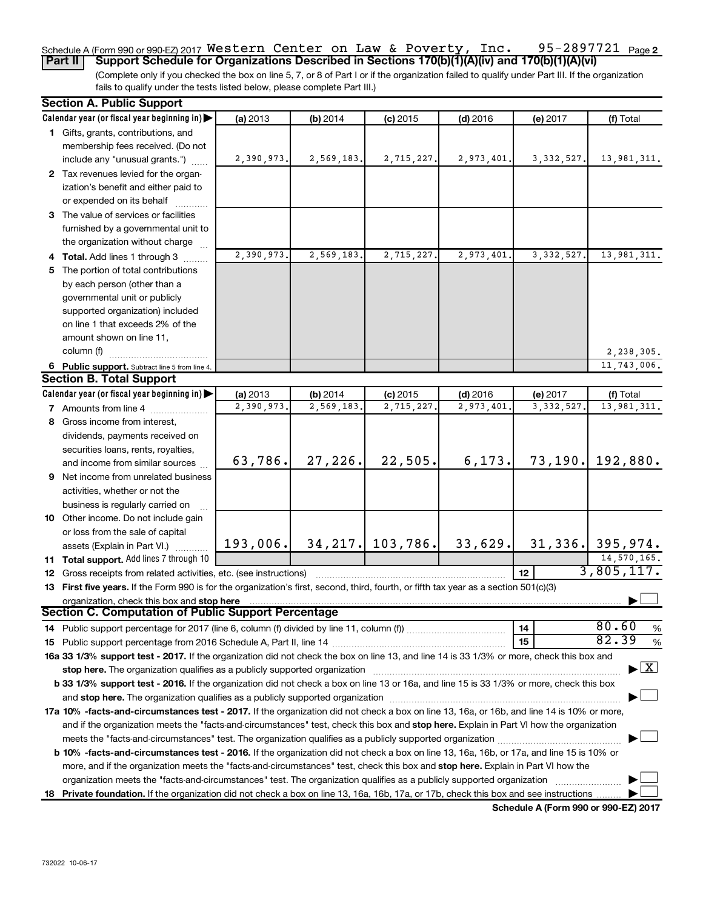Schedule A (Form 990 or 990-EZ) 2017 Western Center on Law & Poverty, Inc. 95-2897721 Page 2

**Part II Support Schedule for Organizations Described in Sections 170(b)(1)(A)(iv) and 170(b)(1)(A)(vi)**

(Complete only if you checked the box on line 5, 7, or 8 of Part I or if the organization failed to qualify under Part III. If the organization fails to qualify under the tests listed below, please complete Part III.)

## Section A. Public Support

| Calendar year (or fiscal year beginning in) ▶ | (a) 2013 | (b) 2014 | (c) 2015 | (d) 2016 | (e) 2017 | (f) Total |
|---|---|---|---|---|---|---|
| **1** Gifts, grants, contributions, and membership fees received. (Do not include any "unusual grants.") | 2,390,973. | 2,569,183. | 2,715,227. | 2,973,401. | 3,332,527. | 13,981,311. |
| **2** Tax revenues levied for the organization's benefit and either paid to or expended on its behalf | | | | | | |
| **3** The value of services or facilities furnished by a governmental unit to the organization without charge | | | | | | |
| **4 Total.** Add lines 1 through 3 | 2,390,973. | 2,569,183. | 2,715,227. | 2,973,401. | 3,332,527. | 13,981,311. |
| **5** The portion of total contributions by each person (other than a governmental unit or publicly supported organization) included on line 1 that exceeds 2% of the amount shown on line 11, column (f) | | | | | | 2,238,305. |
| **6 Public support.** Subtract line 5 from line 4. | | | | | | 11,743,006. |

## Section B. Total Support

| Calendar year (or fiscal year beginning in) ▶ | (a) 2013 | (b) 2014 | (c) 2015 | (d) 2016 | (e) 2017 | (f) Total |
|---|---|---|---|---|---|---|
| **7** Amounts from line 4 | 2,390,973. | 2,569,183. | 2,715,227. | 2,973,401. | 3,332,527. | 13,981,311. |
| **8** Gross income from interest, dividends, payments received on securities loans, rents, royalties, and income from similar sources | 63,786. | 27,226. | 22,505. | 6,173. | 73,190. | 192,880. |
| **9** Net income from unrelated business activities, whether or not the business is regularly carried on | | | | | | |
| **10** Other income. Do not include gain or loss from the sale of capital assets (Explain in Part VI.) | 193,006. | 34,217. | 103,786. | 33,629. | 31,336. | 395,974. |
| **11 Total support.** Add lines 7 through 10 | | | | | | 14,570,165. |

**12** Gross receipts from related activities, etc. (see instructions) | **12** | 3,805,117.

**13 First five years.** If the Form 990 is for the organization's first, second, third, fourth, or fifth tax year as a section 501(c)(3) organization, check this box and **stop here** ▶ ☐

## Section C. Computation of Public Support Percentage

**14** Public support percentage for 2017 (line 6, column (f) divided by line 11, column (f)) | **14** | 80.60 %

**15** Public support percentage from 2016 Schedule A, Part II, line 14 | **15** | 82.39 %

**16a 33 1/3% support test - 2017.** If the organization did not check the box on line 13, and line 14 is 33 1/3% or more, check this box and **stop here.** The organization qualifies as a publicly supported organization ▶ ☒

**b 33 1/3% support test - 2016.** If the organization did not check a box on line 13 or 16a, and line 15 is 33 1/3% or more, check this box and **stop here.** The organization qualifies as a publicly supported organization ▶ ☐

**17a 10% -facts-and-circumstances test - 2017.** If the organization did not check a box on line 13, 16a, or 16b, and line 14 is 10% or more, and if the organization meets the "facts-and-circumstances" test, check this box and **stop here.** Explain in Part VI how the organization meets the "facts-and-circumstances" test. The organization qualifies as a publicly supported organization ▶ ☐

**b 10% -facts-and-circumstances test - 2016.** If the organization did not check a box on line 13, 16a, 16b, or 17a, and line 15 is 10% or more, and if the organization meets the "facts-and-circumstances" test, check this box and **stop here.** Explain in Part VI how the organization meets the "facts-and-circumstances" test. The organization qualifies as a publicly supported organization ▶ ☐

**18 Private foundation.** If the organization did not check a box on line 13, 16a, 16b, 17a, or 17b, check this box and see instructions ▶ ☐

**Schedule A (Form 990 or 990-EZ) 2017**

732022 10-06-17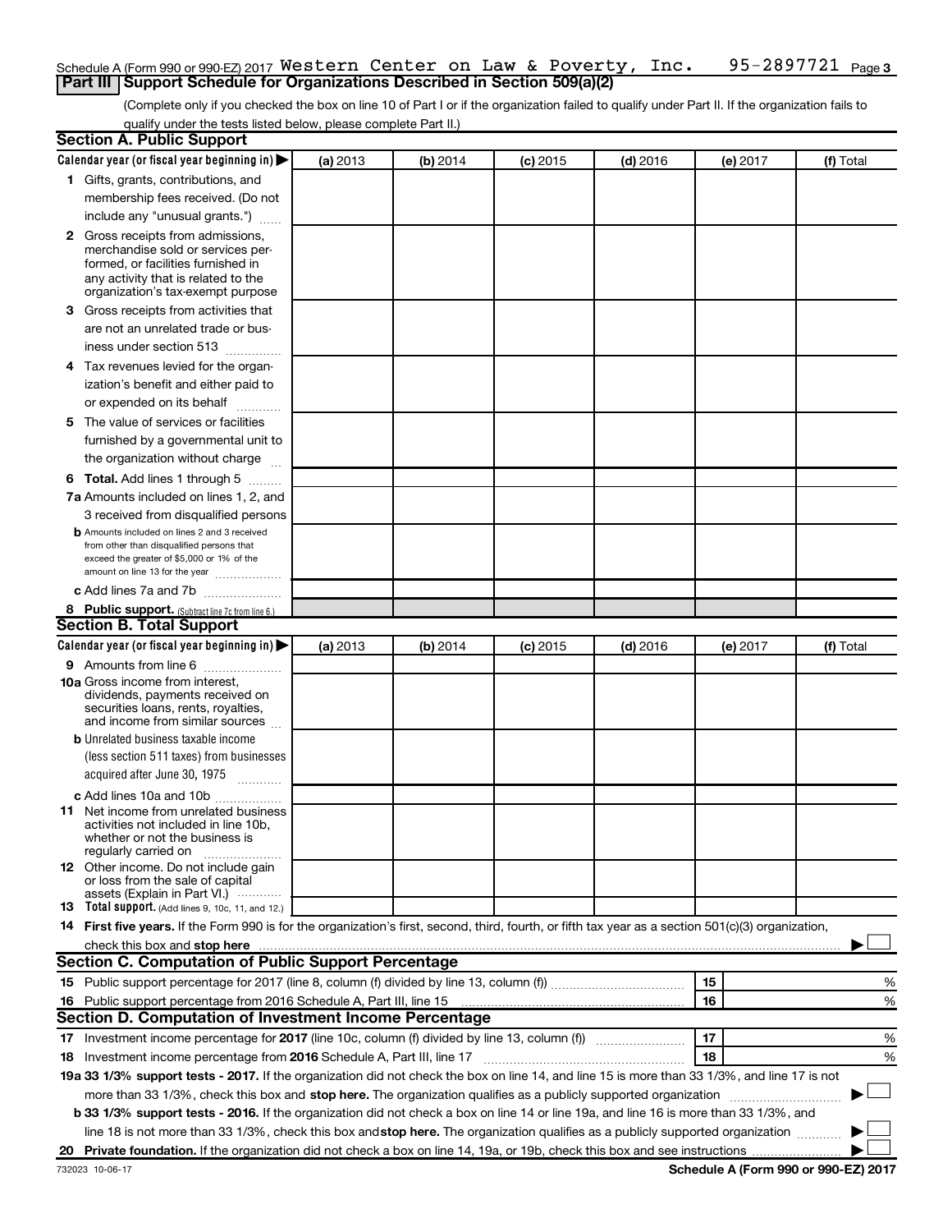Schedule A (Form 990 or 990-EZ) 2017 Western Center on Law & Poverty, Inc. 95-2897721 Page 3

## Part III Support Schedule for Organizations Described in Section 509(a)(2)

(Complete only if you checked the box on line 10 of Part I or if the organization failed to qualify under Part II. If the organization fails to qualify under the tests listed below, please complete Part II.)

### Section A. Public Support

| Calendar year (or fiscal year beginning in) ▶ | (a) 2013 | (b) 2014 | (c) 2015 | (d) 2016 | (e) 2017 | (f) Total |
|---|---|---|---|---|---|---|
| **1** Gifts, grants, contributions, and membership fees received. (Do not include any "unusual grants.") | | | | | | |
| **2** Gross receipts from admissions, merchandise sold or services performed, or facilities furnished in any activity that is related to the organization's tax-exempt purpose | | | | | | |
| **3** Gross receipts from activities that are not an unrelated trade or business under section 513 | | | | | | |
| **4** Tax revenues levied for the organization's benefit and either paid to or expended on its behalf | | | | | | |
| **5** The value of services or facilities furnished by a governmental unit to the organization without charge | | | | | | |
| **6 Total.** Add lines 1 through 5 | | | | | | |
| **7a** Amounts included on lines 1, 2, and 3 received from disqualified persons | | | | | | |
| **b** Amounts included on lines 2 and 3 received from other than disqualified persons that exceed the greater of $5,000 or 1% of the amount on line 13 for the year | | | | | | |
| **c** Add lines 7a and 7b | | | | | | |
| **8 Public support.** (Subtract line 7c from line 6.) | | | | | | |

### Section B. Total Support

| Calendar year (or fiscal year beginning in) ▶ | (a) 2013 | (b) 2014 | (c) 2015 | (d) 2016 | (e) 2017 | (f) Total |
|---|---|---|---|---|---|---|
| **9** Amounts from line 6 | | | | | | |
| **10a** Gross income from interest, dividends, payments received on securities loans, rents, royalties, and income from similar sources | | | | | | |
| **b** Unrelated business taxable income (less section 511 taxes) from businesses acquired after June 30, 1975 | | | | | | |
| **c** Add lines 10a and 10b | | | | | | |
| **11** Net income from unrelated business activities not included in line 10b, whether or not the business is regularly carried on | | | | | | |
| **12** Other income. Do not include gain or loss from the sale of capital assets (Explain in Part VI.) | | | | | | |
| **13 Total support.** (Add lines 9, 10c, 11, and 12.) | | | | | | |

**14 First five years.** If the Form 990 is for the organization's first, second, third, fourth, or fifth tax year as a section 501(c)(3) organization, check this box and **stop here** ▶ ☐

### Section C. Computation of Public Support Percentage

| | | | |
|---|---|---|---|
| **15** Public support percentage for 2017 (line 8, column (f) divided by line 13, column (f)) | 15 | | % |
| **16** Public support percentage from 2016 Schedule A, Part III, line 15 | 16 | | % |

### Section D. Computation of Investment Income Percentage

| | | | |
|---|---|---|---|
| **17** Investment income percentage for **2017** (line 10c, column (f) divided by line 13, column (f)) | 17 | | % |
| **18** Investment income percentage from **2016** Schedule A, Part III, line 17 | 18 | | % |

**19a 33 1/3% support tests - 2017.** If the organization did not check the box on line 14, and line 15 is more than 33 1/3%, and line 17 is not more than 33 1/3%, check this box and **stop here.** The organization qualifies as a publicly supported organization ▶ ☐

**b 33 1/3% support tests - 2016.** If the organization did not check a box on line 14 or line 19a, and line 16 is more than 33 1/3%, and line 18 is not more than 33 1/3%, check this box and **stop here.** The organization qualifies as a publicly supported organization ▶ ☐

**20 Private foundation.** If the organization did not check a box on line 14, 19a, or 19b, check this box and see instructions ▶ ☐

732023 10-06-17

**Schedule A (Form 990 or 990-EZ) 2017**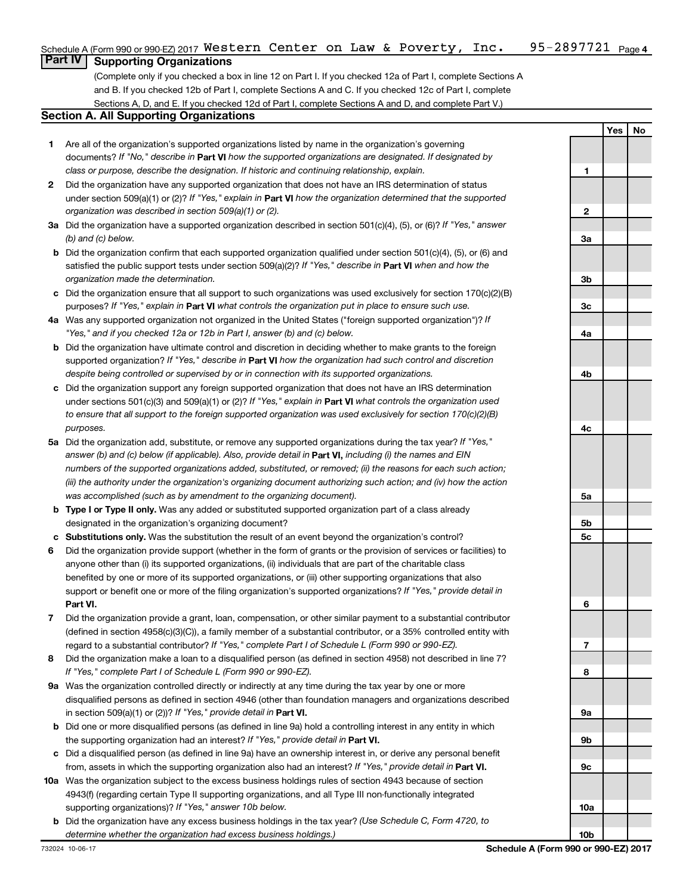Schedule A (Form 990 or 990-EZ) 2017 Western Center on Law & Poverty, Inc. 95-2897721 Page 4

## Part IV Supporting Organizations

(Complete only if you checked a box in line 12 on Part I. If you checked 12a of Part I, complete Sections A and B. If you checked 12b of Part I, complete Sections A and C. If you checked 12c of Part I, complete Sections A, D, and E. If you checked 12d of Part I, complete Sections A and D, and complete Part V.)

### Section A. All Supporting Organizations

| | | | Yes | No |
|---|---|---|---|---|
| **1** | Are all of the organization's supported organizations listed by name in the organization's governing documents? *If "No," describe in* **Part VI** *how the supported organizations are designated. If designated by class or purpose, describe the designation. If historic and continuing relationship, explain.* | **1** | | |
| **2** | Did the organization have any supported organization that does not have an IRS determination of status under section 509(a)(1) or (2)? *If "Yes," explain in* **Part VI** *how the organization determined that the supported organization was described in section 509(a)(1) or (2).* | **2** | | |
| **3a** | Did the organization have a supported organization described in section 501(c)(4), (5), or (6)? *If "Yes," answer (b) and (c) below.* | **3a** | | |
| **b** | Did the organization confirm that each supported organization qualified under section 501(c)(4), (5), or (6) and satisfied the public support tests under section 509(a)(2)? *If "Yes," describe in* **Part VI** *when and how the organization made the determination.* | **3b** | | |
| **c** | Did the organization ensure that all support to such organizations was used exclusively for section 170(c)(2)(B) purposes? *If "Yes," explain in* **Part VI** *what controls the organization put in place to ensure such use.* | **3c** | | |
| **4a** | Was any supported organization not organized in the United States ("foreign supported organization")? *If "Yes," and if you checked 12a or 12b in Part I, answer (b) and (c) below.* | **4a** | | |
| **b** | Did the organization have ultimate control and discretion in deciding whether to make grants to the foreign supported organization? *If "Yes," describe in* **Part VI** *how the organization had such control and discretion despite being controlled or supervised by or in connection with its supported organizations.* | **4b** | | |
| **c** | Did the organization support any foreign supported organization that does not have an IRS determination under sections 501(c)(3) and 509(a)(1) or (2)? *If "Yes," explain in* **Part VI** *what controls the organization used to ensure that all support to the foreign supported organization was used exclusively for section 170(c)(2)(B) purposes.* | **4c** | | |
| **5a** | Did the organization add, substitute, or remove any supported organizations during the tax year? *If "Yes," answer (b) and (c) below (if applicable). Also, provide detail in* **Part VI,** *including (i) the names and EIN numbers of the supported organizations added, substituted, or removed; (ii) the reasons for each such action; (iii) the authority under the organization's organizing document authorizing such action; and (iv) how the action was accomplished (such as by amendment to the organizing document).* | **5a** | | |
| **b** | **Type I or Type II only.** Was any added or substituted supported organization part of a class already designated in the organization's organizing document? | **5b** | | |
| **c** | **Substitutions only.** Was the substitution the result of an event beyond the organization's control? | **5c** | | |
| **6** | Did the organization provide support (whether in the form of grants or the provision of services or facilities) to anyone other than (i) its supported organizations, (ii) individuals that are part of the charitable class benefited by one or more of its supported organizations, or (iii) other supporting organizations that also support or benefit one or more of the filing organization's supported organizations? *If "Yes," provide detail in* **Part VI.** | **6** | | |
| **7** | Did the organization provide a grant, loan, compensation, or other similar payment to a substantial contributor (defined in section 4958(c)(3)(C)), a family member of a substantial contributor, or a 35% controlled entity with regard to a substantial contributor? *If "Yes," complete Part I of Schedule L (Form 990 or 990-EZ).* | **7** | | |
| **8** | Did the organization make a loan to a disqualified person (as defined in section 4958) not described in line 7? *If "Yes," complete Part I of Schedule L (Form 990 or 990-EZ).* | **8** | | |
| **9a** | Was the organization controlled directly or indirectly at any time during the tax year by one or more disqualified persons as defined in section 4946 (other than foundation managers and organizations described in section 509(a)(1) or (2))? *If "Yes," provide detail in* **Part VI.** | **9a** | | |
| **b** | Did one or more disqualified persons (as defined in line 9a) hold a controlling interest in any entity in which the supporting organization had an interest? *If "Yes," provide detail in* **Part VI.** | **9b** | | |
| **c** | Did a disqualified person (as defined in line 9a) have an ownership interest in, or derive any personal benefit from, assets in which the supporting organization also had an interest? *If "Yes," provide detail in* **Part VI.** | **9c** | | |
| **10a** | Was the organization subject to the excess business holdings rules of section 4943 because of section 4943(f) (regarding certain Type II supporting organizations, and all Type III non-functionally integrated supporting organizations)? *If "Yes," answer 10b below.* | **10a** | | |
| **b** | Did the organization have any excess business holdings in the tax year? *(Use Schedule C, Form 4720, to determine whether the organization had excess business holdings.)* | **10b** | | |

732024 10-06-17 **Schedule A (Form 990 or 990-EZ) 2017**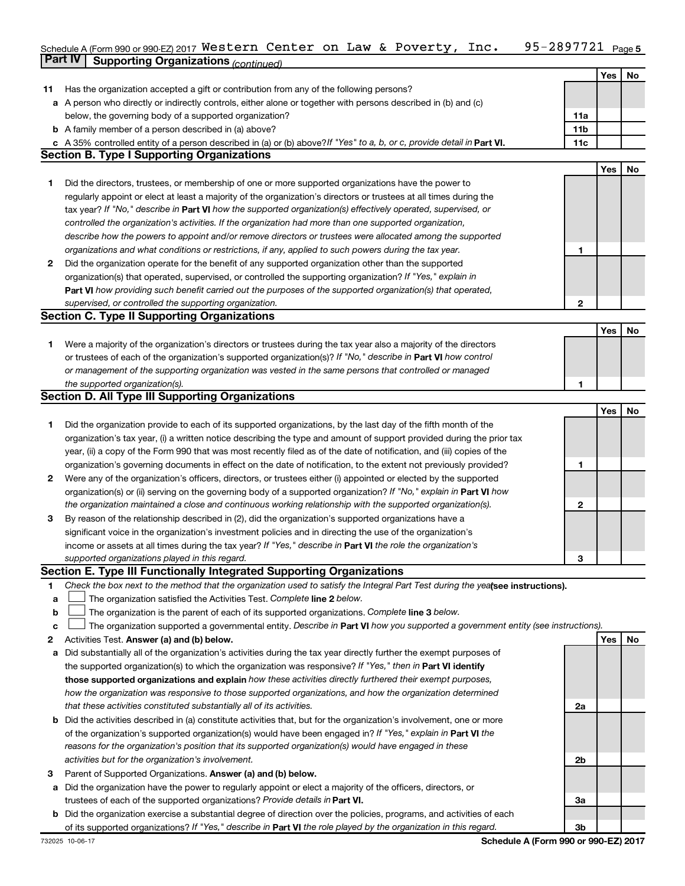Schedule A (Form 990 or 990-EZ) 2017 Western Center on Law & Poverty, Inc. 95-2897721 Page 5

## Part IV Supporting Organizations *(continued)*

| | | | Yes | No |
|---|---|---|---|---|
| **11** | Has the organization accepted a gift or contribution from any of the following persons? | | | |
| **a** | A person who directly or indirectly controls, either alone or together with persons described in (b) and (c) below, the governing body of a supported organization? | 11a | | |
| **b** | A family member of a person described in (a) above? | 11b | | |
| **c** | A 35% controlled entity of a person described in (a) or (b) above? *If "Yes" to a, b, or c, provide detail in* **Part VI.** | 11c | | |

### Section B. Type I Supporting Organizations

| | | | Yes | No |
|---|---|---|---|---|
| **1** | Did the directors, trustees, or membership of one or more supported organizations have the power to regularly appoint or elect at least a majority of the organization's directors or trustees at all times during the tax year? *If "No," describe in* **Part VI** *how the supported organization(s) effectively operated, supervised, or controlled the organization's activities. If the organization had more than one supported organization, describe how the powers to appoint and/or remove directors or trustees were allocated among the supported organizations and what conditions or restrictions, if any, applied to such powers during the tax year.* | 1 | | |
| **2** | Did the organization operate for the benefit of any supported organization other than the supported organization(s) that operated, supervised, or controlled the supporting organization? *If "Yes," explain in* **Part VI** *how providing such benefit carried out the purposes of the supported organization(s) that operated, supervised, or controlled the supporting organization.* | 2 | | |

### Section C. Type II Supporting Organizations

| | | | Yes | No |
|---|---|---|---|---|
| **1** | Were a majority of the organization's directors or trustees during the tax year also a majority of the directors or trustees of each of the organization's supported organization(s)? *If "No," describe in* **Part VI** *how control or management of the supporting organization was vested in the same persons that controlled or managed the supported organization(s).* | 1 | | |

### Section D. All Type III Supporting Organizations

| | | | Yes | No |
|---|---|---|---|---|
| **1** | Did the organization provide to each of its supported organizations, by the last day of the fifth month of the organization's tax year, (i) a written notice describing the type and amount of support provided during the prior tax year, (ii) a copy of the Form 990 that was most recently filed as of the date of notification, and (iii) copies of the organization's governing documents in effect on the date of notification, to the extent not previously provided? | 1 | | |
| **2** | Were any of the organization's officers, directors, or trustees either (i) appointed or elected by the supported organization(s) or (ii) serving on the governing body of a supported organization? *If "No," explain in* **Part VI** *how the organization maintained a close and continuous working relationship with the supported organization(s).* | 2 | | |
| **3** | By reason of the relationship described in (2), did the organization's supported organizations have a significant voice in the organization's investment policies and in directing the use of the organization's income or assets at all times during the tax year? *If "Yes," describe in* **Part VI** *the role the organization's supported organizations played in this regard.* | 3 | | |

### Section E. Type III Functionally Integrated Supporting Organizations

**1** *Check the box next to the method that the organization used to satisfy the Integral Part Test during the year* **(see instructions).**

- **a** ☐ The organization satisfied the Activities Test. *Complete* **line 2** *below.*
- **b** ☐ The organization is the parent of each of its supported organizations. *Complete* **line 3** *below.*
- **c** ☐ The organization supported a governmental entity. *Describe in* **Part VI** *how you supported a government entity (see instructions).*

| | | | Yes | No |
|---|---|---|---|---|
| **2** | Activities Test. **Answer (a) and (b) below.** | | | |
| **a** | Did substantially all of the organization's activities during the tax year directly further the exempt purposes of the supported organization(s) to which the organization was responsive? *If "Yes," then in* **Part VI identify those supported organizations and explain** *how these activities directly furthered their exempt purposes, how the organization was responsive to those supported organizations, and how the organization determined that these activities constituted substantially all of its activities.* | 2a | | |
| **b** | Did the activities described in (a) constitute activities that, but for the organization's involvement, one or more of the organization's supported organization(s) would have been engaged in? *If "Yes," explain in* **Part VI** *the reasons for the organization's position that its supported organization(s) would have engaged in these activities but for the organization's involvement.* | 2b | | |
| **3** | Parent of Supported Organizations. **Answer (a) and (b) below.** | | | |
| **a** | Did the organization have the power to regularly appoint or elect a majority of the officers, directors, or trustees of each of the supported organizations? *Provide details in* **Part VI.** | 3a | | |
| **b** | Did the organization exercise a substantial degree of direction over the policies, programs, and activities of each of its supported organizations? *If "Yes," describe in* **Part VI** *the role played by the organization in this regard.* | 3b | | |

732025 10-06-17 **Schedule A (Form 990 or 990-EZ) 2017**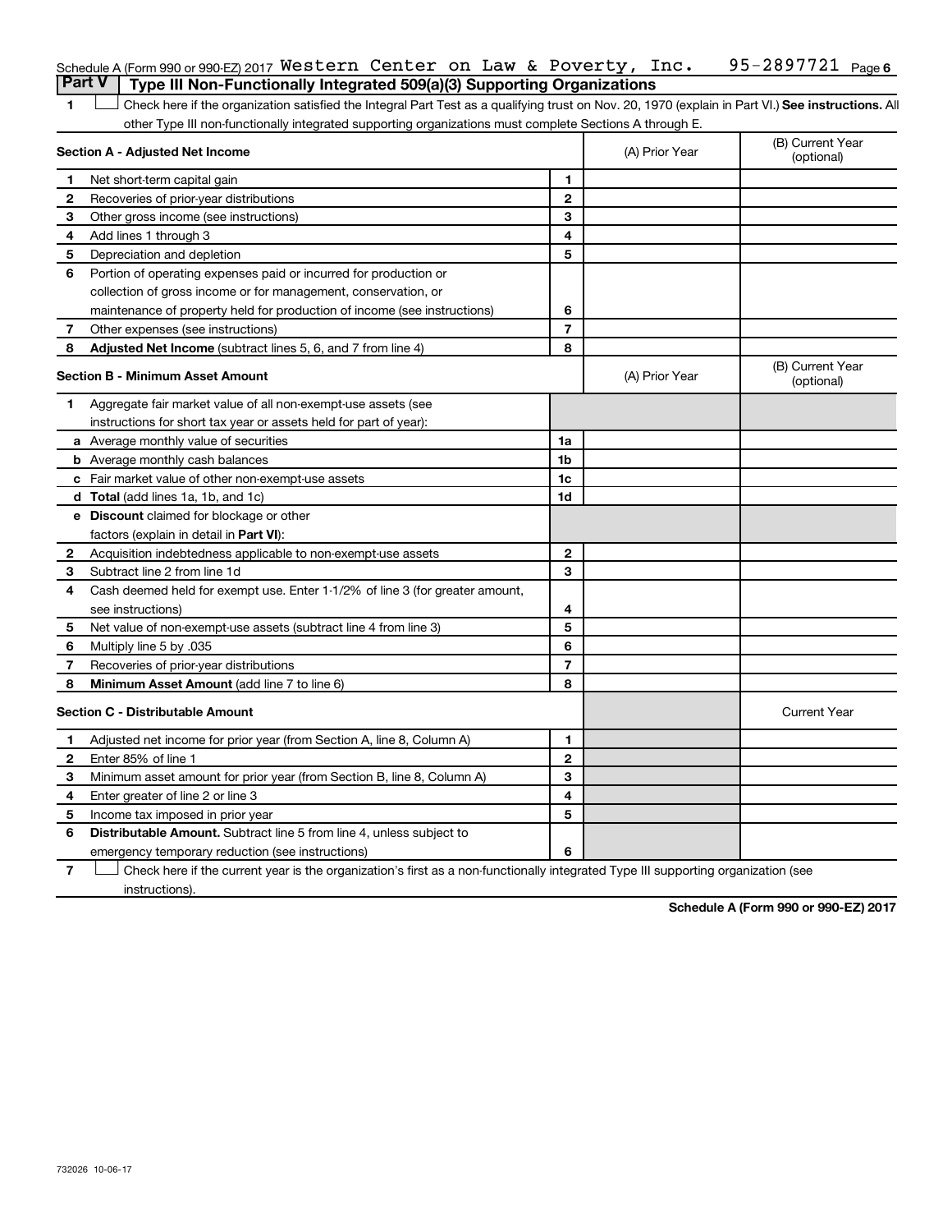Schedule A (Form 990 or 990-EZ) 2017 Western Center on Law & Poverty, Inc. 95-2897721 Page 6

**Part V | Type III Non-Functionally Integrated 509(a)(3) Supporting Organizations**

1 ☐ Check here if the organization satisfied the Integral Part Test as a qualifying trust on Nov. 20, 1970 (explain in Part VI.) **See instructions.** All other Type III non-functionally integrated supporting organizations must complete Sections A through E.

| **Section A - Adjusted Net Income** | | | (A) Prior Year | (B) Current Year (optional) |
|---|---|---|---|---|
| 1 | Net short-term capital gain | 1 | | |
| 2 | Recoveries of prior-year distributions | 2 | | |
| 3 | Other gross income (see instructions) | 3 | | |
| 4 | Add lines 1 through 3 | 4 | | |
| 5 | Depreciation and depletion | 5 | | |
| 6 | Portion of operating expenses paid or incurred for production or collection of gross income or for management, conservation, or maintenance of property held for production of income (see instructions) | 6 | | |
| 7 | Other expenses (see instructions) | 7 | | |
| 8 | **Adjusted Net Income** (subtract lines 5, 6, and 7 from line 4) | 8 | | |

| **Section B - Minimum Asset Amount** | | | (A) Prior Year | (B) Current Year (optional) |
|---|---|---|---|---|
| 1 | Aggregate fair market value of all non-exempt-use assets (see instructions for short tax year or assets held for part of year): | | | |
| a | Average monthly value of securities | 1a | | |
| b | Average monthly cash balances | 1b | | |
| c | Fair market value of other non-exempt-use assets | 1c | | |
| d | **Total** (add lines 1a, 1b, and 1c) | 1d | | |
| e | **Discount** claimed for blockage or other factors (explain in detail in **Part VI**): | | | |
| 2 | Acquisition indebtedness applicable to non-exempt-use assets | 2 | | |
| 3 | Subtract line 2 from line 1d | 3 | | |
| 4 | Cash deemed held for exempt use. Enter 1-1/2% of line 3 (for greater amount, see instructions) | 4 | | |
| 5 | Net value of non-exempt-use assets (subtract line 4 from line 3) | 5 | | |
| 6 | Multiply line 5 by .035 | 6 | | |
| 7 | Recoveries of prior-year distributions | 7 | | |
| 8 | **Minimum Asset Amount** (add line 7 to line 6) | 8 | | |

| **Section C - Distributable Amount** | | | | Current Year |
|---|---|---|---|---|
| 1 | Adjusted net income for prior year (from Section A, line 8, Column A) | 1 | | |
| 2 | Enter 85% of line 1 | 2 | | |
| 3 | Minimum asset amount for prior year (from Section B, line 8, Column A) | 3 | | |
| 4 | Enter greater of line 2 or line 3 | 4 | | |
| 5 | Income tax imposed in prior year | 5 | | |
| 6 | **Distributable Amount.** Subtract line 5 from line 4, unless subject to emergency temporary reduction (see instructions) | 6 | | |

7 ☐ Check here if the current year is the organization's first as a non-functionally integrated Type III supporting organization (see instructions).

**Schedule A (Form 990 or 990-EZ) 2017**

732026 10-06-17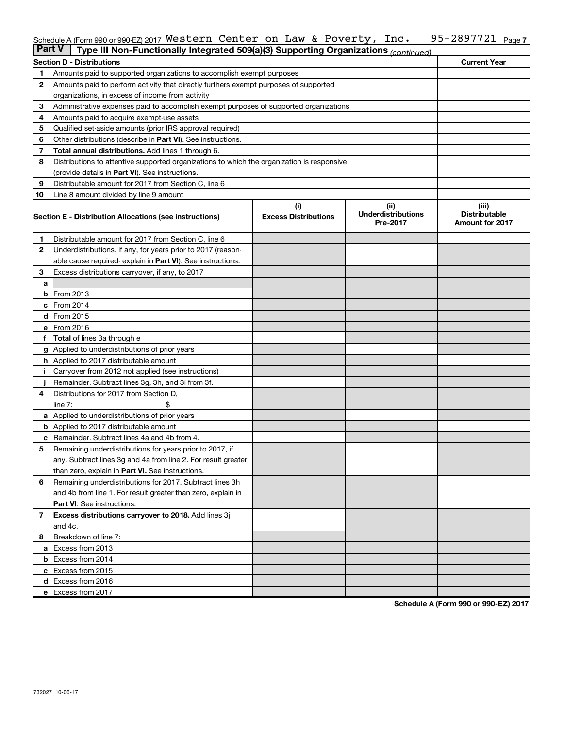Schedule A (Form 990 or 990-EZ) 2017 Western Center on Law & Poverty, Inc. 95-2897721 Page 7

**Part V** Type III Non-Functionally Integrated 509(a)(3) Supporting Organizations *(continued)*

| Section D - Distributions | | Current Year |
|---|---|---|
| 1 | Amounts paid to supported organizations to accomplish exempt purposes | |
| 2 | Amounts paid to perform activity that directly furthers exempt purposes of supported organizations, in excess of income from activity | |
| 3 | Administrative expenses paid to accomplish exempt purposes of supported organizations | |
| 4 | Amounts paid to acquire exempt-use assets | |
| 5 | Qualified set-aside amounts (prior IRS approval required) | |
| 6 | Other distributions (describe in **Part VI**). See instructions. | |
| 7 | **Total annual distributions.** Add lines 1 through 6. | |
| 8 | Distributions to attentive supported organizations to which the organization is responsive (provide details in **Part VI**). See instructions. | |
| 9 | Distributable amount for 2017 from Section C, line 6 | |
| 10 | Line 8 amount divided by line 9 amount | |

| Section E - Distribution Allocations (see instructions) | | (i) Excess Distributions | (ii) Underdistributions Pre-2017 | (iii) Distributable Amount for 2017 |
|---|---|---|---|---|
| 1 | Distributable amount for 2017 from Section C, line 6 | | | |
| 2 | Underdistributions, if any, for years prior to 2017 (reasonable cause required- explain in **Part VI**). See instructions. | | | |
| 3 | Excess distributions carryover, if any, to 2017 | | | |
| a | | | | |
| b | From 2013 | | | |
| c | From 2014 | | | |
| d | From 2015 | | | |
| e | From 2016 | | | |
| f | **Total** of lines 3a through e | | | |
| g | Applied to underdistributions of prior years | | | |
| h | Applied to 2017 distributable amount | | | |
| i | Carryover from 2012 not applied (see instructions) | | | |
| j | Remainder. Subtract lines 3g, 3h, and 3i from 3f. | | | |
| 4 | Distributions for 2017 from Section D, line 7: $ | | | |
| a | Applied to underdistributions of prior years | | | |
| b | Applied to 2017 distributable amount | | | |
| c | Remainder. Subtract lines 4a and 4b from 4. | | | |
| 5 | Remaining underdistributions for years prior to 2017, if any. Subtract lines 3g and 4a from line 2. For result greater than zero, explain in **Part VI.** See instructions. | | | |
| 6 | Remaining underdistributions for 2017. Subtract lines 3h and 4b from line 1. For result greater than zero, explain in **Part VI**. See instructions. | | | |
| 7 | **Excess distributions carryover to 2018.** Add lines 3j and 4c. | | | |
| 8 | Breakdown of line 7: | | | |
| a | Excess from 2013 | | | |
| b | Excess from 2014 | | | |
| c | Excess from 2015 | | | |
| d | Excess from 2016 | | | |
| e | Excess from 2017 | | | |

**Schedule A (Form 990 or 990-EZ) 2017**

732027 10-06-17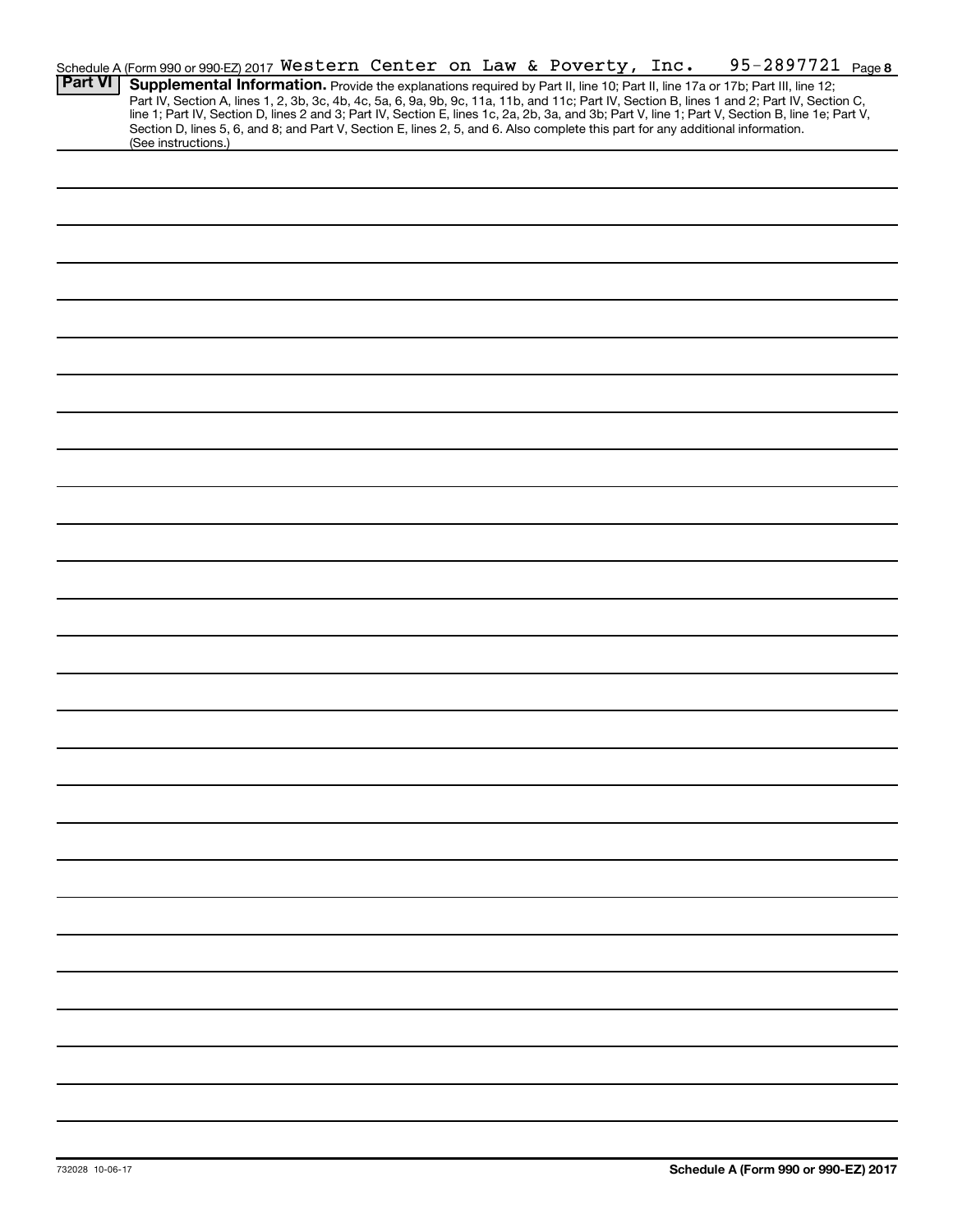Schedule A (Form 990 or 990-EZ) 2017 Western Center on Law & Poverty, Inc. 95-2897721 Page **8**

**Part VI** **Supplemental Information.** Provide the explanations required by Part II, line 10; Part II, line 17a or 17b; Part III, line 12; Part IV, Section A, lines 1, 2, 3b, 3c, 4b, 4c, 5a, 6, 9a, 9b, 9c, 11a, 11b, and 11c; Part IV, Section B, lines 1 and 2; Part IV, Section C, line 1; Part IV, Section D, lines 2 and 3; Part IV, Section E, lines 1c, 2a, 2b, 3a, and 3b; Part V, line 1; Part V, Section B, line 1e; Part V, Section D, lines 5, 6, and 8; and Part V, Section E, lines 2, 5, and 6. Also complete this part for any additional information. (See instructions.)

732028 10-06-17 **Schedule A (Form 990 or 990-EZ) 2017**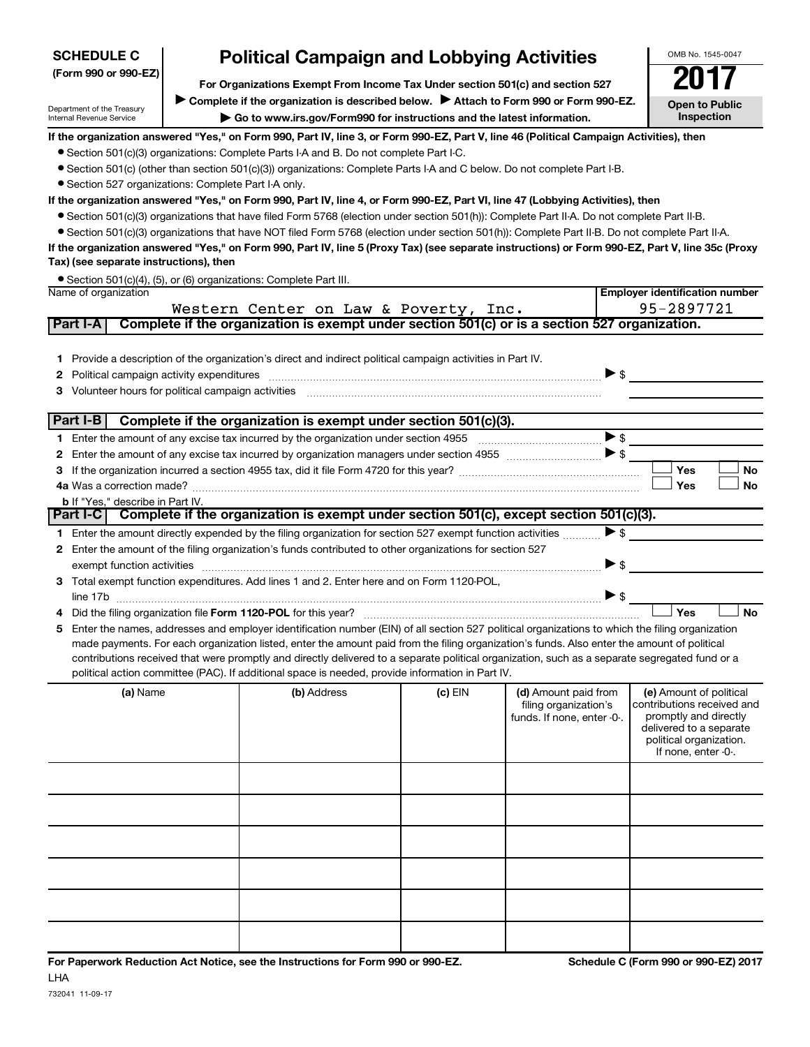**SCHEDULE C**
**(Form 990 or 990-EZ)**

Department of the Treasury
Internal Revenue Service

# Political Campaign and Lobbying Activities

**For Organizations Exempt From Income Tax Under section 501(c) and section 527**

▶ **Complete if the organization is described below.** ▶ **Attach to Form 990 or Form 990-EZ.**

▶ **Go to www.irs.gov/Form990 for instructions and the latest information.**

OMB No. 1545-0047

**2017**

**Open to Public Inspection**

**If the organization answered "Yes," on Form 990, Part IV, line 3, or Form 990-EZ, Part V, line 46 (Political Campaign Activities), then**

- Section 501(c)(3) organizations: Complete Parts I-A and B. Do not complete Part I-C.
- Section 501(c) (other than section 501(c)(3)) organizations: Complete Parts I-A and C below. Do not complete Part I-B.
- Section 527 organizations: Complete Part I-A only.

**If the organization answered "Yes," on Form 990, Part IV, line 4, or Form 990-EZ, Part VI, line 47 (Lobbying Activities), then**

- Section 501(c)(3) organizations that have filed Form 5768 (election under section 501(h)): Complete Part II-A. Do not complete Part II-B.
- Section 501(c)(3) organizations that have NOT filed Form 5768 (election under section 501(h)): Complete Part II-B. Do not complete Part II-A.

**If the organization answered "Yes," on Form 990, Part IV, line 5 (Proxy Tax) (see separate instructions) or Form 990-EZ, Part V, line 35c (Proxy Tax) (see separate instructions), then**

- Section 501(c)(4), (5), or (6) organizations: Complete Part III.

| Name of organization | Employer identification number |
|---|---|
| Western Center on Law & Poverty, Inc. | 95-2897721 |

## Part I-A Complete if the organization is exempt under section 501(c) or is a section 527 organization.

1 Provide a description of the organization's direct and indirect political campaign activities in Part IV.

2 Political campaign activity expenditures ▶ $

3 Volunteer hours for political campaign activities

## Part I-B Complete if the organization is exempt under section 501(c)(3).

1 Enter the amount of any excise tax incurred by the organization under section 4955 ▶ $

2 Enter the amount of any excise tax incurred by organization managers under section 4955 ▶ $

3 If the organization incurred a section 4955 tax, did it file Form 4720 for this year? ☐ Yes ☐ No

4a Was a correction made? ☐ Yes ☐ No

b If "Yes," describe in Part IV.

## Part I-C Complete if the organization is exempt under section 501(c), except section 501(c)(3).

1 Enter the amount directly expended by the filing organization for section 527 exempt function activities ▶ $

2 Enter the amount of the filing organization's funds contributed to other organizations for section 527 exempt function activities ▶ $

3 Total exempt function expenditures. Add lines 1 and 2. Enter here and on Form 1120-POL, line 17b ▶ $

4 Did the filing organization file **Form 1120-POL** for this year? ☐ Yes ☐ No

5 Enter the names, addresses and employer identification number (EIN) of all section 527 political organizations to which the filing organization made payments. For each organization listed, enter the amount paid from the filing organization's funds. Also enter the amount of political contributions received that were promptly and directly delivered to a separate political organization, such as a separate segregated fund or a political action committee (PAC). If additional space is needed, provide information in Part IV.

| (a) Name | (b) Address | (c) EIN | (d) Amount paid from filing organization's funds. If none, enter -0-. | (e) Amount of political contributions received and promptly and directly delivered to a separate political organization. If none, enter -0-. |
|---|---|---|---|---|
| | | | | |
| | | | | |
| | | | | |
| | | | | |
| | | | | |
| | | | | |

**For Paperwork Reduction Act Notice, see the Instructions for Form 990 or 990-EZ.** **Schedule C (Form 990 or 990-EZ) 2017**

LHA

732041 11-09-17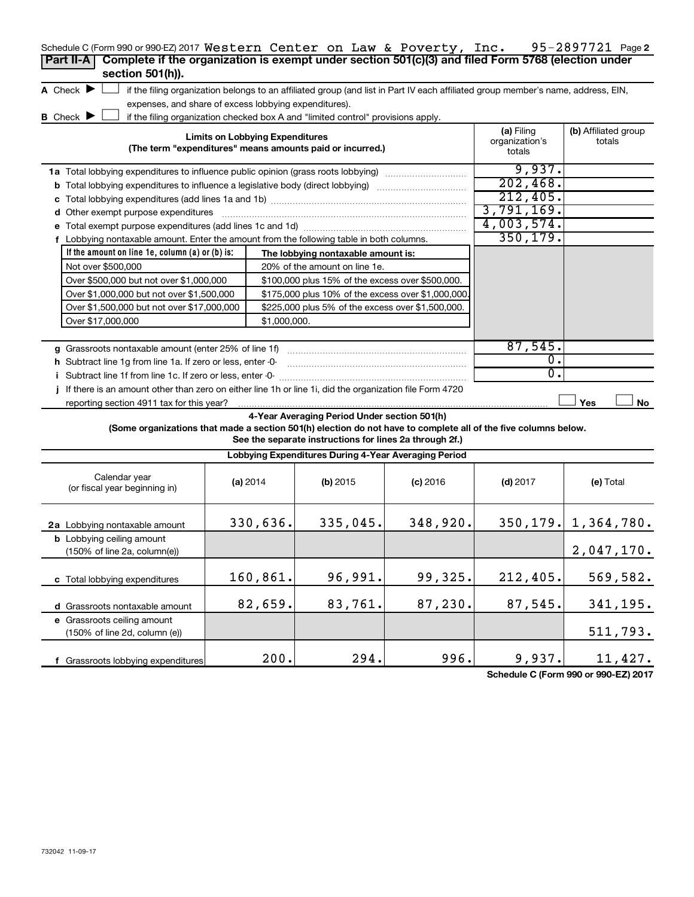Schedule C (Form 990 or 990-EZ) 2017 Western Center on Law & Poverty, Inc. 95-2897721 Page 2

## Part II-A Complete if the organization is exempt under section 501(c)(3) and filed Form 5768 (election under section 501(h)).

**A** Check ▶ ☐ if the filing organization belongs to an affiliated group (and list in Part IV each affiliated group member's name, address, EIN, expenses, and share of excess lobbying expenditures).

**B** Check ▶ ☐ if the filing organization checked box A and "limited control" provisions apply.

| Limits on Lobbying Expenditures (The term "expenditures" means amounts paid or incurred.) | (a) Filing organization's totals | (b) Affiliated group totals |
|---|---|---|
| **1a** Total lobbying expenditures to influence public opinion (grass roots lobbying) | 9,937. | |
| **b** Total lobbying expenditures to influence a legislative body (direct lobbying) | 202,468. | |
| **c** Total lobbying expenditures (add lines 1a and 1b) | 212,405. | |
| **d** Other exempt purpose expenditures | 3,791,169. | |
| **e** Total exempt purpose expenditures (add lines 1c and 1d) | 4,003,574. | |
| **f** Lobbying nontaxable amount. Enter the amount from the following table in both columns. | 350,179. | |

| If the amount on line 1e, column (a) or (b) is: | The lobbying nontaxable amount is: |
|---|---|
| Not over $500,000 | 20% of the amount on line 1e. |
| Over $500,000 but not over $1,000,000 | $100,000 plus 15% of the excess over $500,000. |
| Over $1,000,000 but not over $1,500,000 | $175,000 plus 10% of the excess over $1,000,000. |
| Over $1,500,000 but not over $17,000,000 | $225,000 plus 5% of the excess over $1,500,000. |
| Over $17,000,000 | $1,000,000. |

| | (a) Filing organization's totals | (b) Affiliated group totals |
|---|---|---|
| **g** Grassroots nontaxable amount (enter 25% of line 1f) | 87,545. | |
| **h** Subtract line 1g from line 1a. If zero or less, enter -0- | 0. | |
| **i** Subtract line 1f from line 1c. If zero or less, enter -0- | 0. | |

**j** If there is an amount other than zero on either line 1h or line 1i, did the organization file Form 4720 reporting section 4911 tax for this year? ☐ Yes ☐ No

### 4-Year Averaging Period Under section 501(h)

**(Some organizations that made a section 501(h) election do not have to complete all of the five columns below. See the separate instructions for lines 2a through 2f.)**

**Lobbying Expenditures During 4-Year Averaging Period**

| Calendar year (or fiscal year beginning in) | (a) 2014 | (b) 2015 | (c) 2016 | (d) 2017 | (e) Total |
|---|---|---|---|---|---|
| **2a** Lobbying nontaxable amount | 330,636. | 335,045. | 348,920. | 350,179. | 1,364,780. |
| **b** Lobbying ceiling amount (150% of line 2a, column(e)) | | | | | 2,047,170. |
| **c** Total lobbying expenditures | 160,861. | 96,991. | 99,325. | 212,405. | 569,582. |
| **d** Grassroots nontaxable amount | 82,659. | 83,761. | 87,230. | 87,545. | 341,195. |
| **e** Grassroots ceiling amount (150% of line 2d, column (e)) | | | | | 511,793. |
| **f** Grassroots lobbying expenditures | 200. | 294. | 996. | 9,937. | 11,427. |

Schedule C (Form 990 or 990-EZ) 2017

732042 11-09-17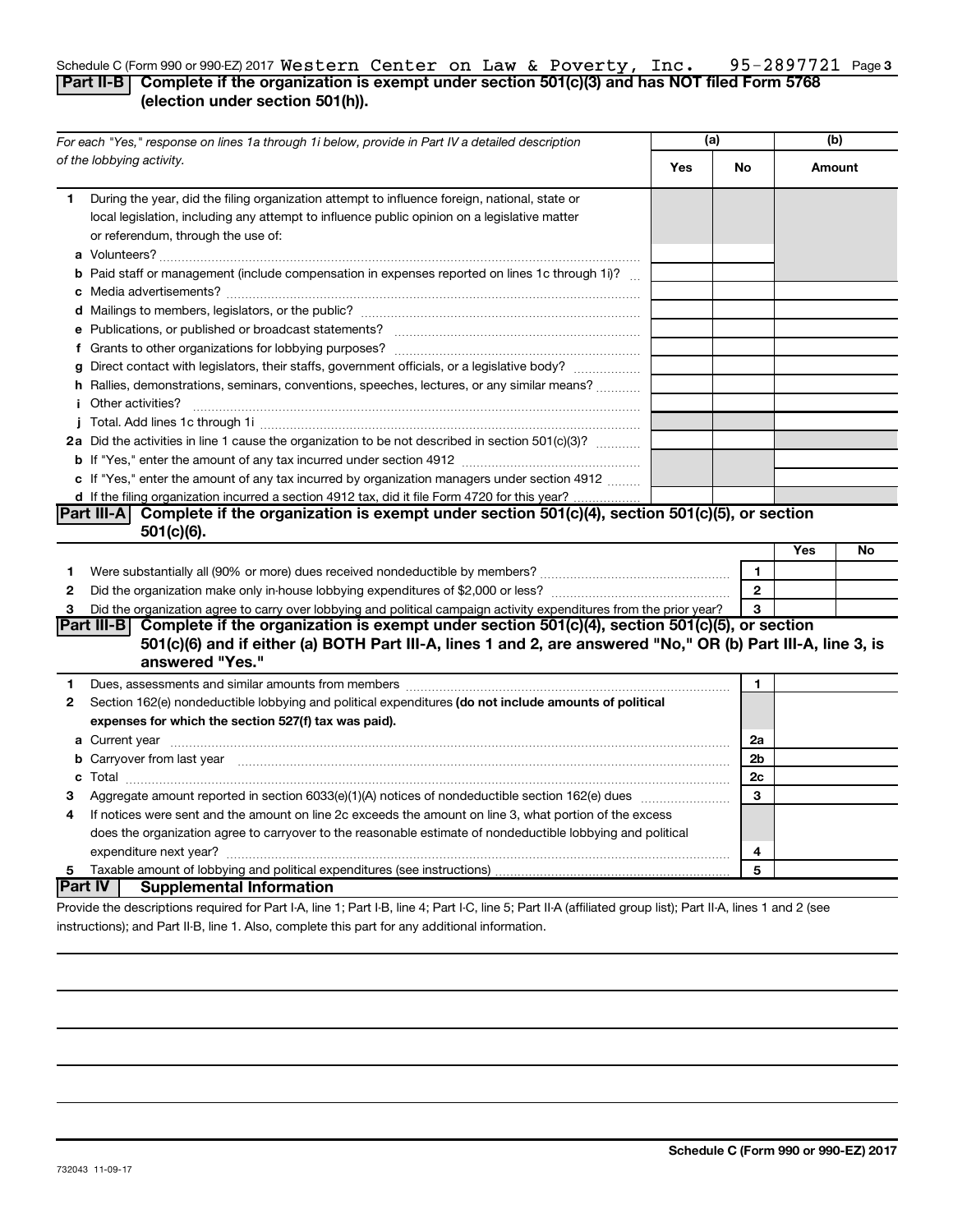Schedule C (Form 990 or 990-EZ) 2017 Western Center on Law & Poverty, Inc. 95-2897721 Page 3

## Part II-B Complete if the organization is exempt under section 501(c)(3) and has NOT filed Form 5768 (election under section 501(h)).

| *For each "Yes," response on lines 1a through 1i below, provide in Part IV a detailed description of the lobbying activity.* | (a) Yes | (a) No | (b) Amount |
|---|---|---|---|
| **1** During the year, did the filing organization attempt to influence foreign, national, state or local legislation, including any attempt to influence public opinion on a legislative matter or referendum, through the use of: | | | |
| **a** Volunteers? | | | |
| **b** Paid staff or management (include compensation in expenses reported on lines 1c through 1i)? | | | |
| **c** Media advertisements? | | | |
| **d** Mailings to members, legislators, or the public? | | | |
| **e** Publications, or published or broadcast statements? | | | |
| **f** Grants to other organizations for lobbying purposes? | | | |
| **g** Direct contact with legislators, their staffs, government officials, or a legislative body? | | | |
| **h** Rallies, demonstrations, seminars, conventions, speeches, lectures, or any similar means? | | | |
| **i** Other activities? | | | |
| **j** Total. Add lines 1c through 1i | | | |
| **2a** Did the activities in line 1 cause the organization to be not described in section 501(c)(3)? | | | |
| **b** If "Yes," enter the amount of any tax incurred under section 4912 | | | |
| **c** If "Yes," enter the amount of any tax incurred by organization managers under section 4912 | | | |
| **d** If the filing organization incurred a section 4912 tax, did it file Form 4720 for this year? | | | |

## Part III-A Complete if the organization is exempt under section 501(c)(4), section 501(c)(5), or section 501(c)(6).

| | | | Yes | No |
|---|---|---|---|---|
| **1** | Were substantially all (90% or more) dues received nondeductible by members? | 1 | | |
| **2** | Did the organization make only in-house lobbying expenditures of $2,000 or less? | 2 | | |
| **3** | Did the organization agree to carry over lobbying and political campaign activity expenditures from the prior year? | 3 | | |

## Part III-B Complete if the organization is exempt under section 501(c)(4), section 501(c)(5), or section 501(c)(6) and if either (a) BOTH Part III-A, lines 1 and 2, are answered "No," OR (b) Part III-A, line 3, is answered "Yes."

| | | | |
|---|---|---|---|
| **1** | Dues, assessments and similar amounts from members | 1 | |
| **2** | Section 162(e) nondeductible lobbying and political expenditures **(do not include amounts of political expenses for which the section 527(f) tax was paid).** | | |
| **a** | Current year | 2a | |
| **b** | Carryover from last year | 2b | |
| **c** | Total | 2c | |
| **3** | Aggregate amount reported in section 6033(e)(1)(A) notices of nondeductible section 162(e) dues | 3 | |
| **4** | If notices were sent and the amount on line 2c exceeds the amount on line 3, what portion of the excess does the organization agree to carryover to the reasonable estimate of nondeductible lobbying and political expenditure next year? | 4 | |
| **5** | Taxable amount of lobbying and political expenditures (see instructions) | 5 | |

## Part IV Supplemental Information

Provide the descriptions required for Part I-A, line 1; Part I-B, line 4; Part I-C, line 5; Part II-A (affiliated group list); Part II-A, lines 1 and 2 (see instructions); and Part II-B, line 1. Also, complete this part for any additional information.

Schedule C (Form 990 or 990-EZ) 2017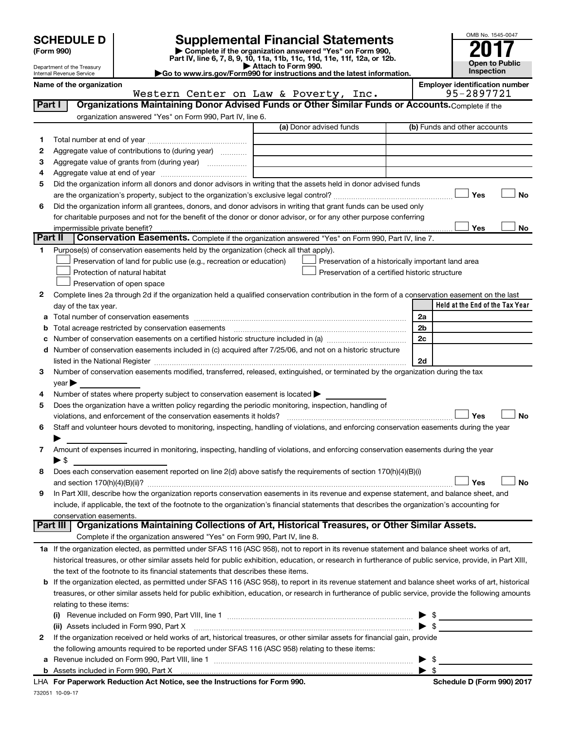# SCHEDULE D (Form 990)

Department of the Treasury
Internal Revenue Service

# Supplemental Financial Statements

▶ Complete if the organization answered "Yes" on Form 990, Part IV, line 6, 7, 8, 9, 10, 11a, 11b, 11c, 11d, 11e, 11f, 12a, or 12b.
▶ Attach to Form 990.
▶Go to www.irs.gov/Form990 for instructions and the latest information.

OMB No. 1545-0047

**2017**

**Open to Public Inspection**

**Name of the organization:** Western Center on Law & Poverty, Inc.

**Employer identification number:** 95-2897721

## Part I Organizations Maintaining Donor Advised Funds or Other Similar Funds or Accounts. Complete if the organization answered "Yes" on Form 990, Part IV, line 6.

| | | (a) Donor advised funds | (b) Funds and other accounts |
|---|---|---|---|
| 1 | Total number at end of year | | |
| 2 | Aggregate value of contributions to (during year) | | |
| 3 | Aggregate value of grants from (during year) | | |
| 4 | Aggregate value at end of year | | |

5 Did the organization inform all donors and donor advisors in writing that the assets held in donor advised funds are the organization's property, subject to the organization's exclusive legal control? ☐ Yes ☐ No

6 Did the organization inform all grantees, donors, and donor advisors in writing that grant funds can be used only for charitable purposes and not for the benefit of the donor or donor advisor, or for any other purpose conferring impermissible private benefit? ☐ Yes ☐ No

## Part II Conservation Easements. Complete if the organization answered "Yes" on Form 990, Part IV, line 7.

1 Purpose(s) of conservation easements held by the organization (check all that apply).

- ☐ Preservation of land for public use (e.g., recreation or education)
- ☐ Protection of natural habitat
- ☐ Preservation of open space
- ☐ Preservation of a historically important land area
- ☐ Preservation of a certified historic structure

2 Complete lines 2a through 2d if the organization held a qualified conservation contribution in the form of a conservation easement on the last day of the tax year.

| | | | Held at the End of the Tax Year |
|---|---|---|---|
| a | Total number of conservation easements | 2a | |
| b | Total acreage restricted by conservation easements | 2b | |
| c | Number of conservation easements on a certified historic structure included in (a) | 2c | |
| d | Number of conservation easements included in (c) acquired after 7/25/06, and not on a historic structure listed in the National Register | 2d | |

3 Number of conservation easements modified, transferred, released, extinguished, or terminated by the organization during the tax year ▶

4 Number of states where property subject to conservation easement is located ▶

5 Does the organization have a written policy regarding the periodic monitoring, inspection, handling of violations, and enforcement of the conservation easements it holds? ☐ Yes ☐ No

6 Staff and volunteer hours devoted to monitoring, inspecting, handling of violations, and enforcing conservation easements during the year ▶

7 Amount of expenses incurred in monitoring, inspecting, handling of violations, and enforcing conservation easements during the year ▶ $

8 Does each conservation easement reported on line 2(d) above satisfy the requirements of section 170(h)(4)(B)(i) and section 170(h)(4)(B)(ii)? ☐ Yes ☐ No

9 In Part XIII, describe how the organization reports conservation easements in its revenue and expense statement, and balance sheet, and include, if applicable, the text of the footnote to the organization's financial statements that describes the organization's accounting for conservation easements.

## Part III Organizations Maintaining Collections of Art, Historical Treasures, or Other Similar Assets. Complete if the organization answered "Yes" on Form 990, Part IV, line 8.

1a If the organization elected, as permitted under SFAS 116 (ASC 958), not to report in its revenue statement and balance sheet works of art, historical treasures, or other similar assets held for public exhibition, education, or research in furtherance of public service, provide, in Part XIII, the text of the footnote to its financial statements that describes these items.

b If the organization elected, as permitted under SFAS 116 (ASC 958), to report in its revenue statement and balance sheet works of art, historical treasures, or other similar assets held for public exhibition, education, or research in furtherance of public service, provide the following amounts relating to these items:

(i) Revenue included on Form 990, Part VIII, line 1 ▶ $

(ii) Assets included in Form 990, Part X ▶ $

2 If the organization received or held works of art, historical treasures, or other similar assets for financial gain, provide the following amounts required to be reported under SFAS 116 (ASC 958) relating to these items:

a Revenue included on Form 990, Part VIII, line 1 ▶ $

b Assets included in Form 990, Part X ▶ $

LHA For Paperwork Reduction Act Notice, see the Instructions for Form 990. Schedule D (Form 990) 2017

732051 10-09-17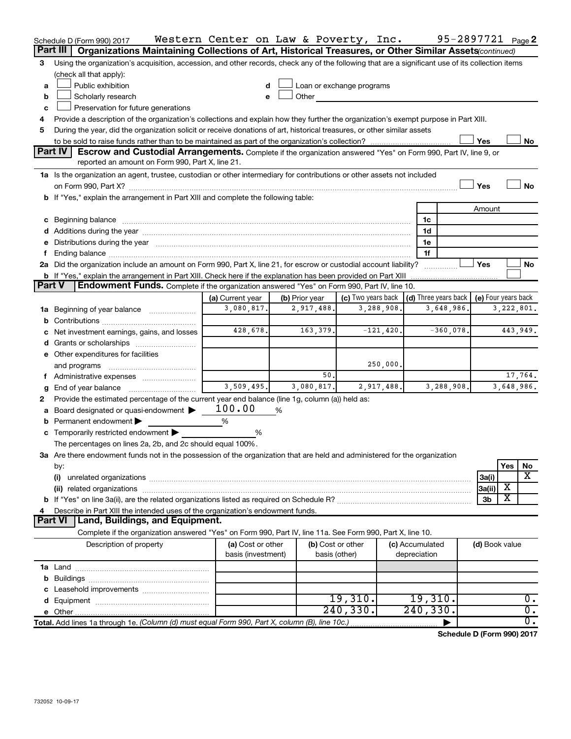Schedule D (Form 990) 2017 Western Center on Law & Poverty, Inc. 95-2897721 Page 2

## Part III Organizations Maintaining Collections of Art, Historical Treasures, or Other Similar Assets *(continued)*

3 Using the organization's acquisition, accession, and other records, check any of the following that are a significant use of its collection items (check all that apply):

a ☐ Public exhibition
b ☐ Scholarly research
c ☐ Preservation for future generations
d ☐ Loan or exchange programs
e ☐ Other

4 Provide a description of the organization's collections and explain how they further the organization's exempt purpose in Part XIII.

5 During the year, did the organization solicit or receive donations of art, historical treasures, or other similar assets to be sold to raise funds rather than to be maintained as part of the organization's collection? ☐ Yes ☐ No

## Part IV Escrow and Custodial Arrangements.

Complete if the organization answered "Yes" on Form 990, Part IV, line 9, or reported an amount on Form 990, Part X, line 21.

1a Is the organization an agent, trustee, custodian or other intermediary for contributions or other assets not included on Form 990, Part X? ☐ Yes ☐ No

b If "Yes," explain the arrangement in Part XIII and complete the following table:

| | | Amount |
|---|---|---|
| c Beginning balance | 1c | |
| d Additions during the year | 1d | |
| e Distributions during the year | 1e | |
| f Ending balance | 1f | |

2a Did the organization include an amount on Form 990, Part X, line 21, for escrow or custodial account liability? ☐ Yes ☐ No

b If "Yes," explain the arrangement in Part XIII. Check here if the explanation has been provided on Part XIII ☐

## Part V Endowment Funds.

Complete if the organization answered "Yes" on Form 990, Part IV, line 10.

| | (a) Current year | (b) Prior year | (c) Two years back | (d) Three years back | (e) Four years back |
|---|---|---|---|---|---|
| 1a Beginning of year balance | 3,080,817. | 2,917,488. | 3,288,908. | 3,648,986. | 3,222,801. |
| b Contributions | | | | | |
| c Net investment earnings, gains, and losses | 428,678. | 163,379. | -121,420. | -360,078. | 443,949. |
| d Grants or scholarships | | | | | |
| e Other expenditures for facilities and programs | | | 250,000. | | |
| f Administrative expenses | | 50. | | | 17,764. |
| g End of year balance | 3,509,495. | 3,080,817. | 2,917,488. | 3,288,908. | 3,648,986. |

2 Provide the estimated percentage of the current year end balance (line 1g, column (a)) held as:

a Board designated or quasi-endowment ▶ 100.00 %
b Permanent endowment ▶ %
c Temporarily restricted endowment ▶ %

The percentages on lines 2a, 2b, and 2c should equal 100%.

3a Are there endowment funds not in the possession of the organization that are held and administered for the organization by:

| | | Yes | No |
|---|---|---|---|
| (i) unrelated organizations | 3a(i) | | X |
| (ii) related organizations | 3a(ii) | X | |
| b If "Yes" on line 3a(ii), are the related organizations listed as required on Schedule R? | 3b | X | |

4 Describe in Part XIII the intended uses of the organization's endowment funds.

## Part VI Land, Buildings, and Equipment.

Complete if the organization answered "Yes" on Form 990, Part IV, line 11a. See Form 990, Part X, line 10.

| Description of property | (a) Cost or other basis (investment) | (b) Cost or other basis (other) | (c) Accumulated depreciation | (d) Book value |
|---|---|---|---|---|
| 1a Land | | | | |
| b Buildings | | | | |
| c Leasehold improvements | | | | |
| d Equipment | | 19,310. | 19,310. | 0. |
| e Other | | 240,330. | 240,330. | 0. |
| **Total.** Add lines 1a through 1e. *(Column (d) must equal Form 990, Part X, column (B), line 10c.)* | | | ▶ | 0. |

**Schedule D (Form 990) 2017**

732052 10-09-17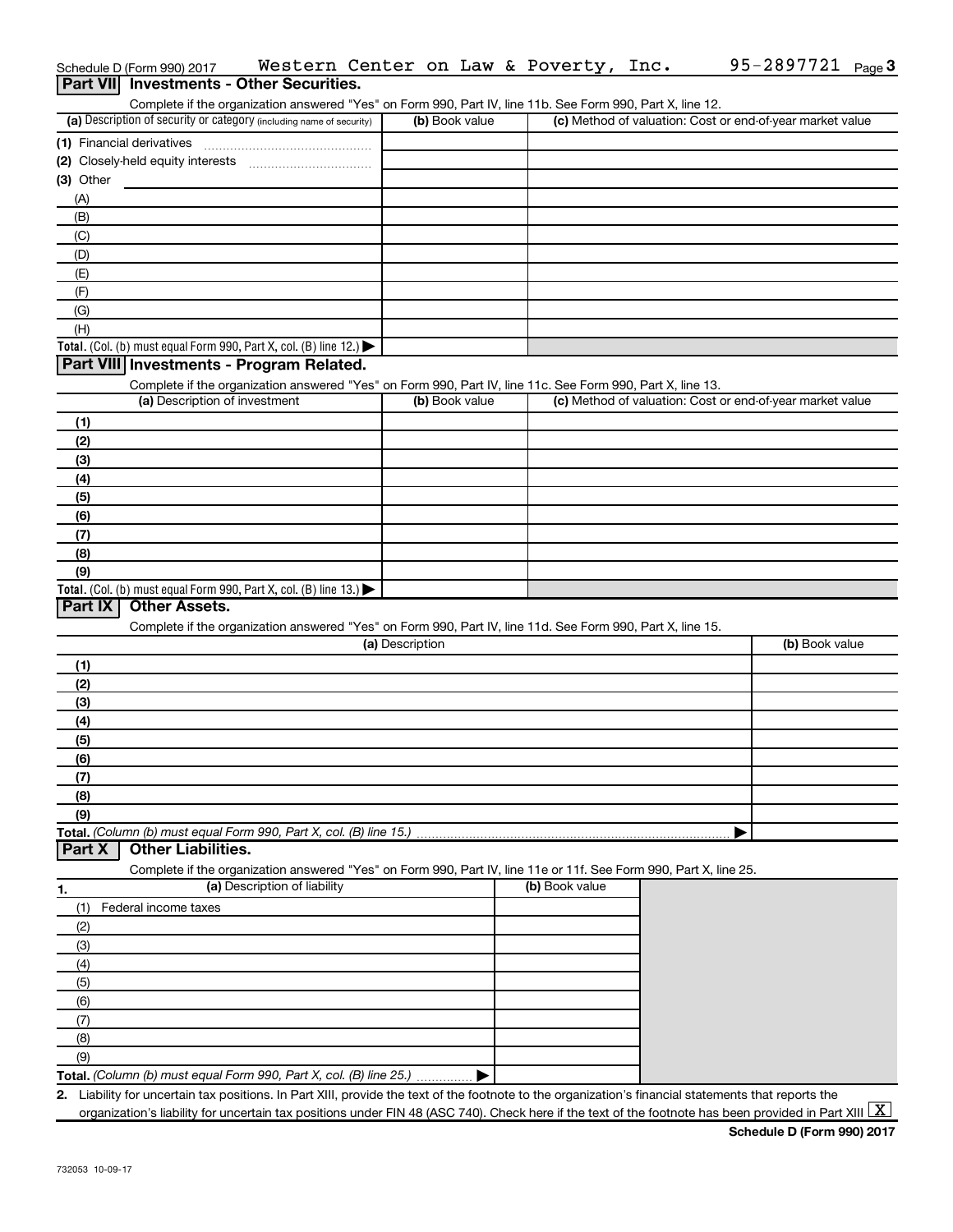Schedule D (Form 990) 2017 Western Center on Law & Poverty, Inc. 95-2897721 Page 3

## Part VII Investments - Other Securities.

Complete if the organization answered "Yes" on Form 990, Part IV, line 11b. See Form 990, Part X, line 12.

| (a) Description of security or category (including name of security) | (b) Book value | (c) Method of valuation: Cost or end-of-year market value |
|---|---|---|
| (1) Financial derivatives | | |
| (2) Closely-held equity interests | | |
| (3) Other | | |
| (A) | | |
| (B) | | |
| (C) | | |
| (D) | | |
| (E) | | |
| (F) | | |
| (G) | | |
| (H) | | |
| **Total.** (Col. (b) must equal Form 990, Part X, col. (B) line 12.) ▶ | | |

## Part VIII Investments - Program Related.

Complete if the organization answered "Yes" on Form 990, Part IV, line 11c. See Form 990, Part X, line 13.

| (a) Description of investment | (b) Book value | (c) Method of valuation: Cost or end-of-year market value |
|---|---|---|
| (1) | | |
| (2) | | |
| (3) | | |
| (4) | | |
| (5) | | |
| (6) | | |
| (7) | | |
| (8) | | |
| (9) | | |
| **Total.** (Col. (b) must equal Form 990, Part X, col. (B) line 13.) ▶ | | |

## Part IX Other Assets.

Complete if the organization answered "Yes" on Form 990, Part IV, line 11d. See Form 990, Part X, line 15.

| (a) Description | (b) Book value |
|---|---|
| (1) | |
| (2) | |
| (3) | |
| (4) | |
| (5) | |
| (6) | |
| (7) | |
| (8) | |
| (9) | |
| **Total.** *(Column (b) must equal Form 990, Part X, col. (B) line 15.)* ▶ | |

## Part X Other Liabilities.

Complete if the organization answered "Yes" on Form 990, Part IV, line 11e or 11f. See Form 990, Part X, line 25.

| 1. (a) Description of liability | (b) Book value |
|---|---|
| (1) Federal income taxes | |
| (2) | |
| (3) | |
| (4) | |
| (5) | |
| (6) | |
| (7) | |
| (8) | |
| (9) | |
| **Total.** *(Column (b) must equal Form 990, Part X, col. (B) line 25.)* ▶ | |

2. Liability for uncertain tax positions. In Part XIII, provide the text of the footnote to the organization's financial statements that reports the organization's liability for uncertain tax positions under FIN 48 (ASC 740). Check here if the text of the footnote has been provided in Part XIII [X]

**Schedule D (Form 990) 2017**

732053 10-09-17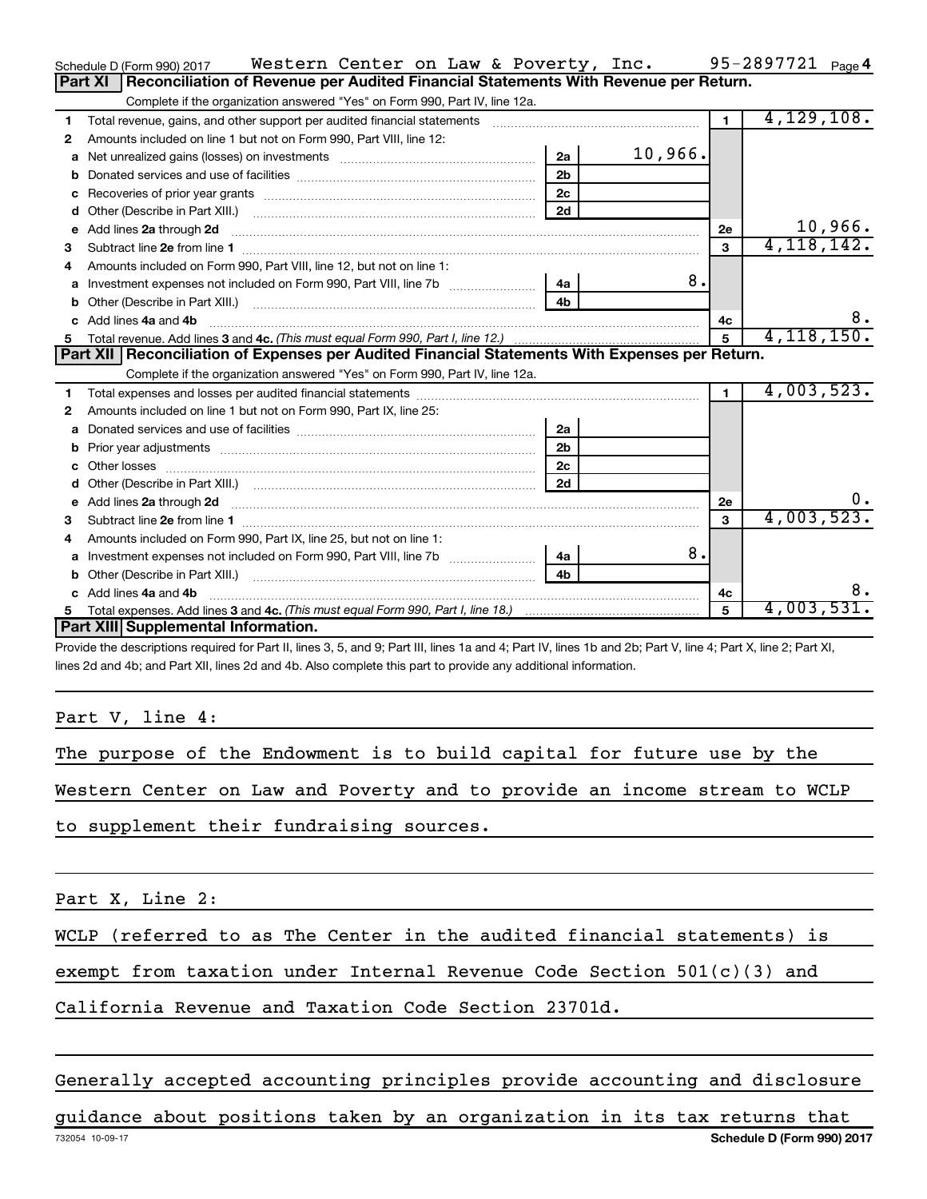Schedule D (Form 990) 2017 Western Center on Law & Poverty, Inc. 95-2897721 Page 4

**Part XI | Reconciliation of Revenue per Audited Financial Statements With Revenue per Return.**

Complete if the organization answered "Yes" on Form 990, Part IV, line 12a.

| | | | | | |
|---|---|---|---|---|---|
| 1 | Total revenue, gains, and other support per audited financial statements | | | 1 | 4,129,108. |
| 2 | Amounts included on line 1 but not on Form 990, Part VIII, line 12: | | | | |
| a | Net unrealized gains (losses) on investments | 2a | 10,966. | | |
| b | Donated services and use of facilities | 2b | | | |
| c | Recoveries of prior year grants | 2c | | | |
| d | Other (Describe in Part XIII.) | 2d | | | |
| e | Add lines **2a** through **2d** | | | 2e | 10,966. |
| 3 | Subtract line **2e** from line **1** | | | 3 | 4,118,142. |
| 4 | Amounts included on Form 990, Part VIII, line 12, but not on line 1: | | | | |
| a | Investment expenses not included on Form 990, Part VIII, line 7b | 4a | 8. | | |
| b | Other (Describe in Part XIII.) | 4b | | | |
| c | Add lines **4a** and **4b** | | | 4c | 8. |
| 5 | Total revenue. Add lines **3** and **4c.** *(This must equal Form 990, Part I, line 12.)* | | | 5 | 4,118,150. |

**Part XII | Reconciliation of Expenses per Audited Financial Statements With Expenses per Return.**

Complete if the organization answered "Yes" on Form 990, Part IV, line 12a.

| | | | | | |
|---|---|---|---|---|---|
| 1 | Total expenses and losses per audited financial statements | | | 1 | 4,003,523. |
| 2 | Amounts included on line 1 but not on Form 990, Part IX, line 25: | | | | |
| a | Donated services and use of facilities | 2a | | | |
| b | Prior year adjustments | 2b | | | |
| c | Other losses | 2c | | | |
| d | Other (Describe in Part XIII.) | 2d | | | |
| e | Add lines **2a** through **2d** | | | 2e | 0. |
| 3 | Subtract line **2e** from line **1** | | | 3 | 4,003,523. |
| 4 | Amounts included on Form 990, Part IX, line 25, but not on line 1: | | | | |
| a | Investment expenses not included on Form 990, Part VIII, line 7b | 4a | 8. | | |
| b | Other (Describe in Part XIII.) | 4b | | | |
| c | Add lines **4a** and **4b** | | | 4c | 8. |
| 5 | Total expenses. Add lines **3** and **4c.** *(This must equal Form 990, Part I, line 18.)* | | | 5 | 4,003,531. |

**Part XIII | Supplemental Information.**

Provide the descriptions required for Part II, lines 3, 5, and 9; Part III, lines 1a and 4; Part IV, lines 1b and 2b; Part V, line 4; Part X, line 2; Part XI, lines 2d and 4b; and Part XII, lines 2d and 4b. Also complete this part to provide any additional information.

Part V, line 4:

The purpose of the Endowment is to build capital for future use by the Western Center on Law and Poverty and to provide an income stream to WCLP to supplement their fundraising sources.

Part X, Line 2:

WCLP (referred to as The Center in the audited financial statements) is exempt from taxation under Internal Revenue Code Section 501(c)(3) and California Revenue and Taxation Code Section 23701d.

Generally accepted accounting principles provide accounting and disclosure guidance about positions taken by an organization in its tax returns that

732054 10-09-17 **Schedule D (Form 990) 2017**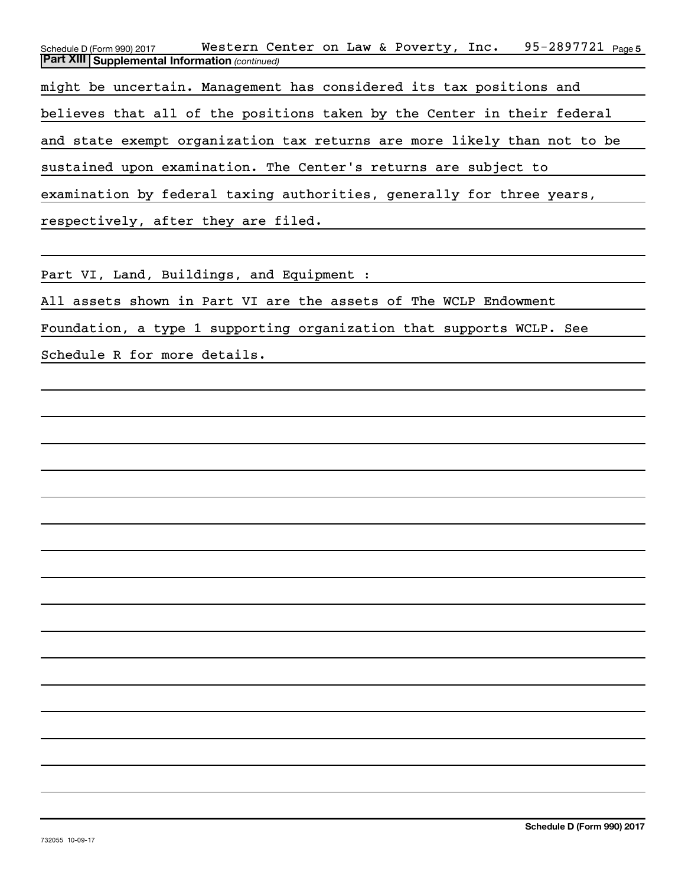**Part XIII Supplemental Information** *(continued)*

might be uncertain. Management has considered its tax positions and believes that all of the positions taken by the Center in their federal and state exempt organization tax returns are more likely than not to be sustained upon examination. The Center's returns are subject to examination by federal taxing authorities, generally for three years, respectively, after they are filed.

Part VI, Land, Buildings, and Equipment :

All assets shown in Part VI are the assets of The WCLP Endowment Foundation, a type 1 supporting organization that supports WCLP. See Schedule R for more details.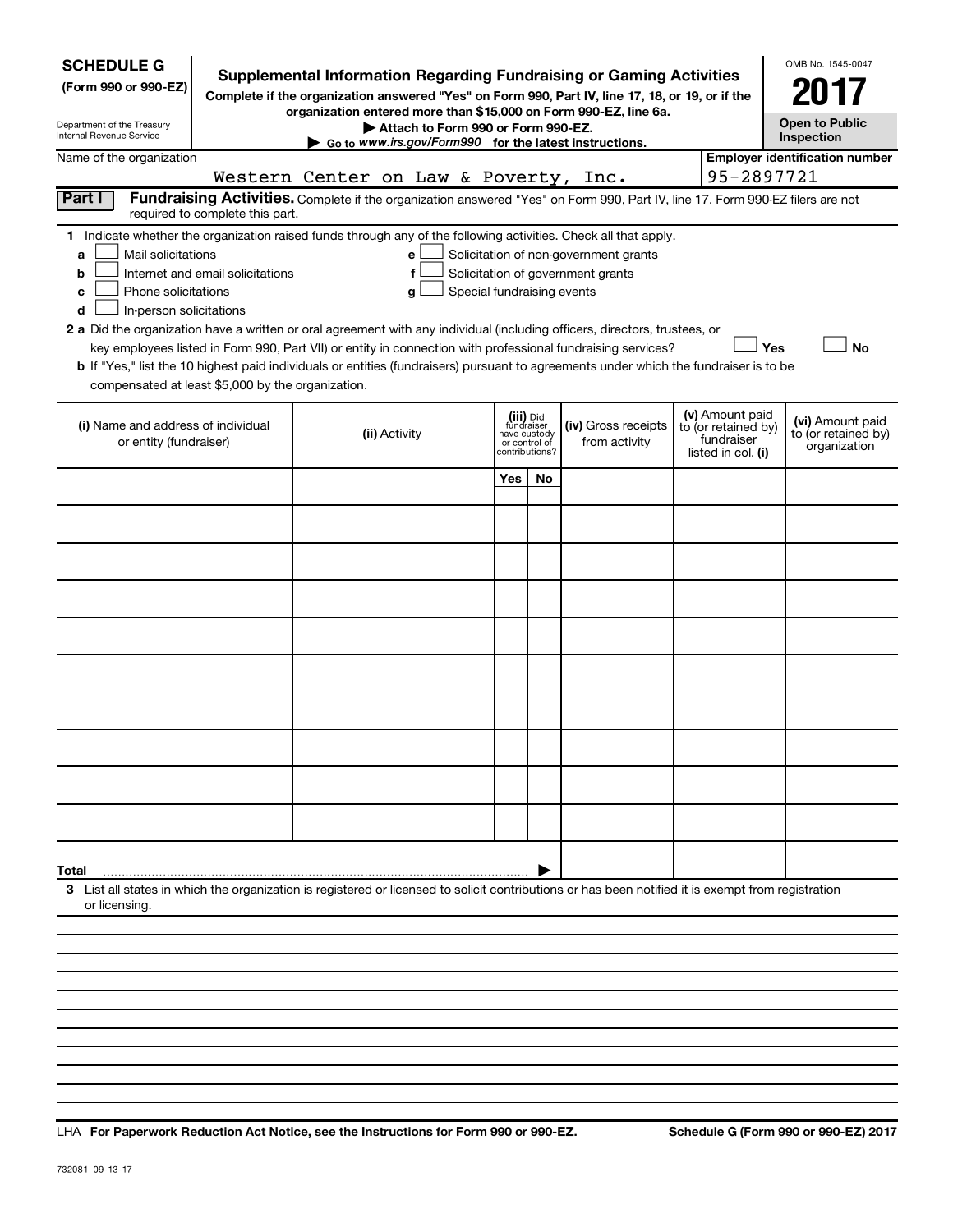**SCHEDULE G**
**(Form 990 or 990-EZ)**

Department of the Treasury
Internal Revenue Service

# Supplemental Information Regarding Fundraising or Gaming Activities

**Complete if the organization answered "Yes" on Form 990, Part IV, line 17, 18, or 19, or if the organization entered more than $15,000 on Form 990-EZ, line 6a.**

▶ **Attach to Form 990 or Form 990-EZ.**

▶ Go to *www.irs.gov/Form990* for the latest instructions.

OMB No. 1545-0047

**2017**

**Open to Public Inspection**

Name of the organization: Western Center on Law & Poverty, Inc.

**Employer identification number:** 95-2897721

**Part I** **Fundraising Activities.** Complete if the organization answered "Yes" on Form 990, Part IV, line 17. Form 990-EZ filers are not required to complete this part.

**1** Indicate whether the organization raised funds through any of the following activities. Check all that apply.

- **a** ☐ Mail solicitations
- **b** ☐ Internet and email solicitations
- **c** ☐ Phone solicitations
- **d** ☐ In-person solicitations
- **e** ☐ Solicitation of non-government grants
- **f** ☐ Solicitation of government grants
- **g** ☐ Special fundraising events

**2 a** Did the organization have a written or oral agreement with any individual (including officers, directors, trustees, or key employees listed in Form 990, Part VII) or entity in connection with professional fundraising services? ☐ **Yes** ☐ **No**

**b** If "Yes," list the 10 highest paid individuals or entities (fundraisers) pursuant to agreements under which the fundraiser is to be compensated at least $5,000 by the organization.

| (i) Name and address of individual or entity (fundraiser) | (ii) Activity | (iii) Did fundraiser have custody or control of contributions? | | (iv) Gross receipts from activity | (v) Amount paid to (or retained by) fundraiser listed in col. (i) | (vi) Amount paid to (or retained by) organization |
|---|---|---|---|---|---|---|
| | | Yes | No | | | |
| | | | | | | |
| | | | | | | |
| | | | | | | |
| | | | | | | |
| | | | | | | |
| | | | | | | |
| | | | | | | |
| | | | | | | |
| | | | | | | |
| | | | | | | |
| **Total** | | | | | | |

**3** List all states in which the organization is registered or licensed to solicit contributions or has been notified it is exempt from registration or licensing.

LHA **For Paperwork Reduction Act Notice, see the Instructions for Form 990 or 990-EZ.** **Schedule G (Form 990 or 990-EZ) 2017**

732081 09-13-17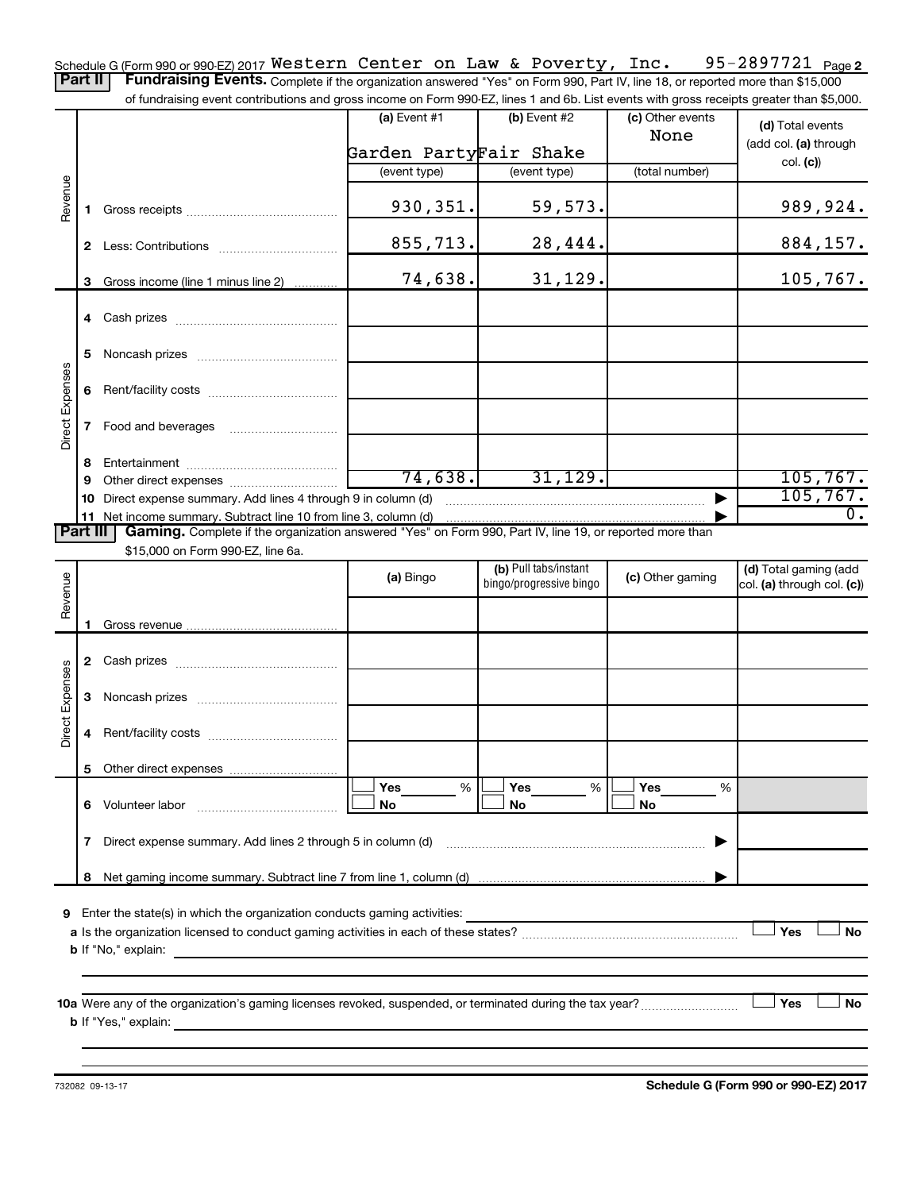Schedule G (Form 990 or 990-EZ) 2017 Western Center on Law & Poverty, Inc. 95-2897721 Page 2

**Part II** **Fundraising Events.** Complete if the organization answered "Yes" on Form 990, Part IV, line 18, or reported more than $15,000 of fundraising event contributions and gross income on Form 990-EZ, lines 1 and 6b. List events with gross receipts greater than $5,000.

| | | (a) Event #1 | (b) Event #2 | (c) Other events | (d) Total events (add col. (a) through col. (c)) |
|---|---|---|---|---|---|
| | | Garden Party | Fair Shake | None | |
| | | (event type) | (event type) | (total number) | |
| Revenue | 1 Gross receipts | 930,351. | 59,573. | | 989,924. |
| | 2 Less: Contributions | 855,713. | 28,444. | | 884,157. |
| | 3 Gross income (line 1 minus line 2) | 74,638. | 31,129. | | 105,767. |
| Direct Expenses | 4 Cash prizes | | | | |
| | 5 Noncash prizes | | | | |
| | 6 Rent/facility costs | | | | |
| | 7 Food and beverages | | | | |
| | 8 Entertainment | | | | |
| | 9 Other direct expenses | 74,638. | 31,129. | | 105,767. |
| | 10 Direct expense summary. Add lines 4 through 9 in column (d) | | | ▶ | 105,767. |
| | 11 Net income summary. Subtract line 10 from line 3, column (d) | | | ▶ | 0. |

**Part III** **Gaming.** Complete if the organization answered "Yes" on Form 990, Part IV, line 19, or reported more than $15,000 on Form 990-EZ, line 6a.

| | | (a) Bingo | (b) Pull tabs/instant bingo/progressive bingo | (c) Other gaming | (d) Total gaming (add col. (a) through col. (c)) |
|---|---|---|---|---|---|
| Revenue | 1 Gross revenue | | | | |
| Direct Expenses | 2 Cash prizes | | | | |
| | 3 Noncash prizes | | | | |
| | 4 Rent/facility costs | | | | |
| | 5 Other direct expenses | | | | |
| | 6 Volunteer labor | ☐ Yes ___ % ☐ No | ☐ Yes ___ % ☐ No | ☐ Yes ___ % ☐ No | |
| | 7 Direct expense summary. Add lines 2 through 5 in column (d) | | | ▶ | |
| | 8 Net gaming income summary. Subtract line 7 from line 1, column (d) | | | ▶ | |

9 Enter the state(s) in which the organization conducts gaming activities: ______

a Is the organization licensed to conduct gaming activities in each of these states? ☐ Yes ☐ No

b If "No," explain: ______

10a Were any of the organization's gaming licenses revoked, suspended, or terminated during the tax year? ☐ Yes ☐ No

b If "Yes," explain: ______

732082 09-13-17 **Schedule G (Form 990 or 990-EZ) 2017**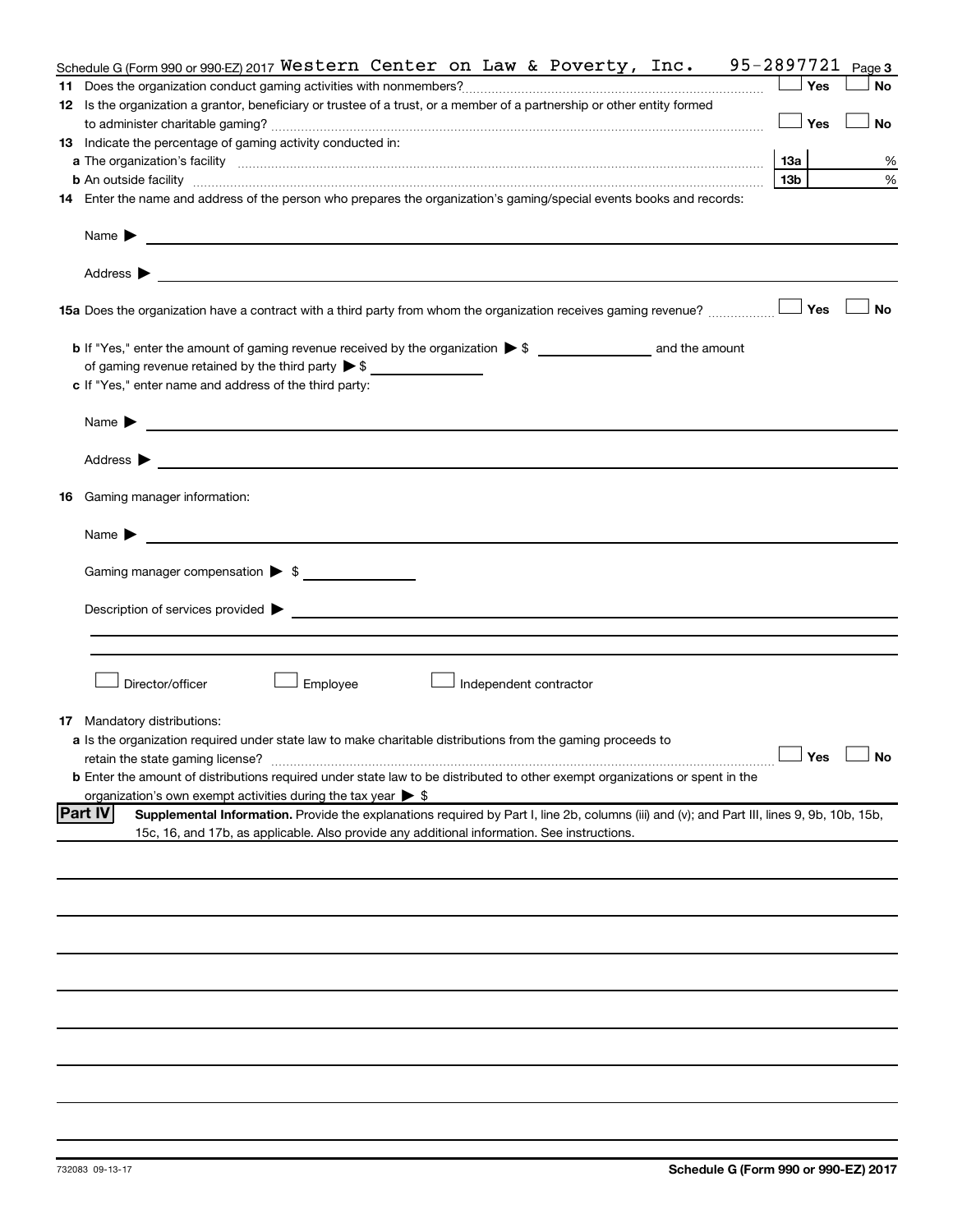Schedule G (Form 990 or 990-EZ) 2017 Western Center on Law & Poverty, Inc. 95-2897721 Page 3

**11** Does the organization conduct gaming activities with nonmembers? ☐ Yes ☐ No

**12** Is the organization a grantor, beneficiary or trustee of a trust, or a member of a partnership or other entity formed to administer charitable gaming? ☐ Yes ☐ No

**13** Indicate the percentage of gaming activity conducted in:

**a** The organization's facility ... **13a** %

**b** An outside facility ... **13b** %

**14** Enter the name and address of the person who prepares the organization's gaming/special events books and records:

Name ▶

Address ▶

**15a** Does the organization have a contract with a third party from whom the organization receives gaming revenue? ☐ Yes ☐ No

**b** If "Yes," enter the amount of gaming revenue received by the organization ▶ $ ______ and the amount of gaming revenue retained by the third party ▶ $ ______

**c** If "Yes," enter name and address of the third party:

Name ▶

Address ▶

**16** Gaming manager information:

Name ▶

Gaming manager compensation ▶ $

Description of services provided ▶

☐ Director/officer ☐ Employee ☐ Independent contractor

**17** Mandatory distributions:

**a** Is the organization required under state law to make charitable distributions from the gaming proceeds to retain the state gaming license? ☐ Yes ☐ No

**b** Enter the amount of distributions required under state law to be distributed to other exempt organizations or spent in the organization's own exempt activities during the tax year ▶ $

**Part IV** **Supplemental Information.** Provide the explanations required by Part I, line 2b, columns (iii) and (v); and Part III, lines 9, 9b, 10b, 15b, 15c, 16, and 17b, as applicable. Also provide any additional information. See instructions.

732083 09-13-17 **Schedule G (Form 990 or 990-EZ) 2017**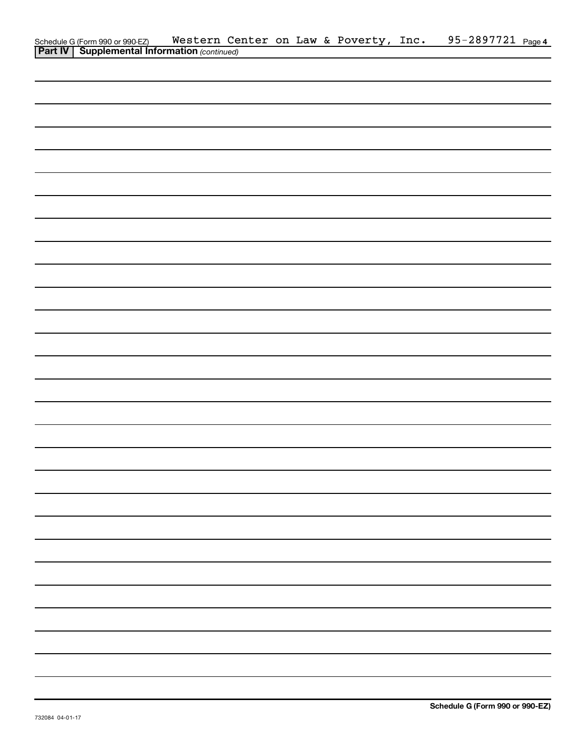Schedule G (Form 990 or 990-EZ) Western Center on Law & Poverty, Inc. 95-2897721

**Part IV | Supplemental Information** *(continued)*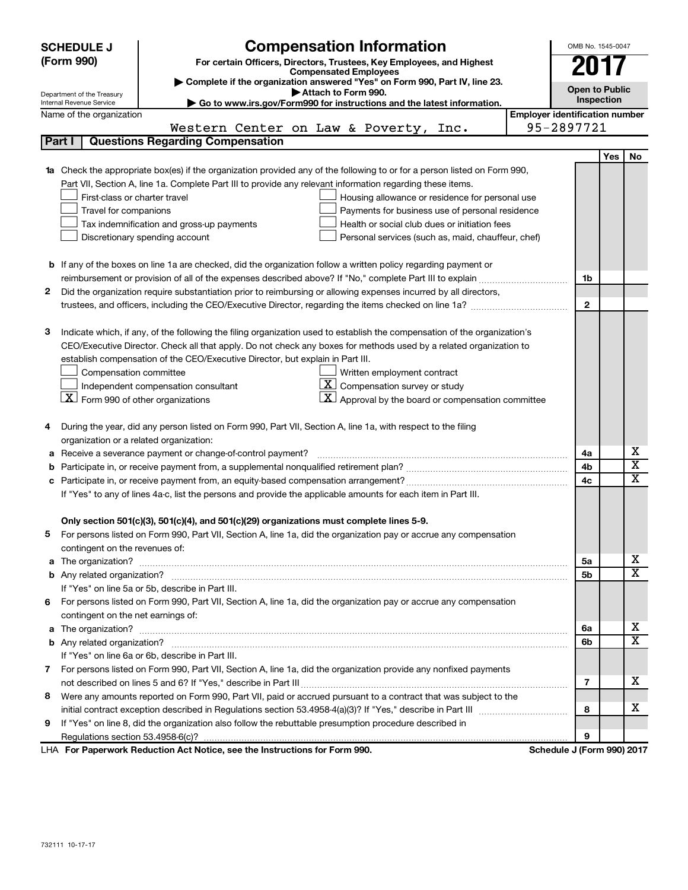# SCHEDULE J (Form 990)

Department of the Treasury
Internal Revenue Service

## Compensation Information

**For certain Officers, Directors, Trustees, Key Employees, and Highest Compensated Employees**

▶ Complete if the organization answered "Yes" on Form 990, Part IV, line 23.
▶ Attach to Form 990.
▶ Go to www.irs.gov/Form990 for instructions and the latest information.

OMB No. 1545-0047

**2017**

**Open to Public Inspection**

| Name of the organization | Employer identification number |
|---|---|
| Western Center on Law & Poverty, Inc. | 95-2897721 |

## Part I Questions Regarding Compensation

| | | | Yes | No |
|---|---|---|---|---|
| **1a** | Check the appropriate box(es) if the organization provided any of the following to or for a person listed on Form 990, Part VII, Section A, line 1a. Complete Part III to provide any relevant information regarding these items.<br>☐ First-class or charter travel ☐ Housing allowance or residence for personal use<br>☐ Travel for companions ☐ Payments for business use of personal residence<br>☐ Tax indemnification and gross-up payments ☐ Health or social club dues or initiation fees<br>☐ Discretionary spending account ☐ Personal services (such as, maid, chauffeur, chef) | | | |
| **b** | If any of the boxes on line 1a are checked, did the organization follow a written policy regarding payment or reimbursement or provision of all of the expenses described above? If "No," complete Part III to explain | 1b | | |
| **2** | Did the organization require substantiation prior to reimbursing or allowing expenses incurred by all directors, trustees, and officers, including the CEO/Executive Director, regarding the items checked on line 1a? | 2 | | |
| **3** | Indicate which, if any, of the following the filing organization used to establish the compensation of the organization's CEO/Executive Director. Check all that apply. Do not check any boxes for methods used by a related organization to establish compensation of the CEO/Executive Director, but explain in Part III.<br>☐ Compensation committee ☐ Written employment contract<br>☐ Independent compensation consultant ☒ Compensation survey or study<br>☒ Form 990 of other organizations ☒ Approval by the board or compensation committee | | | |
| **4** | During the year, did any person listed on Form 990, Part VII, Section A, line 1a, with respect to the filing organization or a related organization: | | | |
| **a** | Receive a severance payment or change-of-control payment? | 4a | | X |
| **b** | Participate in, or receive payment from, a supplemental nonqualified retirement plan? | 4b | | X |
| **c** | Participate in, or receive payment from, an equity-based compensation arrangement? | 4c | | X |
| | If "Yes" to any of lines 4a-c, list the persons and provide the applicable amounts for each item in Part III. | | | |
| | **Only section 501(c)(3), 501(c)(4), and 501(c)(29) organizations must complete lines 5-9.** | | | |
| **5** | For persons listed on Form 990, Part VII, Section A, line 1a, did the organization pay or accrue any compensation contingent on the revenues of: | | | |
| **a** | The organization? | 5a | | X |
| **b** | Any related organization? | 5b | | X |
| | If "Yes" on line 5a or 5b, describe in Part III. | | | |
| **6** | For persons listed on Form 990, Part VII, Section A, line 1a, did the organization pay or accrue any compensation contingent on the net earnings of: | | | |
| **a** | The organization? | 6a | | X |
| **b** | Any related organization? | 6b | | X |
| | If "Yes" on line 6a or 6b, describe in Part III. | | | |
| **7** | For persons listed on Form 990, Part VII, Section A, line 1a, did the organization provide any nonfixed payments not described on lines 5 and 6? If "Yes," describe in Part III | 7 | | X |
| **8** | Were any amounts reported on Form 990, Part VII, paid or accrued pursuant to a contract that was subject to the initial contract exception described in Regulations section 53.4958-4(a)(3)? If "Yes," describe in Part III | 8 | | X |
| **9** | If "Yes" on line 8, did the organization also follow the rebuttable presumption procedure described in Regulations section 53.4958-6(c)? | 9 | | |

LHA **For Paperwork Reduction Act Notice, see the Instructions for Form 990.** **Schedule J (Form 990) 2017**

732111 10-17-17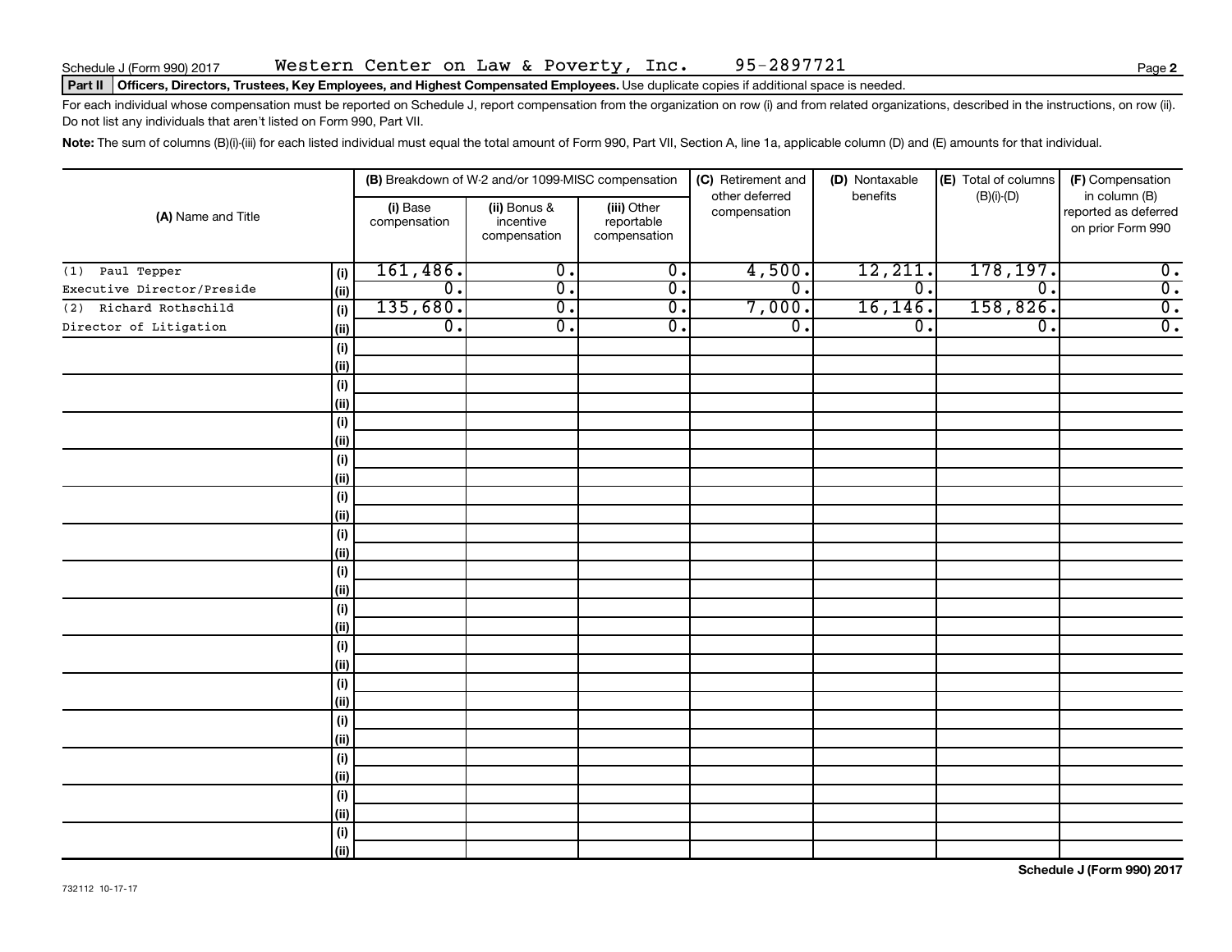Schedule J (Form 990) 2017 Western Center on Law & Poverty, Inc. 95-2897721

**Part II Officers, Directors, Trustees, Key Employees, and Highest Compensated Employees.** Use duplicate copies if additional space is needed.

For each individual whose compensation must be reported on Schedule J, report compensation from the organization on row (i) and from related organizations, described in the instructions, on row (ii). Do not list any individuals that aren't listed on Form 990, Part VII.

**Note:** The sum of columns (B)(i)-(iii) for each listed individual must equal the total amount of Form 990, Part VII, Section A, line 1a, applicable column (D) and (E) amounts for that individual.

| (A) Name and Title | | (B) Breakdown of W-2 and/or 1099-MISC compensation | | | (C) Retirement and other deferred compensation | (D) Nontaxable benefits | (E) Total of columns (B)(i)-(D) | (F) Compensation in column (B) reported as deferred on prior Form 990 |
|---|---|---|---|---|---|---|---|---|
| | | (i) Base compensation | (ii) Bonus & incentive compensation | (iii) Other reportable compensation | | | | |
| (1) Paul Tepper | (i) | 161,486. | 0. | 0. | 4,500. | 12,211. | 178,197. | 0. |
| Executive Director/Preside | (ii) | 0. | 0. | 0. | 0. | 0. | 0. | 0. |
| (2) Richard Rothschild | (i) | 135,680. | 0. | 0. | 7,000. | 16,146. | 158,826. | 0. |
| Director of Litigation | (ii) | 0. | 0. | 0. | 0. | 0. | 0. | 0. |

Schedule J (Form 990) 2017

732112 10-17-17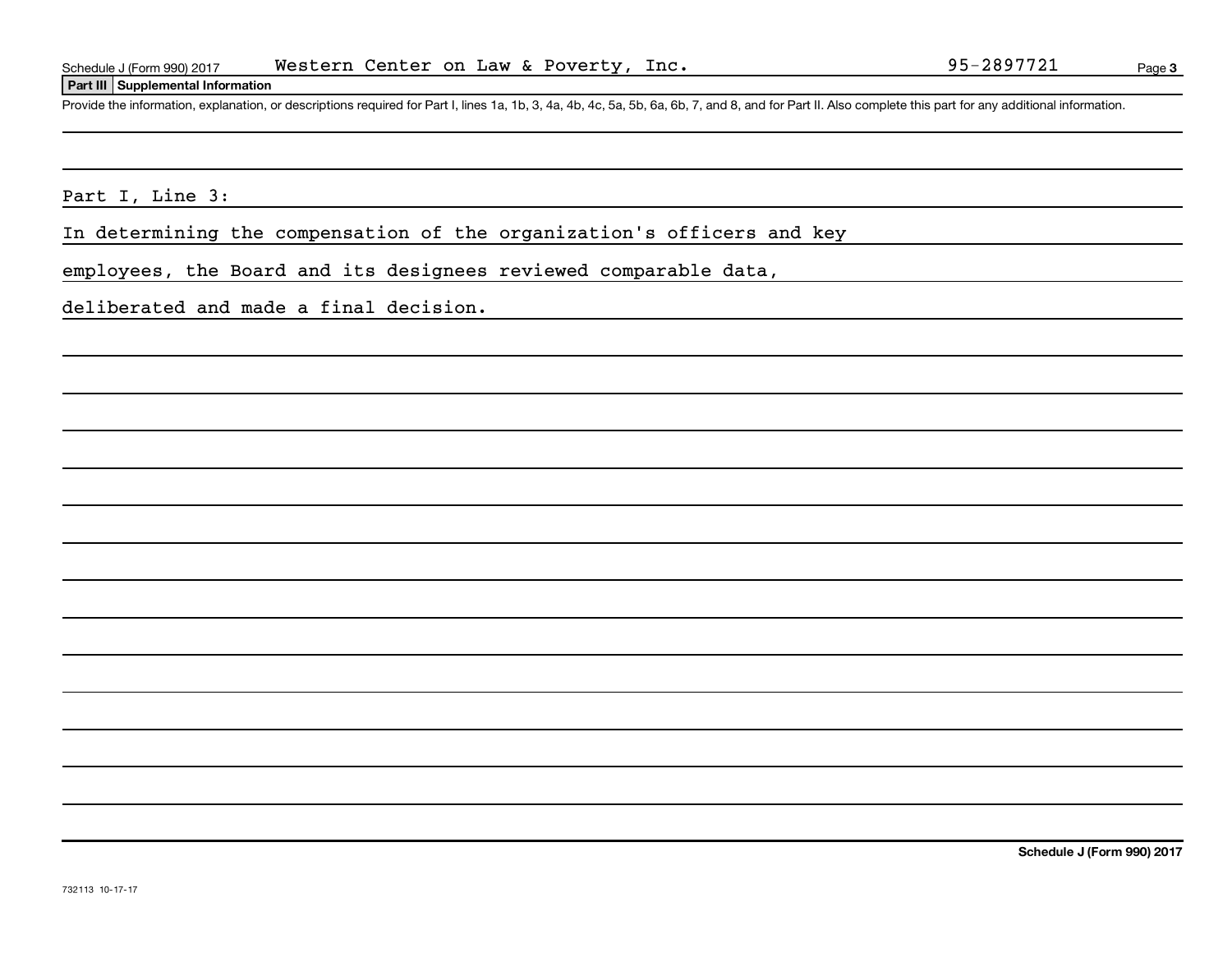Schedule J (Form 990) 2017 Western Center on Law & Poverty, Inc. 95-2897721

## Part III Supplemental Information

Provide the information, explanation, or descriptions required for Part I, lines 1a, 1b, 3, 4a, 4b, 4c, 5a, 5b, 6a, 6b, 7, and 8, and for Part II. Also complete this part for any additional information.

Part I, Line 3:

In determining the compensation of the organization's officers and key employees, the Board and its designees reviewed comparable data, deliberated and made a final decision.

Schedule J (Form 990) 2017

732113 10-17-17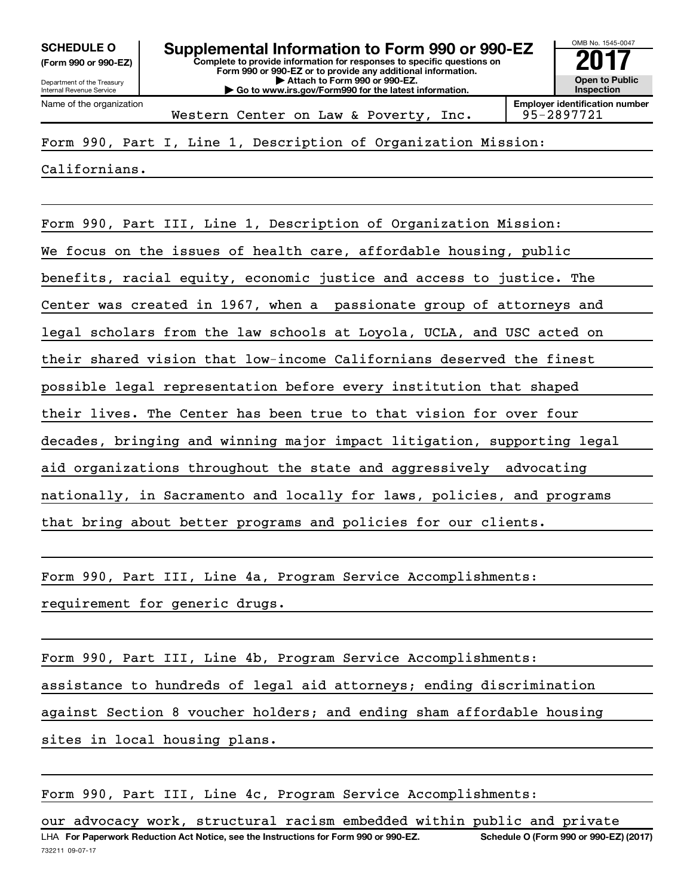**SCHEDULE O**
**(Form 990 or 990-EZ)**

Department of the Treasury
Internal Revenue Service

# Supplemental Information to Form 990 or 990-EZ

**Complete to provide information for responses to specific questions on Form 990 or 990-EZ or to provide any additional information.**
**▶ Attach to Form 990 or 990-EZ.**
**▶ Go to www.irs.gov/Form990 for the latest information.**

OMB No. 1545-0047

**2017**

**Open to Public Inspection**

| Name of the organization | Employer identification number |
|---|---|
| Western Center on Law & Poverty, Inc. | 95-2897721 |

Form 990, Part I, Line 1, Description of Organization Mission:

Californians.

Form 990, Part III, Line 1, Description of Organization Mission:

We focus on the issues of health care, affordable housing, public benefits, racial equity, economic justice and access to justice. The Center was created in 1967, when a passionate group of attorneys and legal scholars from the law schools at Loyola, UCLA, and USC acted on their shared vision that low-income Californians deserved the finest possible legal representation before every institution that shaped their lives. The Center has been true to that vision for over four decades, bringing and winning major impact litigation, supporting legal aid organizations throughout the state and aggressively advocating nationally, in Sacramento and locally for laws, policies, and programs that bring about better programs and policies for our clients.

Form 990, Part III, Line 4a, Program Service Accomplishments:

requirement for generic drugs.

Form 990, Part III, Line 4b, Program Service Accomplishments:

assistance to hundreds of legal aid attorneys; ending discrimination against Section 8 voucher holders; and ending sham affordable housing sites in local housing plans.

Form 990, Part III, Line 4c, Program Service Accomplishments:

our advocacy work, structural racism embedded within public and private

LHA **For Paperwork Reduction Act Notice, see the Instructions for Form 990 or 990-EZ.** **Schedule O (Form 990 or 990-EZ) (2017)**

732211 09-07-17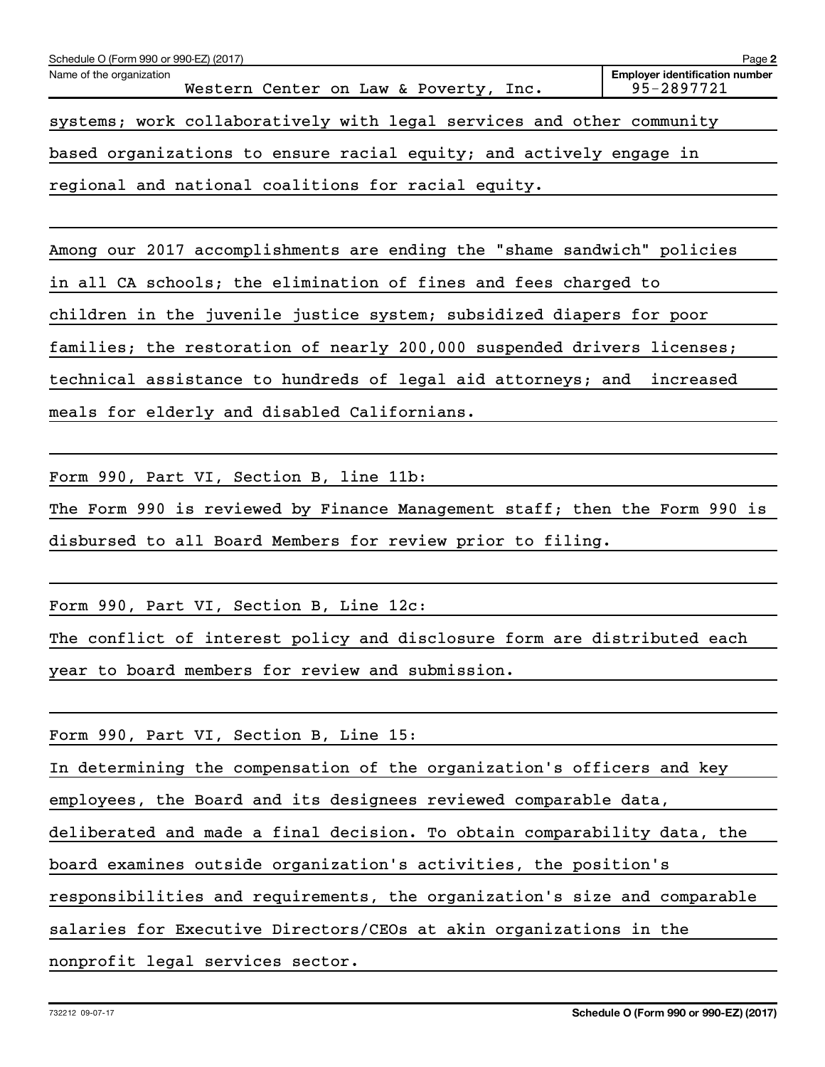Schedule O (Form 990 or 990-EZ) (2017)

Name of the organization: Western Center on Law & Poverty, Inc.

Employer identification number: 95-2897721

systems; work collaboratively with legal services and other community based organizations to ensure racial equity; and actively engage in regional and national coalitions for racial equity.

Among our 2017 accomplishments are ending the "shame sandwich" policies in all CA schools; the elimination of fines and fees charged to children in the juvenile justice system; subsidized diapers for poor families; the restoration of nearly 200,000 suspended drivers licenses; technical assistance to hundreds of legal aid attorneys; and increased meals for elderly and disabled Californians.

Form 990, Part VI, Section B, line 11b:

The Form 990 is reviewed by Finance Management staff; then the Form 990 is disbursed to all Board Members for review prior to filing.

Form 990, Part VI, Section B, Line 12c:

The conflict of interest policy and disclosure form are distributed each year to board members for review and submission.

Form 990, Part VI, Section B, Line 15:

In determining the compensation of the organization's officers and key employees, the Board and its designees reviewed comparable data, deliberated and made a final decision. To obtain comparability data, the board examines outside organization's activities, the position's responsibilities and requirements, the organization's size and comparable salaries for Executive Directors/CEOs at akin organizations in the nonprofit legal services sector.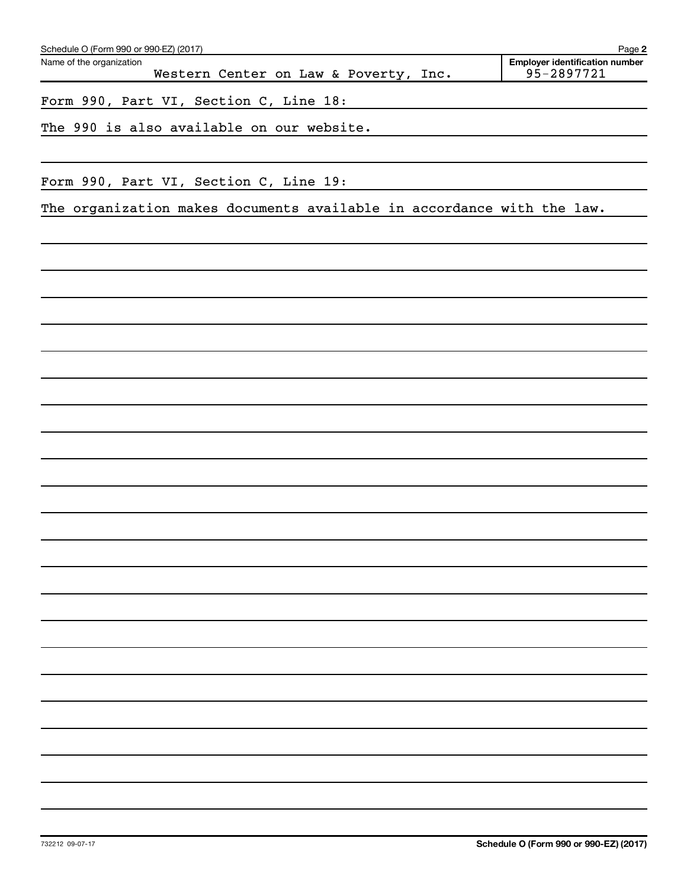Schedule O (Form 990 or 990-EZ) (2017)

Name of the organization: Western Center on Law & Poverty, Inc.

Employer identification number: 95-2897721

Form 990, Part VI, Section C, Line 18:

The 990 is also available on our website.

Form 990, Part VI, Section C, Line 19:

The organization makes documents available in accordance with the law.

732212 09-07-17

**Schedule O (Form 990 or 990-EZ) (2017)**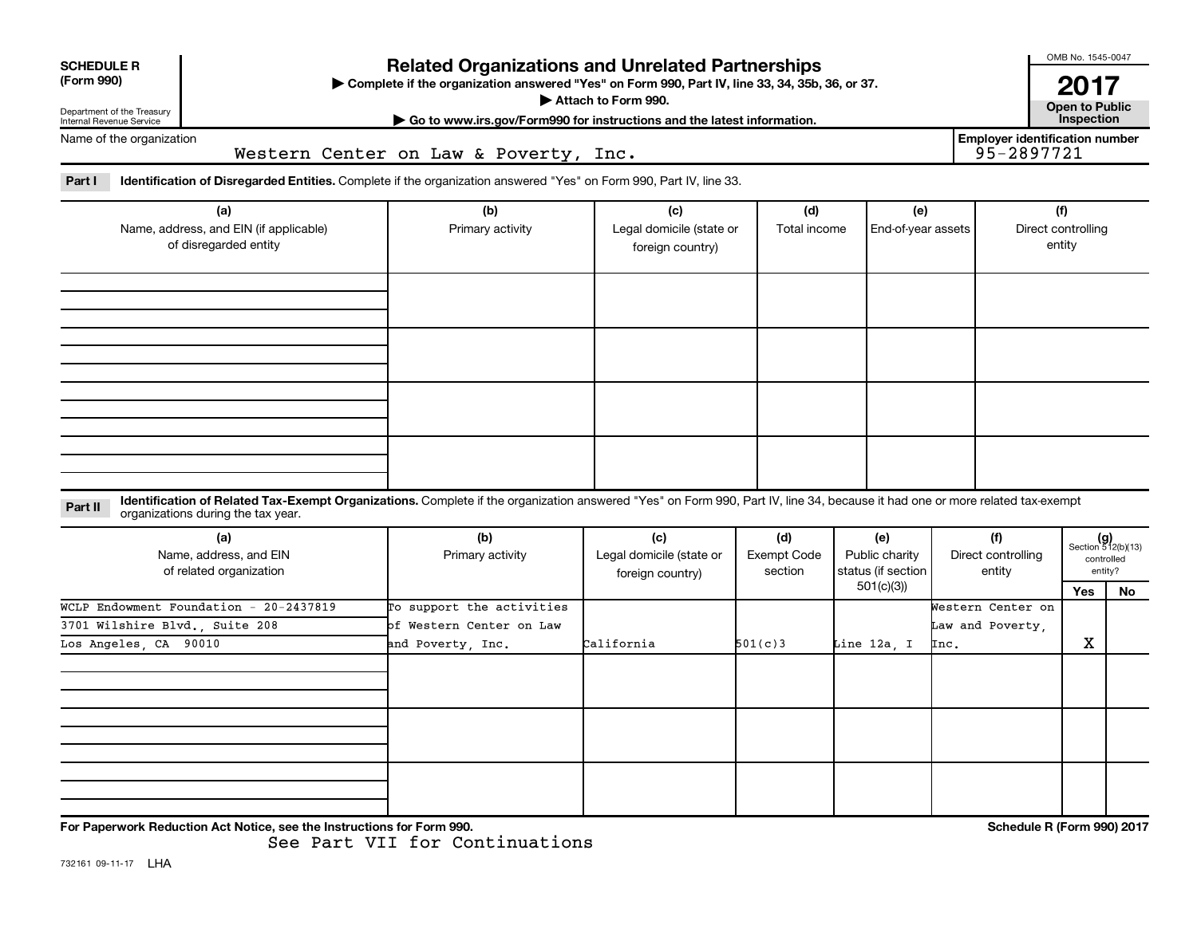**SCHEDULE R (Form 990)**

Department of the Treasury
Internal Revenue Service

# Related Organizations and Unrelated Partnerships

▶ Complete if the organization answered "Yes" on Form 990, Part IV, line 33, 34, 35b, 36, or 37.
▶ Attach to Form 990.
▶ Go to www.irs.gov/Form990 for instructions and the latest information.

OMB No. 1545-0047

**2017**

**Open to Public Inspection**

Name of the organization: Western Center on Law & Poverty, Inc.

Employer identification number: 95-2897721

**Part I** **Identification of Disregarded Entities.** Complete if the organization answered "Yes" on Form 990, Part IV, line 33.

| (a) Name, address, and EIN (if applicable) of disregarded entity | (b) Primary activity | (c) Legal domicile (state or foreign country) | (d) Total income | (e) End-of-year assets | (f) Direct controlling entity |
|---|---|---|---|---|---|
| | | | | | |
| | | | | | |
| | | | | | |
| | | | | | |

**Part II** **Identification of Related Tax-Exempt Organizations.** Complete if the organization answered "Yes" on Form 990, Part IV, line 34, because it had one or more related tax-exempt organizations during the tax year.

| (a) Name, address, and EIN of related organization | (b) Primary activity | (c) Legal domicile (state or foreign country) | (d) Exempt Code section | (e) Public charity status (if section 501(c)(3)) | (f) Direct controlling entity | (g) Section 512(b)(13) controlled entity? Yes | No |
|---|---|---|---|---|---|---|---|
| WCLP Endowment Foundation - 20-2437819 3701 Wilshire Blvd., Suite 208 Los Angeles, CA 90010 | To support the activities of Western Center on Law and Poverty, Inc. | California | 501(c)3 | Line 12a, I | Western Center on Law and Poverty, Inc. | X | |
| | | | | | | | |
| | | | | | | | |
| | | | | | | | |

For Paperwork Reduction Act Notice, see the Instructions for Form 990.

See Part VII for Continuations

732161 09-11-17 LHA

Schedule R (Form 990) 2017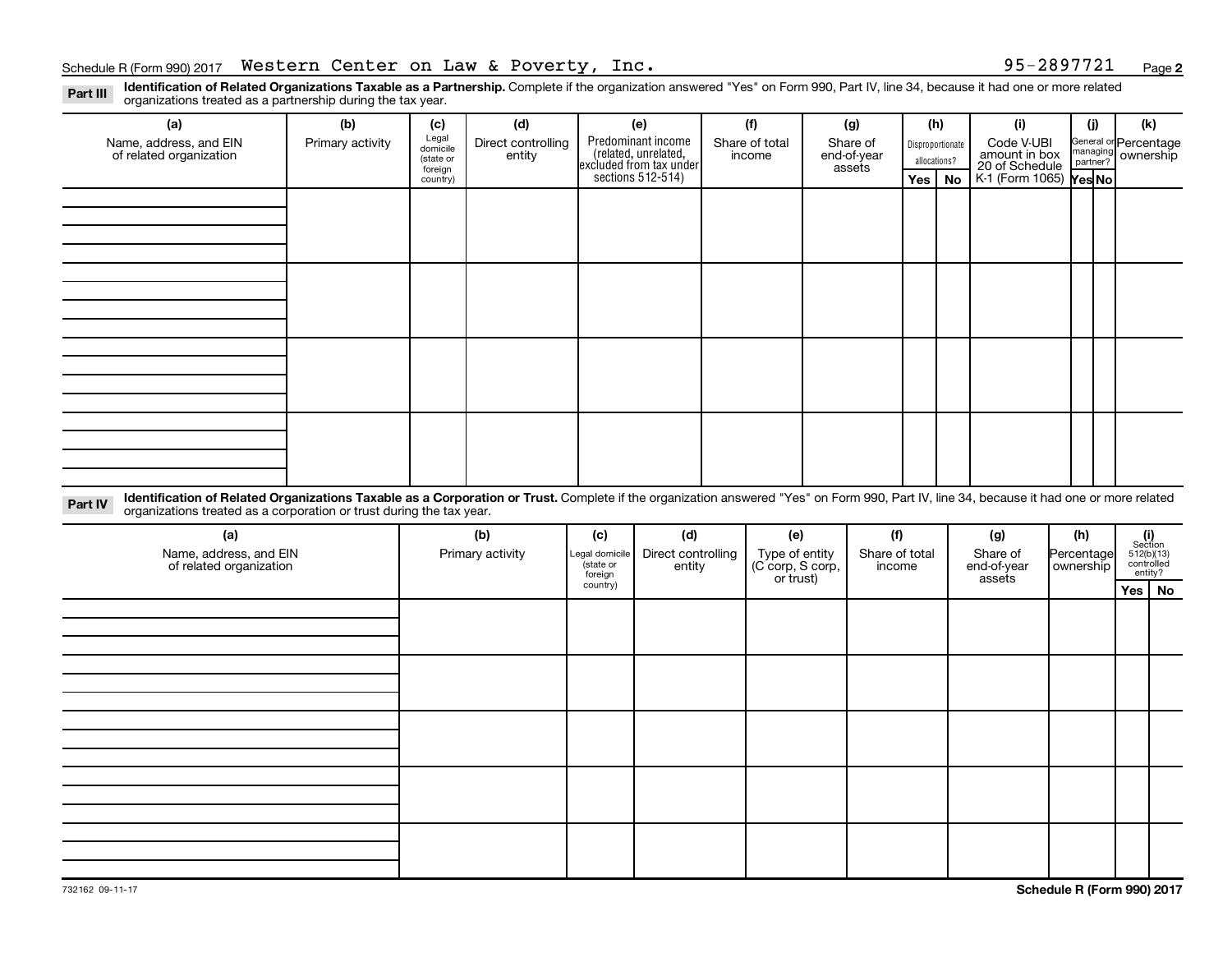Schedule R (Form 990) 2017 Western Center on Law & Poverty, Inc. 95-2897721

**Part III** **Identification of Related Organizations Taxable as a Partnership.** Complete if the organization answered "Yes" on Form 990, Part IV, line 34, because it had one or more related organizations treated as a partnership during the tax year.

| (a) Name, address, and EIN of related organization | (b) Primary activity | (c) Legal domicile (state or foreign country) | (d) Direct controlling entity | (e) Predominant income (related, unrelated, excluded from tax under sections 512-514) | (f) Share of total income | (g) Share of end-of-year assets | (h) Disproportionate allocations? Yes | No | (i) Code V-UBI amount in box 20 of Schedule K-1 (Form 1065) | (j) General or managing partner? Yes | No | (k) Percentage ownership |
|---|---|---|---|---|---|---|---|---|---|---|---|---|
| | | | | | | | | | | | | |
| | | | | | | | | | | | | |
| | | | | | | | | | | | | |
| | | | | | | | | | | | | |

**Part IV** **Identification of Related Organizations Taxable as a Corporation or Trust.** Complete if the organization answered "Yes" on Form 990, Part IV, line 34, because it had one or more related organizations treated as a corporation or trust during the tax year.

| (a) Name, address, and EIN of related organization | (b) Primary activity | (c) Legal domicile (state or foreign country) | (d) Direct controlling entity | (e) Type of entity (C corp, S corp, or trust) | (f) Share of total income | (g) Share of end-of-year assets | (h) Percentage ownership | (i) Section 512(b)(13) controlled entity? Yes | No |
|---|---|---|---|---|---|---|---|---|---|
| | | | | | | | | | |
| | | | | | | | | | |
| | | | | | | | | | |
| | | | | | | | | | |
| | | | | | | | | | |

732162 09-11-17

Schedule R (Form 990) 2017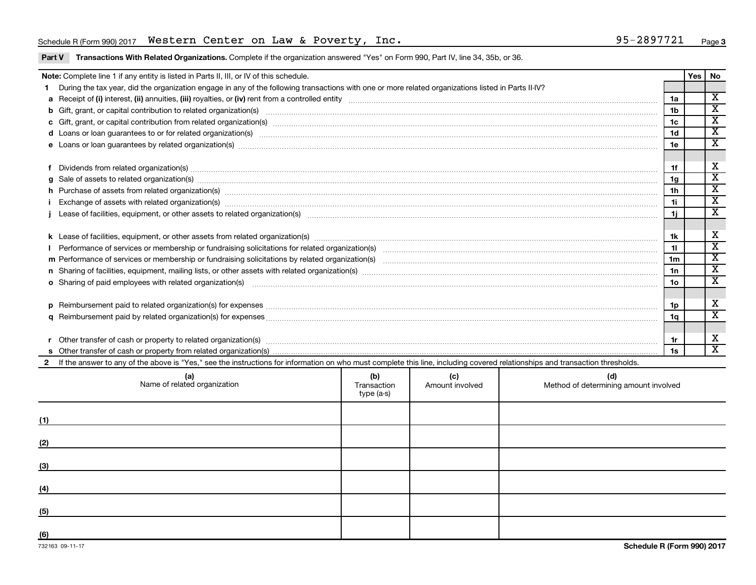Schedule R (Form 990) 2017 Western Center on Law & Poverty, Inc. 95-2897721

**Part V — Transactions With Related Organizations.** Complete if the organization answered "Yes" on Form 990, Part IV, line 34, 35b, or 36.

| Note: Complete line 1 if any entity is listed in Parts II, III, or IV of this schedule. | | Yes | No |
|---|---|---|---|
| **1** During the tax year, did the organization engage in any of the following transactions with one or more related organizations listed in Parts II-IV? | | | |
| **a** Receipt of **(i)** interest, **(ii)** annuities, **(iii)** royalties, or **(iv)** rent from a controlled entity | 1a | | X |
| **b** Gift, grant, or capital contribution to related organization(s) | 1b | | X |
| **c** Gift, grant, or capital contribution from related organization(s) | 1c | | X |
| **d** Loans or loan guarantees to or for related organization(s) | 1d | | X |
| **e** Loans or loan guarantees by related organization(s) | 1e | | X |
| **f** Dividends from related organization(s) | 1f | | X |
| **g** Sale of assets to related organization(s) | 1g | | X |
| **h** Purchase of assets from related organization(s) | 1h | | X |
| **i** Exchange of assets with related organization(s) | 1i | | X |
| **j** Lease of facilities, equipment, or other assets to related organization(s) | 1j | | X |
| **k** Lease of facilities, equipment, or other assets from related organization(s) | 1k | | X |
| **l** Performance of services or membership or fundraising solicitations for related organization(s) | 1l | | X |
| **m** Performance of services or membership or fundraising solicitations by related organization(s) | 1m | | X |
| **n** Sharing of facilities, equipment, mailing lists, or other assets with related organization(s) | 1n | | X |
| **o** Sharing of paid employees with related organization(s) | 1o | | X |
| **p** Reimbursement paid to related organization(s) for expenses | 1p | | X |
| **q** Reimbursement paid by related organization(s) for expenses | 1q | | X |
| **r** Other transfer of cash or property to related organization(s) | 1r | | X |
| **s** Other transfer of cash or property from related organization(s) | 1s | | X |

**2** If the answer to any of the above is "Yes," see the instructions for information on who must complete this line, including covered relationships and transaction thresholds.

| | (a) Name of related organization | (b) Transaction type (a-s) | (c) Amount involved | (d) Method of determining amount involved |
|---|---|---|---|---|
| (1) | | | | |
| (2) | | | | |
| (3) | | | | |
| (4) | | | | |
| (5) | | | | |
| (6) | | | | |

732163 09-11-17 **Schedule R (Form 990) 2017**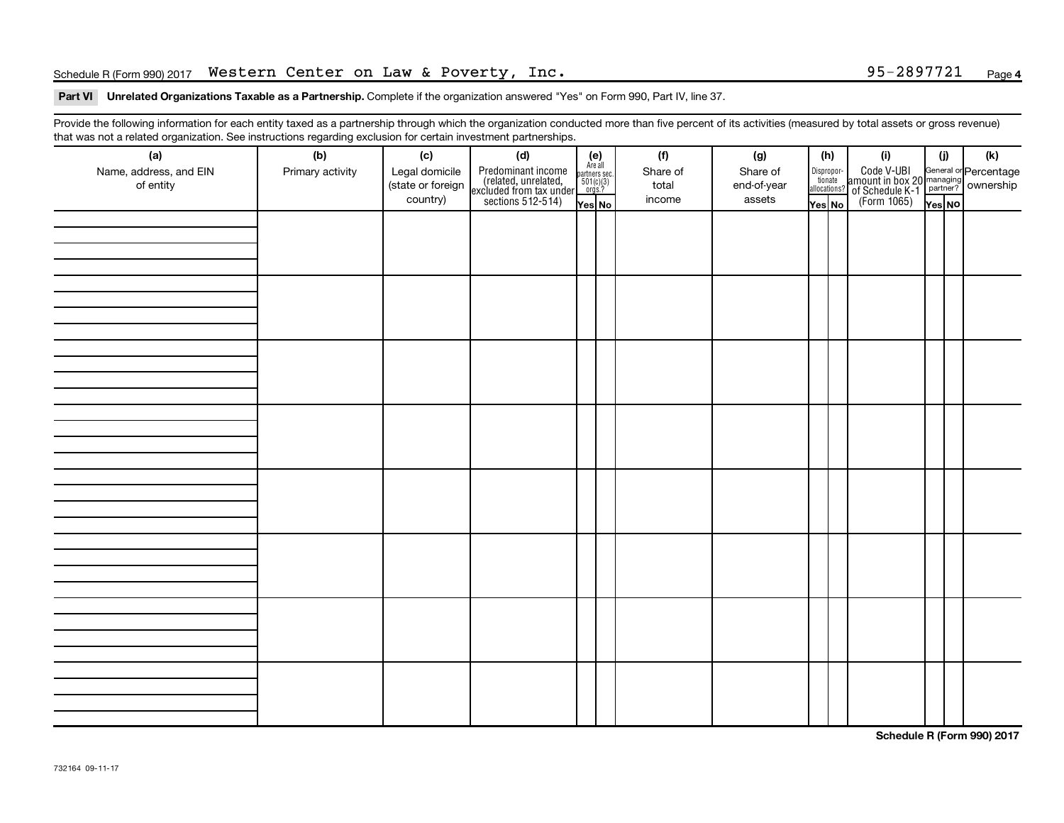Schedule R (Form 990) 2017 Western Center on Law & Poverty, Inc. 95-2897721

**Part VI Unrelated Organizations Taxable as a Partnership.** Complete if the organization answered "Yes" on Form 990, Part IV, line 37.

Provide the following information for each entity taxed as a partnership through which the organization conducted more than five percent of its activities (measured by total assets or gross revenue) that was not a related organization. See instructions regarding exclusion for certain investment partnerships.

| (a) Name, address, and EIN of entity | (b) Primary activity | (c) Legal domicile (state or foreign country) | (d) Predominant income (related, unrelated, excluded from tax under sections 512-514) | (e) Are all partners sec. 501(c)(3) orgs.? Yes | (e) No | (f) Share of total income | (g) Share of end-of-year assets | (h) Disproportionate allocations? Yes | (h) No | (i) Code V-UBI amount in box 20 of Schedule K-1 (Form 1065) | (j) General or managing partner? Yes | (j) No | (k) Percentage ownership |
|---|---|---|---|---|---|---|---|---|---|---|---|---|---|
| | | | | | | | | | | | | | |
| | | | | | | | | | | | | | |
| | | | | | | | | | | | | | |
| | | | | | | | | | | | | | |
| | | | | | | | | | | | | | |
| | | | | | | | | | | | | | |
| | | | | | | | | | | | | | |
| | | | | | | | | | | | | | |

**Schedule R (Form 990) 2017**

732164 09-11-17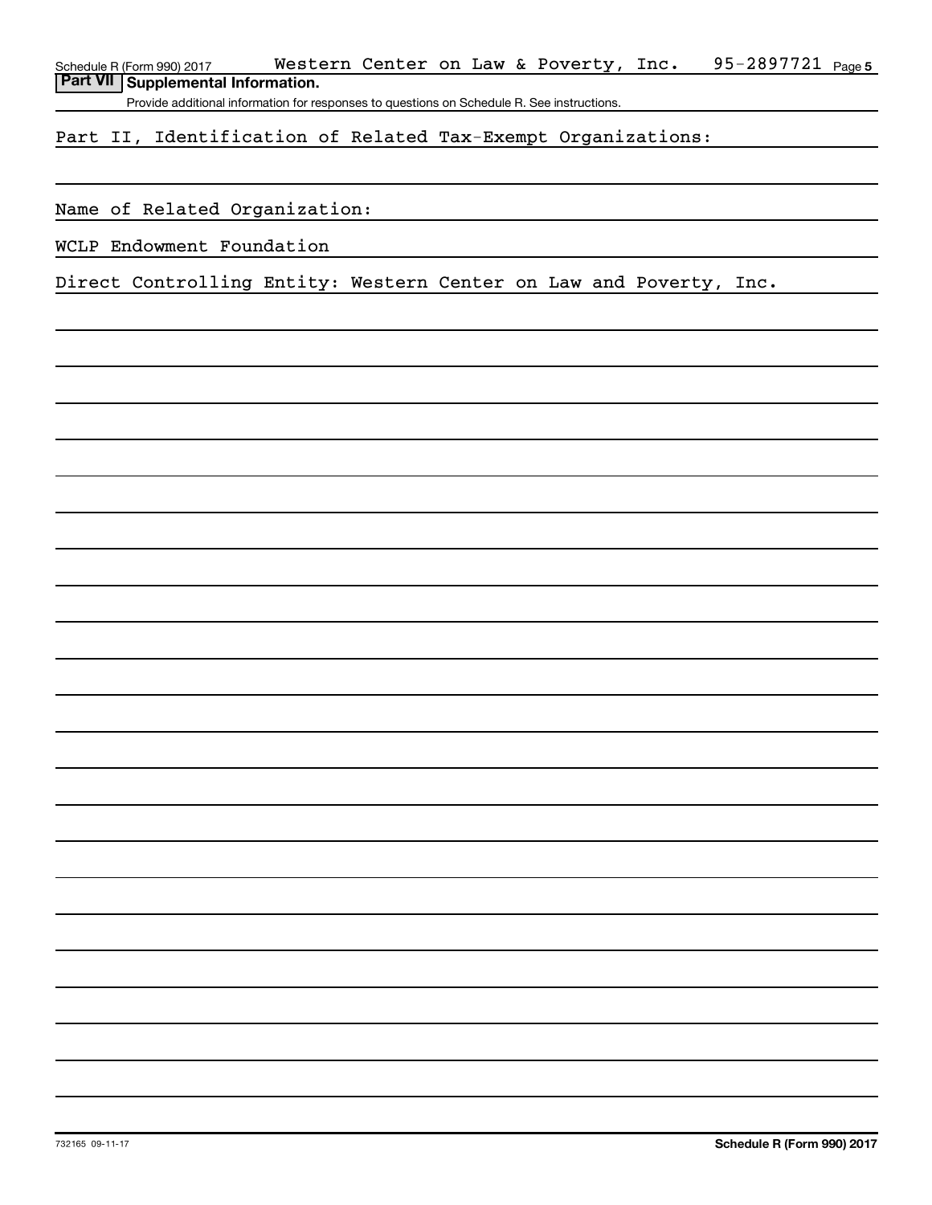Schedule R (Form 990) 2017 Western Center on Law & Poverty, Inc. 95-2897721 Page 5

**Part VII Supplemental Information.**

Provide additional information for responses to questions on Schedule R. See instructions.

Part II, Identification of Related Tax-Exempt Organizations:

Name of Related Organization:

WCLP Endowment Foundation

Direct Controlling Entity: Western Center on Law and Poverty, Inc.

732165 09-11-17 **Schedule R (Form 990) 2017**